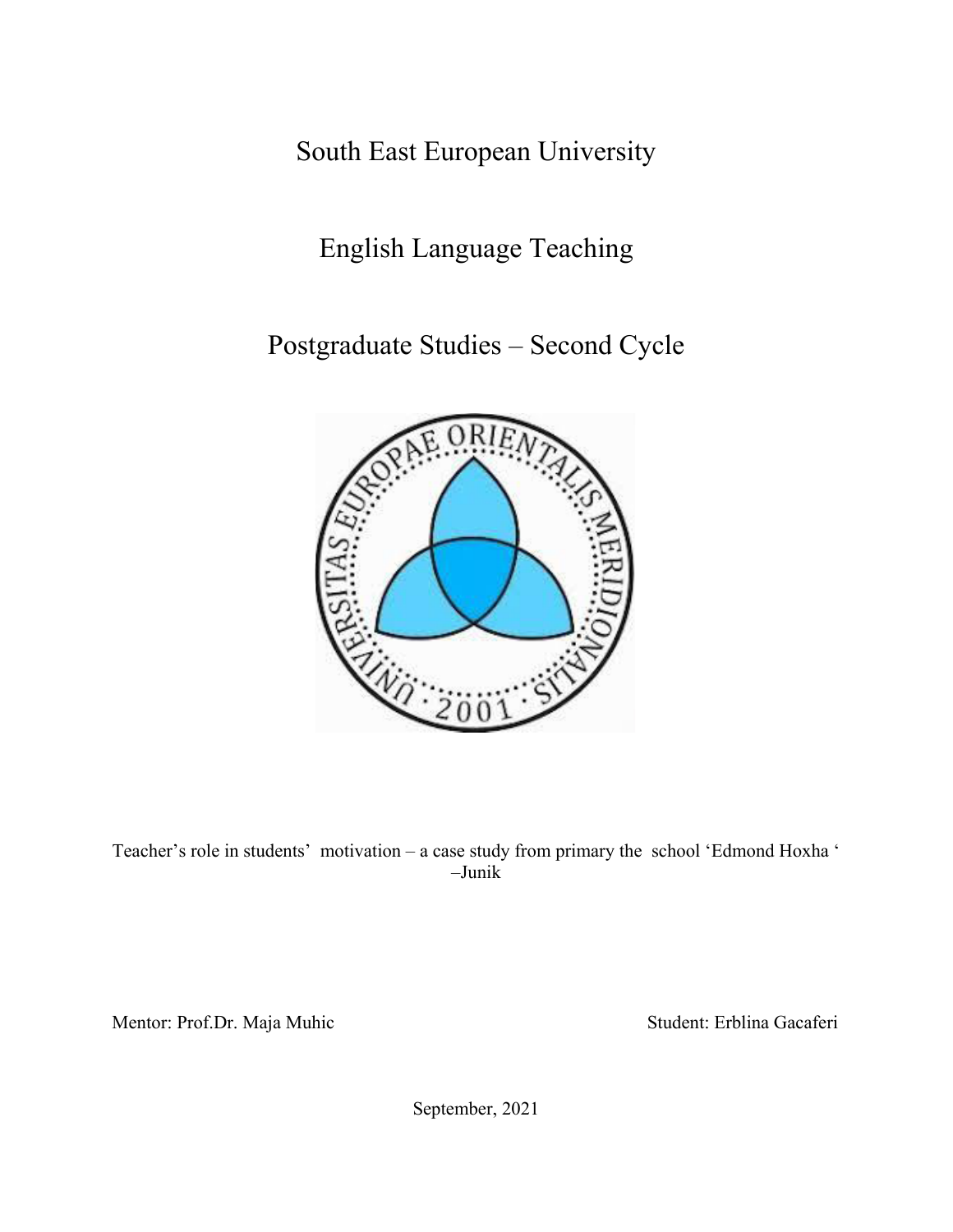# South East European University

## English Language Teaching

## Postgraduate Studies – Second Cycle

Teacher's role in students' motivation – a case study from primary the school 'Edmond Hoxha ' –Junik

Mentor: Prof.Dr. Maja Muhic

Student: Erblina Gacaferi

September, 2021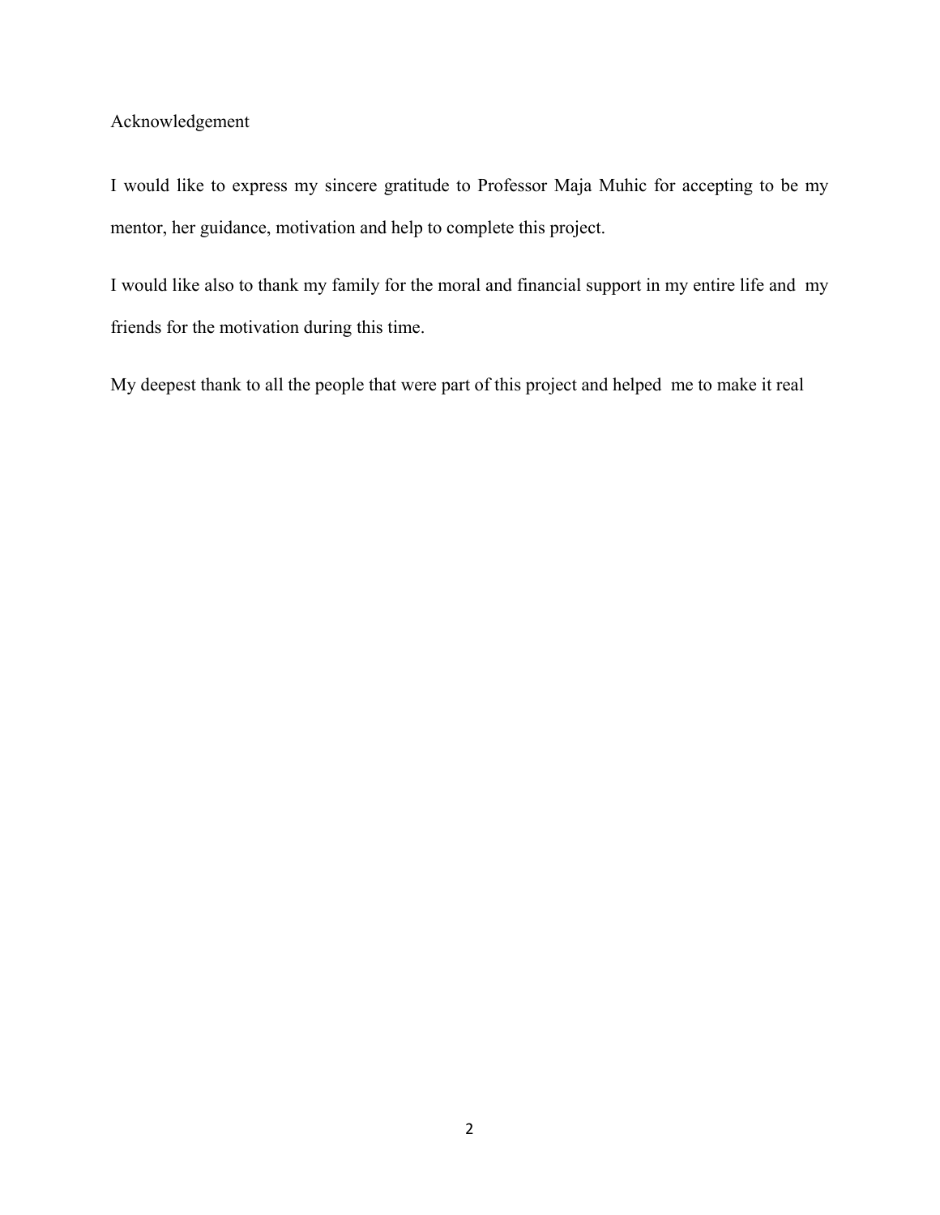# Acknowledgement

I would like to express my sincere gratitude to Professor Maja Muhic for accepting to be my mentor, her guidance, motivation and help to complete this project.

I would like also to thank my family for the moral and financial support in my entire life and my friends for the motivation during this time.

My deepest thank to all the people that were part of this project and helped me to make it real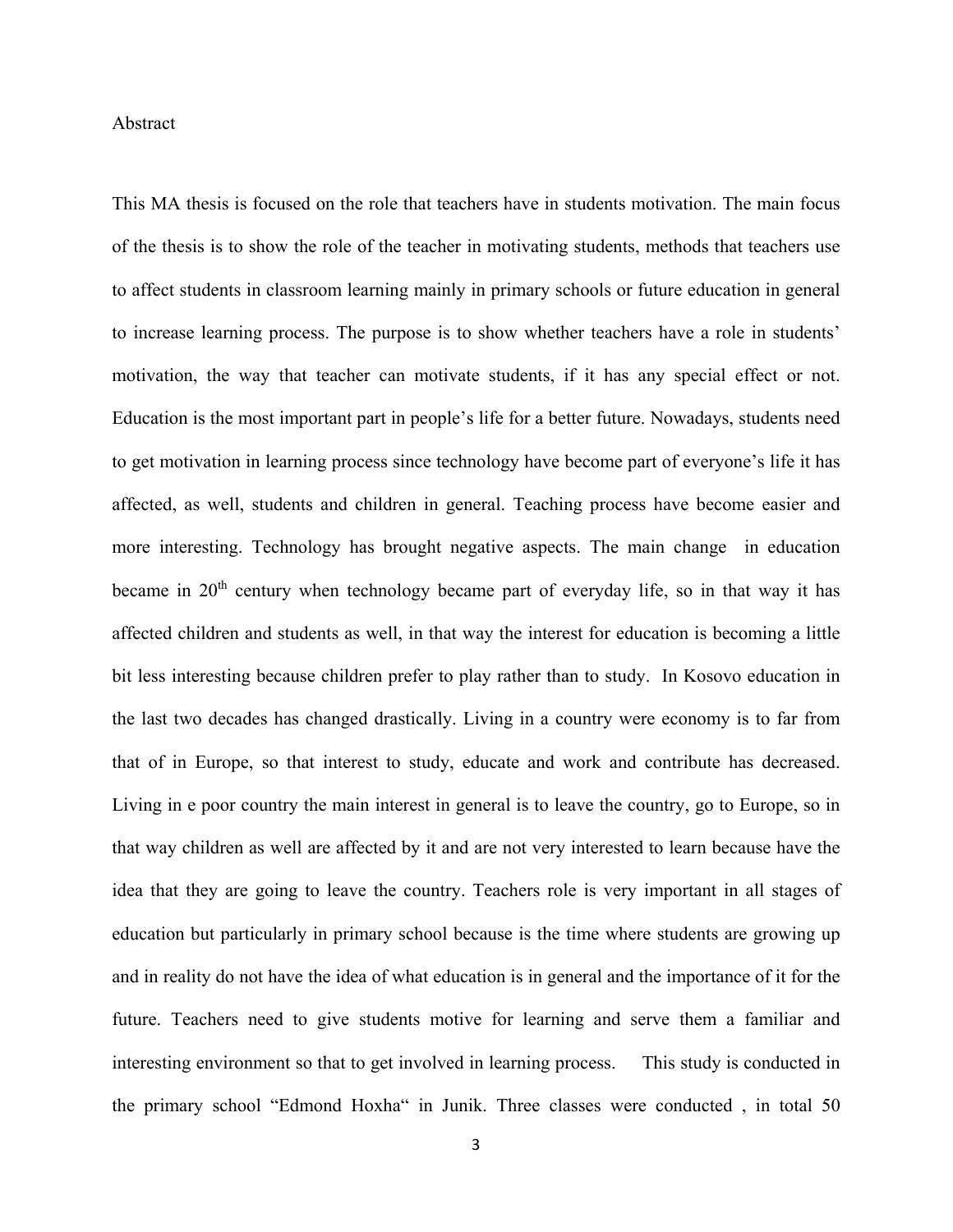# Abstract

This MA thesis is focused on the role that teachers have in students motivation. The main focus of the thesis is to show the role of the teacher in motivating students, methods that teachers use to affect students in classroom learning mainly in primary schools or future education in general to increase learning process. The purpose is to show whether teachers have a role in students' motivation, the way that teacher can motivate students, if it has any special effect or not. Education is the most important part in people's life for a better future. Nowadays, students need to get motivation in learning process since technology have become part of everyone's life it has affected, as well, students and children in general. Teaching process have become easier and more interesting. Technology has brought negative aspects. The main change in education became in 20th century when technology became part of everyday life, so in that way it has affected children and students as well, in that way the interest for education is becoming a little bit less interesting because children prefer to play rather than to study. In Kosovo education in the last two decades has changed drastically. Living in a country were economy is to far from that of in Europe, so that interest to study, educate and work and contribute has decreased. Living in e poor country the main interest in general is to leave the country, go to Europe, so in that way children as well are affected by it and are not very interested to learn because have the idea that they are going to leave the country. Teachers role is very important in all stages of education but particularly in primary school because is the time where students are growing up and in reality do not have the idea of what education is in general and the importance of it for the future. Teachers need to give students motive for learning and serve them a familiar and interesting environment so that to get involved in learning process. This study is conducted in the primary school "Edmond Hoxha" in Junik. Three classes were conducted , in total 50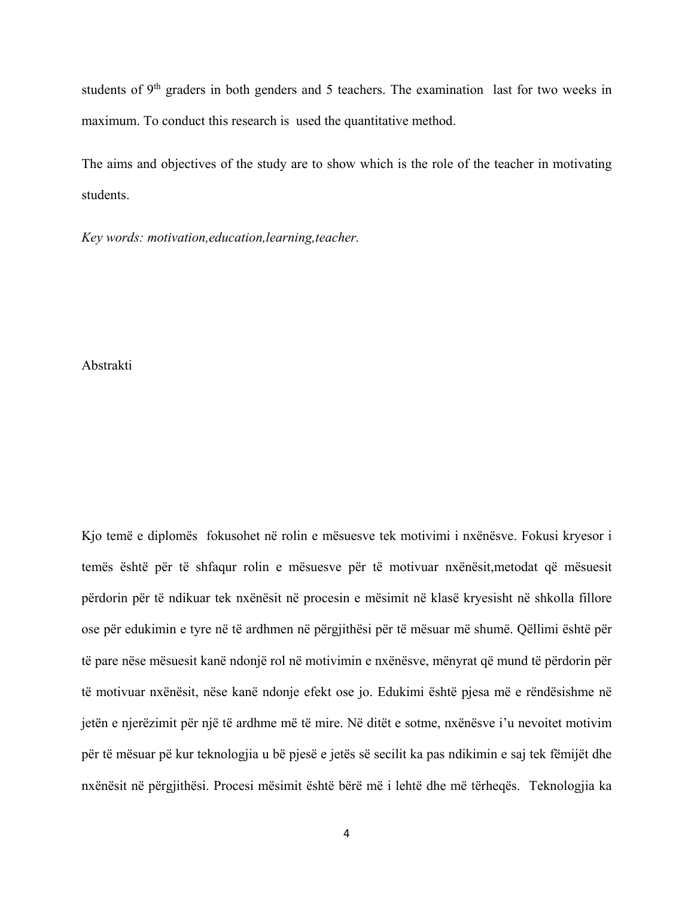students of 9th graders in both genders and 5 teachers. The examination last for two weeks in maximum. To conduct this research is used the quantitative method.

The aims and objectives of the study are to show which is the role of the teacher in motivating students.

*Key words: motivation,education,learning,teacher.*

## Abstrakti

Kjo temë e diplomës fokusohet në rolin e mësuesve tek motivimi i nxënësve. Fokusi kryesor i temës është për të shfaqur rolin e mësuesve për të motivuar nxënësit,metodat që mësuesit përdorin për të ndikuar tek nxënësit në procesin e mësimit në klasë kryesisht në shkolla fillore ose për edukimin e tyre në të ardhmen në përgjithësi për të mësuar më shumë. Qëllimi është për të pare nëse mësuesit kanë ndonjë rol në motivimin e nxënësve, mënyrat që mund të përdorin për të motivuar nxënësit, nëse kanë ndonje efekt ose jo. Edukimi është pjesa më e rëndësishme në jetën e njerëzimit për një të ardhme më të mire. Në ditët e sotme, nxënësve i'u nevoitet motivim për të mësuar pë kur teknologjia u bë pjesë e jetës së secilit ka pas ndikimin e saj tek fëmijët dhe nxënësit në përgjithësi. Procesi mësimit është bërë më i lehtë dhe më tërheqës. Teknologjia ka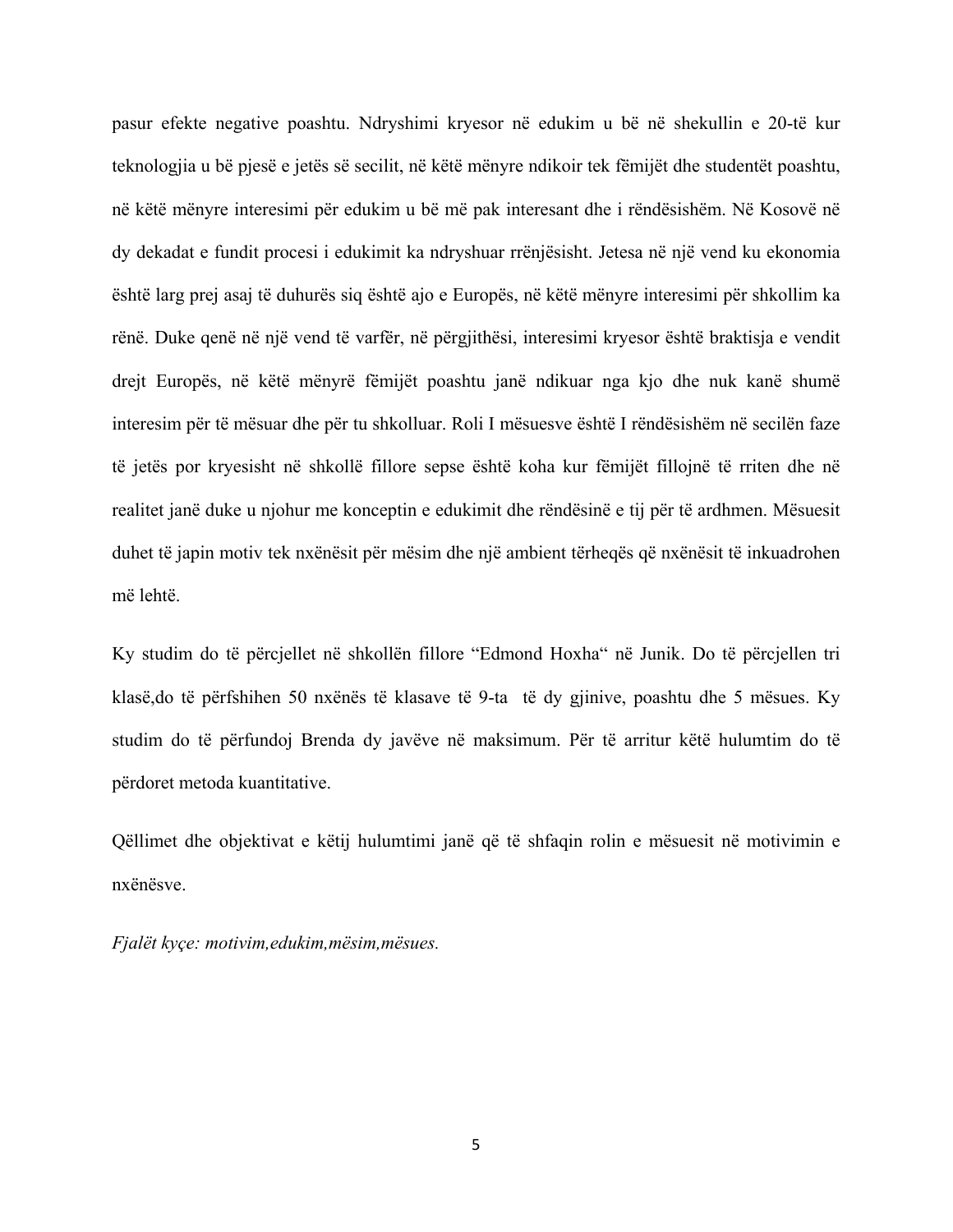pasur efekte negative poashtu. Ndryshimi kryesor në edukim u bë në shekullin e 20-të kur teknologjia u bë pjesë e jetës së secilit, në këtë mënyre ndikoir tek fëmijët dhe studentët poashtu, në këtë mënyre interesimi për edukim u bë më pak interesant dhe i rëndësishëm. Në Kosovë në dy dekadat e fundit procesi i edukimit ka ndryshuar rrënjësisht. Jetesa në një vend ku ekonomia është larg prej asaj të duhurës siq është ajo e Europës, në këtë mënyre interesimi për shkollim ka rënë. Duke qenë në një vend të varfër, në përgjithësi, interesimi kryesor është braktisja e vendit drejt Europës, në këtë mënyrë fëmijët poashtu janë ndikuar nga kjo dhe nuk kanë shumë interesim për të mësuar dhe për tu shkolluar. Roli I mësuesve është I rëndësishëm në secilën faze të jetës por kryesisht në shkollë fillore sepse është koha kur fëmijët fillojnë të rriten dhe në realitet janë duke u njohur me konceptin e edukimit dhe rëndësinë e tij për të ardhmen. Mësuesit duhet të japin motiv tek nxënësit për mësim dhe një ambient tërheqës që nxënësit të inkuadrohen më lehtë.

Ky studim do të përcjellet në shkollën fillore "Edmond Hoxha" në Junik. Do të përcjellen tri klasë,do të përfshihen 50 nxënës të klasave të 9-ta të dy gjinive, poashtu dhe 5 mësues. Ky studim do të përfundoj Brenda dy javëve në maksimum. Për të arritur këtë hulumtim do të përdoret metoda kuantitative.

Qëllimet dhe objektivat e këtij hulumtimi janë që të shfaqin rolin e mësuesit në motivimin e nxënësve.

*Fjalët kyçe: motivim,edukim,mësim,mësues.*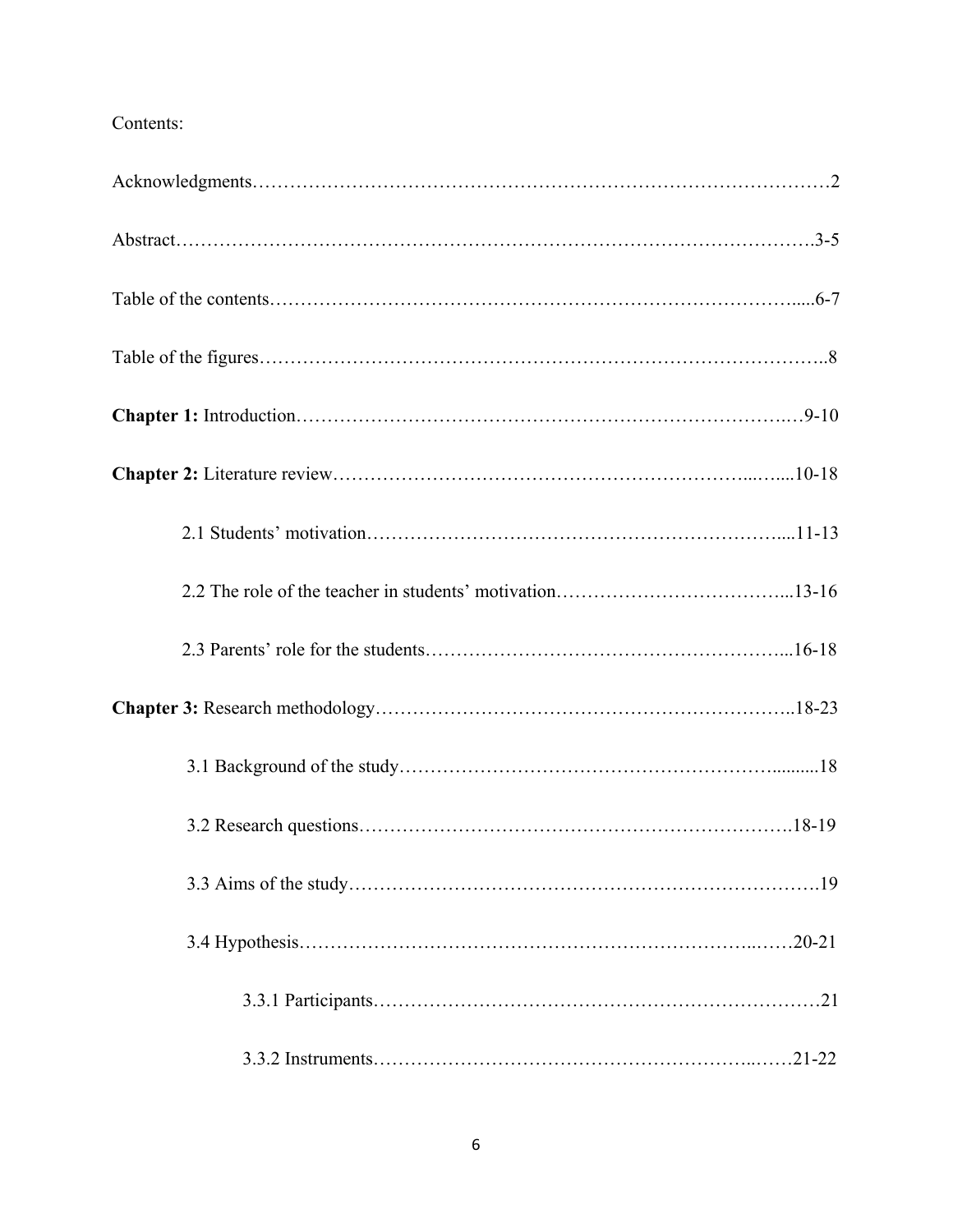Contents:

Acknowledgments……………………………………………………………………………2

Abstract……………………………………………………………………………………….3-5

Table of the contents…………………………………………………………………….....6-7

Table of the figures…………………………………………………………………………..8

**Chapter 1:** Introduction………………………………………………………………….…9-10

**Chapter 2:** Literature review……………………………………………………...…....10-18

2.1 Students' motivation……………………………………………………….....11-13

2.2 The role of the teacher in students' motivation………………………………...13-16

2.3 Parents' role for the students………………………………………………...16-18

**Chapter 3:** Research methodology………………………………………………………..18-23

3.1 Background of the study……………………………………………….........18

3.2 Research questions………………………………………………………….18-19

3.3 Aims of the study……………………………………………………………….19

3.4 Hypothesis……………………………………………………………...……20-21

3.3.1 Participants………………………………………………………………21

3.3.2 Instruments…………………………………………………...……21-22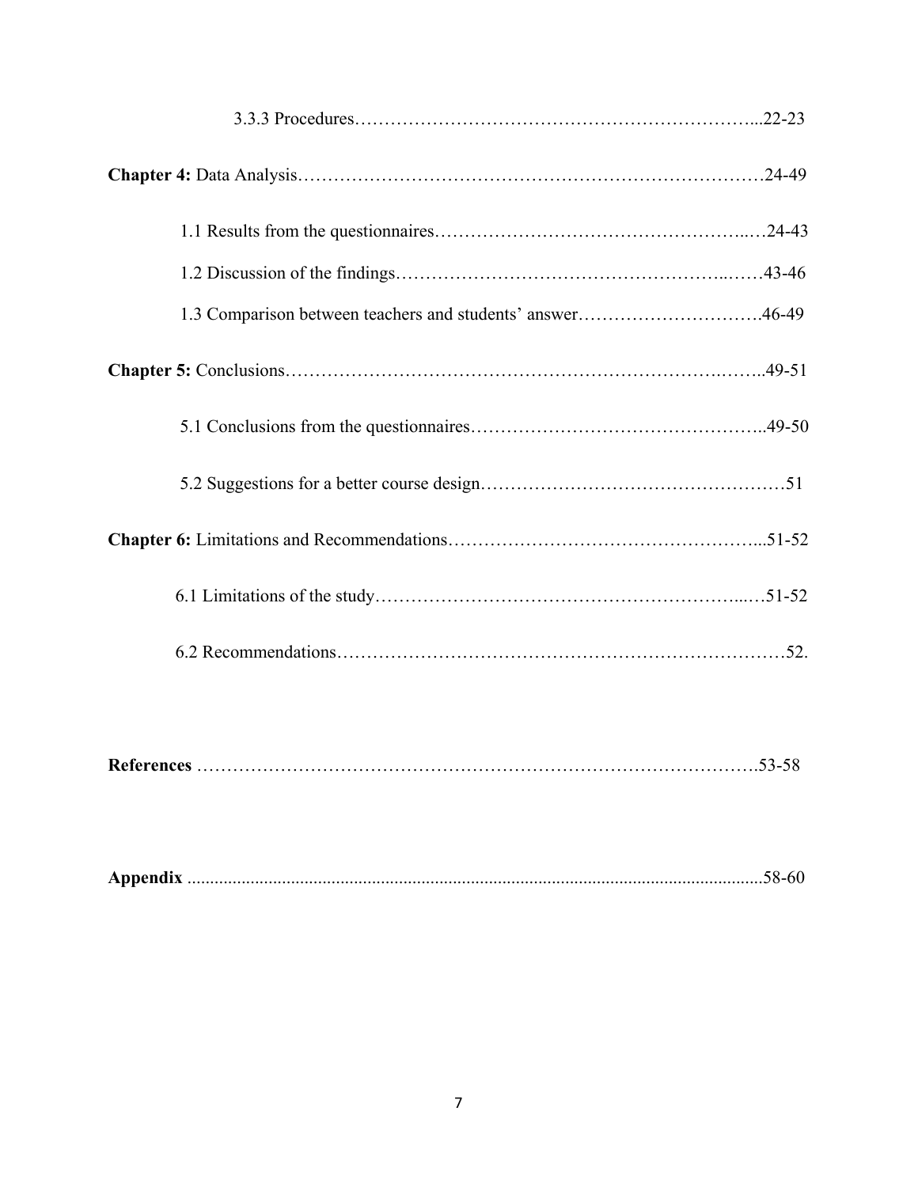3.3.3 Procedures……………………………………………………………...22-23

**Chapter 4:** Data Analysis……………………………………………………………………24-49

1.1 Results from the questionnaires……………………………………………..…24-43

1.2 Discussion of the findings……………………………………………...……43-46

1.3 Comparison between teachers and students' answer………………………….46-49

**Chapter 5:** Conclusions………………………………………………………….……..49-51

5.1 Conclusions from the questionnaires…………………………………………..49-50

5.2 Suggestions for a better course design……………………………………………51

**Chapter 6:** Limitations and Recommendations…………………………………………...51-52

6.1 Limitations of the study…………………………………………………....…51-52

6.2 Recommendations………………………………………………………………52.

**References** …………………………………………………………………………….53-58

**Appendix** ...........................................................................................................................58-60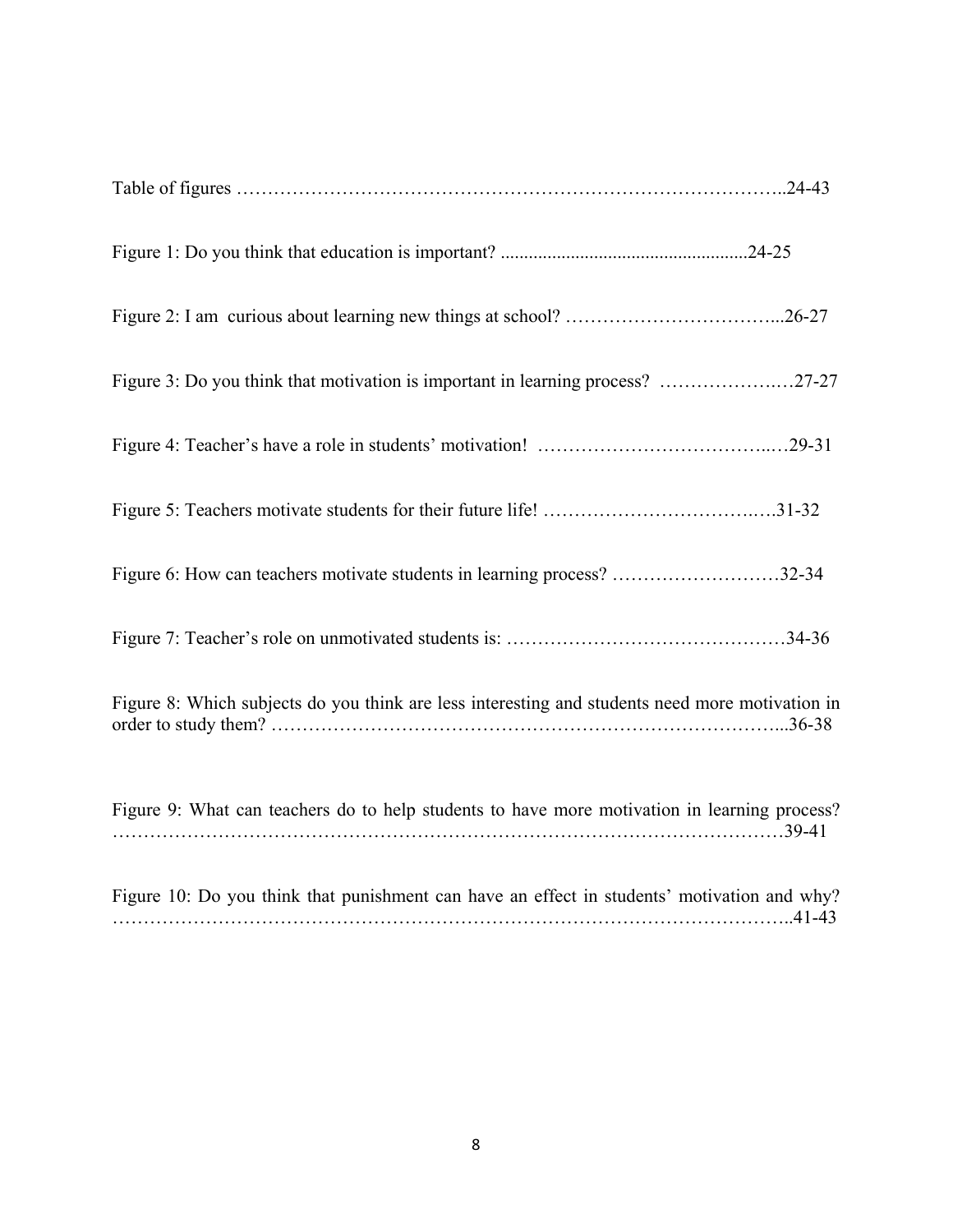Table of figures ……………………………………………………………………………..24-43

Figure 1: Do you think that education is important? .....................................................24-25

Figure 2: I am curious about learning new things at school? ……………………………...26-27

Figure 3: Do you think that motivation is important in learning process? ……………….…27-27

Figure 4: Teacher's have a role in students' motivation! ……………………………..…29-31

Figure 5: Teachers motivate students for their future life! ……………………………….….31-32

Figure 6: How can teachers motivate students in learning process? ………………………32-34

Figure 7: Teacher's role on unmotivated students is: ………………………………………34-36

Figure 8: Which subjects do you think are less interesting and students need more motivation in order to study them? ……………………………………………………………………...36-38

Figure 9: What can teachers do to help students to have more motivation in learning process? ……………………………………………………………………………………………39-41

Figure 10: Do you think that punishment can have an effect in students' motivation and why? …………………………………………………………………………………………..41-43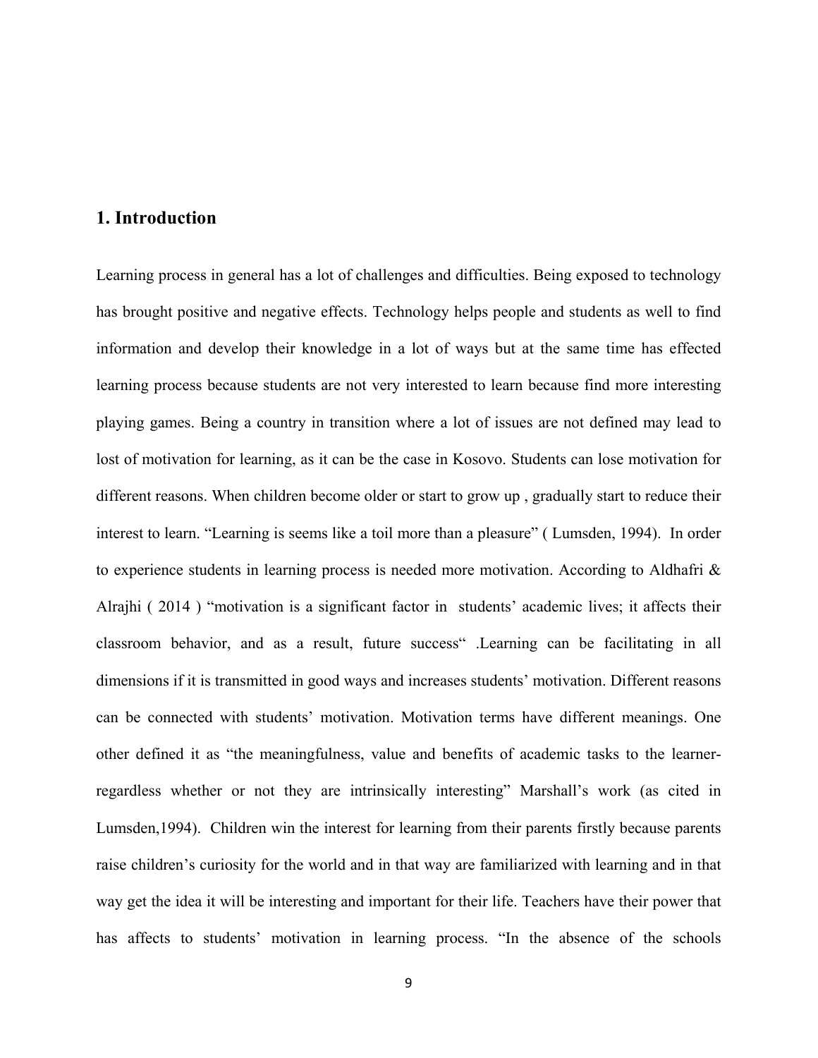# 1. Introduction

Learning process in general has a lot of challenges and difficulties. Being exposed to technology has brought positive and negative effects. Technology helps people and students as well to find information and develop their knowledge in a lot of ways but at the same time has effected learning process because students are not very interested to learn because find more interesting playing games. Being a country in transition where a lot of issues are not defined may lead to lost of motivation for learning, as it can be the case in Kosovo. Students can lose motivation for different reasons. When children become older or start to grow up , gradually start to reduce their interest to learn. "Learning is seems like a toil more than a pleasure" ( Lumsden, 1994). In order to experience students in learning process is needed more motivation. According to Aldhafri & Alrajhi ( 2014 ) "motivation is a significant factor in students' academic lives; it affects their classroom behavior, and as a result, future success" .Learning can be facilitating in all dimensions if it is transmitted in good ways and increases students' motivation. Different reasons can be connected with students' motivation. Motivation terms have different meanings. One other defined it as "the meaningfulness, value and benefits of academic tasks to the learner- regardless whether or not they are intrinsically interesting" Marshall's work (as cited in Lumsden,1994). Children win the interest for learning from their parents firstly because parents raise children's curiosity for the world and in that way are familiarized with learning and in that way get the idea it will be interesting and important for their life. Teachers have their power that has affects to students' motivation in learning process. "In the absence of the schools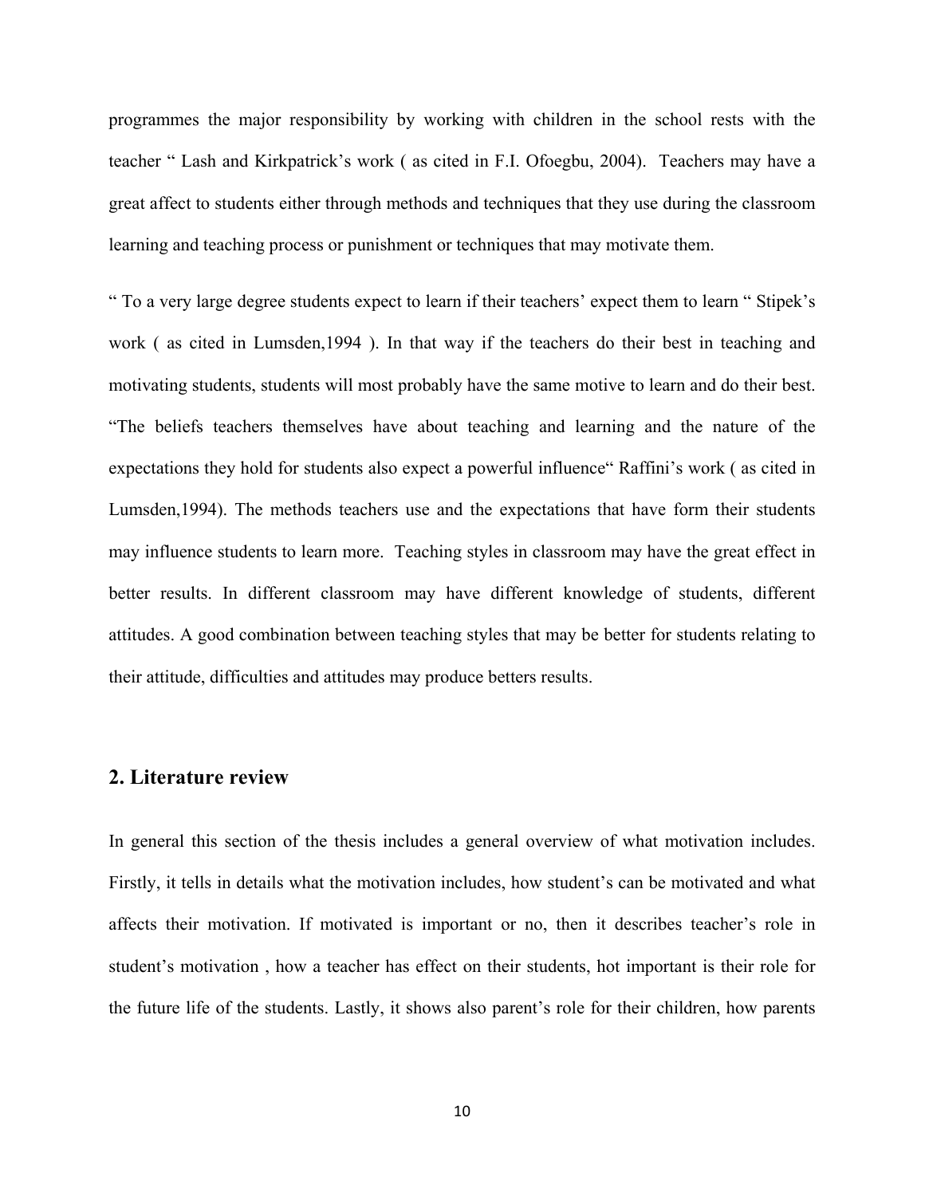programmes the major responsibility by working with children in the school rests with the teacher " Lash and Kirkpatrick's work ( as cited in F.I. Ofoegbu, 2004). Teachers may have a great affect to students either through methods and techniques that they use during the classroom learning and teaching process or punishment or techniques that may motivate them.

" To a very large degree students expect to learn if their teachers' expect them to learn " Stipek's work ( as cited in Lumsden,1994 ). In that way if the teachers do their best in teaching and motivating students, students will most probably have the same motive to learn and do their best. "The beliefs teachers themselves have about teaching and learning and the nature of the expectations they hold for students also expect a powerful influence" Raffini's work ( as cited in Lumsden,1994). The methods teachers use and the expectations that have form their students may influence students to learn more. Teaching styles in classroom may have the great effect in better results. In different classroom may have different knowledge of students, different attitudes. A good combination between teaching styles that may be better for students relating to their attitude, difficulties and attitudes may produce betters results.

## 2. Literature review

In general this section of the thesis includes a general overview of what motivation includes. Firstly, it tells in details what the motivation includes, how student's can be motivated and what affects their motivation. If motivated is important or no, then it describes teacher's role in student's motivation , how a teacher has effect on their students, hot important is their role for the future life of the students. Lastly, it shows also parent's role for their children, how parents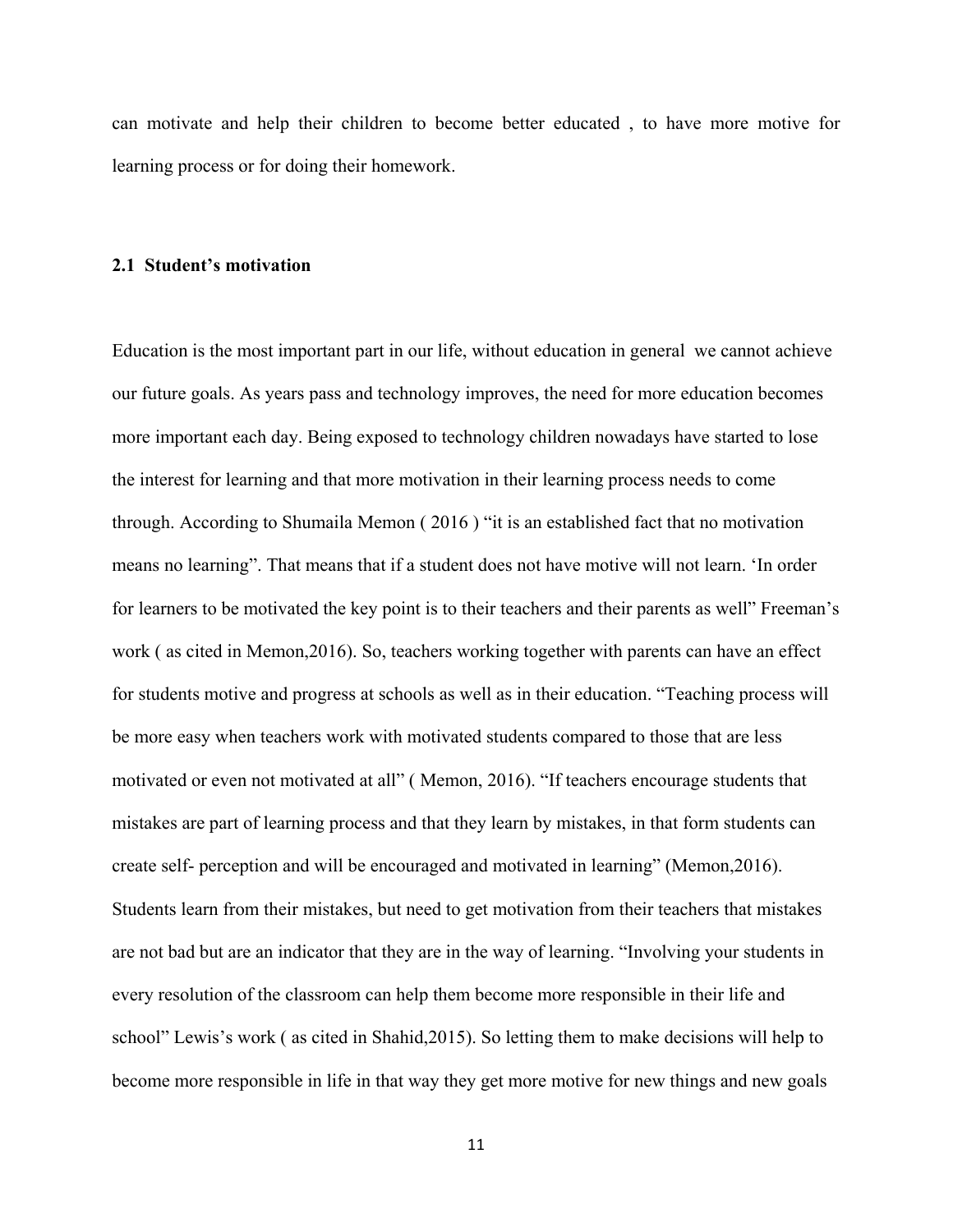can motivate and help their children to become better educated , to have more motive for learning process or for doing their homework.

## 2.1 Student's motivation

Education is the most important part in our life, without education in general we cannot achieve our future goals. As years pass and technology improves, the need for more education becomes more important each day. Being exposed to technology children nowadays have started to lose the interest for learning and that more motivation in their learning process needs to come through. According to Shumaila Memon ( 2016 ) "it is an established fact that no motivation means no learning". That means that if a student does not have motive will not learn. 'In order for learners to be motivated the key point is to their teachers and their parents as well" Freeman's work ( as cited in Memon,2016). So, teachers working together with parents can have an effect for students motive and progress at schools as well as in their education. "Teaching process will be more easy when teachers work with motivated students compared to those that are less motivated or even not motivated at all" ( Memon, 2016). "If teachers encourage students that mistakes are part of learning process and that they learn by mistakes, in that form students can create self- perception and will be encouraged and motivated in learning" (Memon,2016). Students learn from their mistakes, but need to get motivation from their teachers that mistakes are not bad but are an indicator that they are in the way of learning. "Involving your students in every resolution of the classroom can help them become more responsible in their life and school" Lewis's work ( as cited in Shahid,2015). So letting them to make decisions will help to become more responsible in life in that way they get more motive for new things and new goals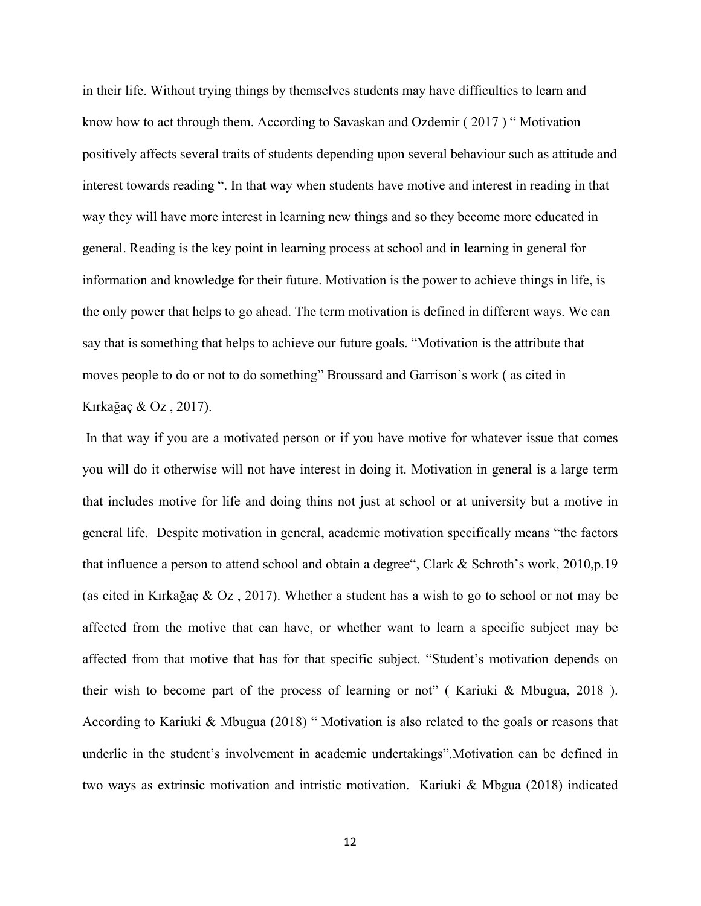in their life. Without trying things by themselves students may have difficulties to learn and know how to act through them. According to Savaskan and Ozdemir ( 2017 ) " Motivation positively affects several traits of students depending upon several behaviour such as attitude and interest towards reading ". In that way when students have motive and interest in reading in that way they will have more interest in learning new things and so they become more educated in general. Reading is the key point in learning process at school and in learning in general for information and knowledge for their future. Motivation is the power to achieve things in life, is the only power that helps to go ahead. The term motivation is defined in different ways. We can say that is something that helps to achieve our future goals. "Motivation is the attribute that moves people to do or not to do something" Broussard and Garrison's work ( as cited in Kırkağaç & Oz , 2017).

In that way if you are a motivated person or if you have motive for whatever issue that comes you will do it otherwise will not have interest in doing it. Motivation in general is a large term that includes motive for life and doing thins not just at school or at university but a motive in general life. Despite motivation in general, academic motivation specifically means "the factors that influence a person to attend school and obtain a degree", Clark & Schroth's work, 2010,p.19 (as cited in Kırkağaç & Oz , 2017). Whether a student has a wish to go to school or not may be affected from the motive that can have, or whether want to learn a specific subject may be affected from that motive that has for that specific subject. "Student's motivation depends on their wish to become part of the process of learning or not" ( Kariuki & Mbugua, 2018 ). According to Kariuki & Mbugua (2018) " Motivation is also related to the goals or reasons that underlie in the student's involvement in academic undertakings".Motivation can be defined in two ways as extrinsic motivation and intristic motivation. Kariuki & Mbgua (2018) indicated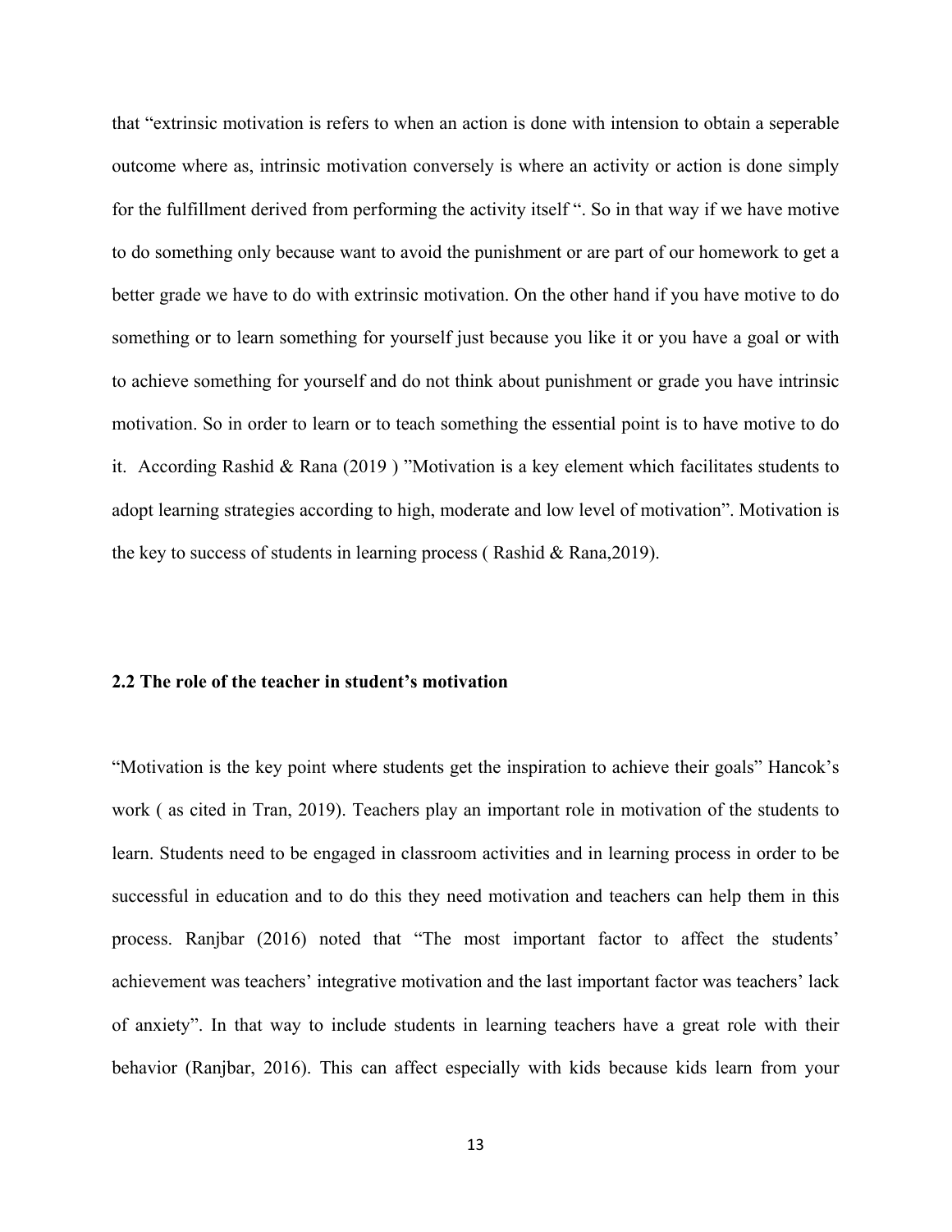that "extrinsic motivation is refers to when an action is done with intension to obtain a seperable outcome where as, intrinsic motivation conversely is where an activity or action is done simply for the fulfillment derived from performing the activity itself ". So in that way if we have motive to do something only because want to avoid the punishment or are part of our homework to get a better grade we have to do with extrinsic motivation. On the other hand if you have motive to do something or to learn something for yourself just because you like it or you have a goal or with to achieve something for yourself and do not think about punishment or grade you have intrinsic motivation. So in order to learn or to teach something the essential point is to have motive to do it. According Rashid & Rana (2019 ) "Motivation is a key element which facilitates students to adopt learning strategies according to high, moderate and low level of motivation". Motivation is the key to success of students in learning process ( Rashid & Rana,2019).

**2.2 The role of the teacher in student's motivation**

"Motivation is the key point where students get the inspiration to achieve their goals" Hancok's work ( as cited in Tran, 2019). Teachers play an important role in motivation of the students to learn. Students need to be engaged in classroom activities and in learning process in order to be successful in education and to do this they need motivation and teachers can help them in this process. Ranjbar (2016) noted that "The most important factor to affect the students' achievement was teachers' integrative motivation and the last important factor was teachers' lack of anxiety". In that way to include students in learning teachers have a great role with their behavior (Ranjbar, 2016). This can affect especially with kids because kids learn from your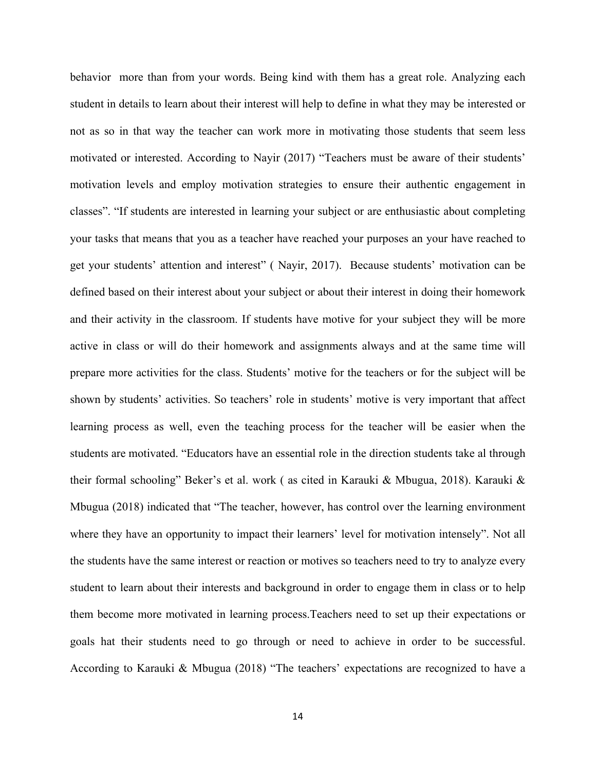behavior  more than from your words. Being kind with them has a great role. Analyzing each student in details to learn about their interest will help to define in what they may be interested or not as so in that way the teacher can work more in motivating those students that seem less motivated or interested. According to Nayir (2017) "Teachers must be aware of their students' motivation levels and employ motivation strategies to ensure their authentic engagement in classes". "If students are interested in learning your subject or are enthusiastic about completing your tasks that means that you as a teacher have reached your purposes an your have reached to get your students' attention and interest" ( Nayir, 2017).  Because students' motivation can be defined based on their interest about your subject or about their interest in doing their homework and their activity in the classroom. If students have motive for your subject they will be more active in class or will do their homework and assignments always and at the same time will prepare more activities for the class. Students' motive for the teachers or for the subject will be shown by students' activities. So teachers' role in students' motive is very important that affect learning process as well, even the teaching process for the teacher will be easier when the students are motivated. "Educators have an essential role in the direction students take al through their formal schooling" Beker's et al. work ( as cited in Karauki & Mbugua, 2018). Karauki & Mbugua (2018) indicated that "The teacher, however, has control over the learning environment where they have an opportunity to impact their learners' level for motivation intensely". Not all the students have the same interest or reaction or motives so teachers need to try to analyze every student to learn about their interests and background in order to engage them in class or to help them become more motivated in learning process.Teachers need to set up their expectations or goals hat their students need to go through or need to achieve in order to be successful. According to Karauki & Mbugua (2018) "The teachers' expectations are recognized to have a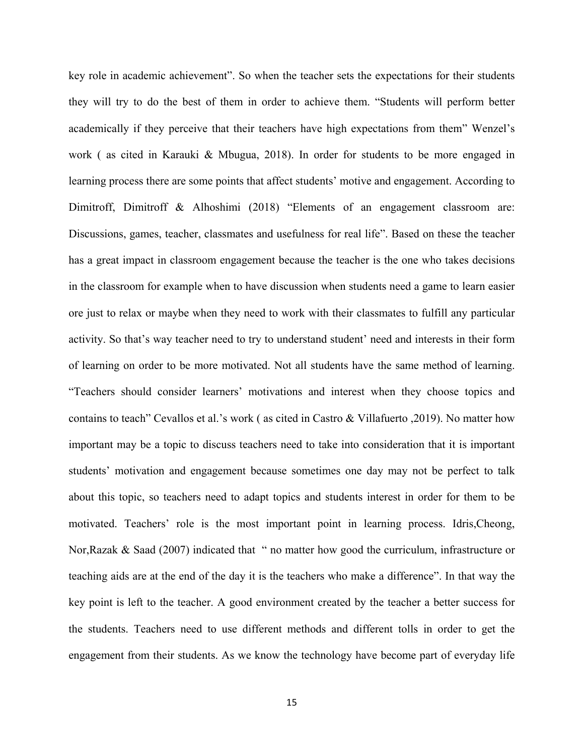key role in academic achievement”. So when the teacher sets the expectations for their students they will try to do the best of them in order to achieve them. “Students will perform better academically if they perceive that their teachers have high expectations from them” Wenzel’s work ( as cited in Karauki & Mbugua, 2018). In order for students to be more engaged in learning process there are some points that affect students’ motive and engagement. According to Dimitroff, Dimitroff & Alhoshimi (2018) “Elements of an engagement classroom are: Discussions, games, teacher, classmates and usefulness for real life”. Based on these the teacher has a great impact in classroom engagement because the teacher is the one who takes decisions in the classroom for example when to have discussion when students need a game to learn easier ore just to relax or maybe when they need to work with their classmates to fulfill any particular activity. So that’s way teacher need to try to understand student’ need and interests in their form of learning on order to be more motivated. Not all students have the same method of learning. “Teachers should consider learners’ motivations and interest when they choose topics and contains to teach” Cevallos et al.’s work ( as cited in Castro & Villafuerto ,2019). No matter how important may be a topic to discuss teachers need to take into consideration that it is important students’ motivation and engagement because sometimes one day may not be perfect to talk about this topic, so teachers need to adapt topics and students interest in order for them to be motivated. Teachers’ role is the most important point in learning process. Idris,Cheong, Nor,Razak & Saad (2007) indicated that “ no matter how good the curriculum, infrastructure or teaching aids are at the end of the day it is the teachers who make a difference”. In that way the key point is left to the teacher. A good environment created by the teacher a better success for the students. Teachers need to use different methods and different tolls in order to get the engagement from their students. As we know the technology have become part of everyday life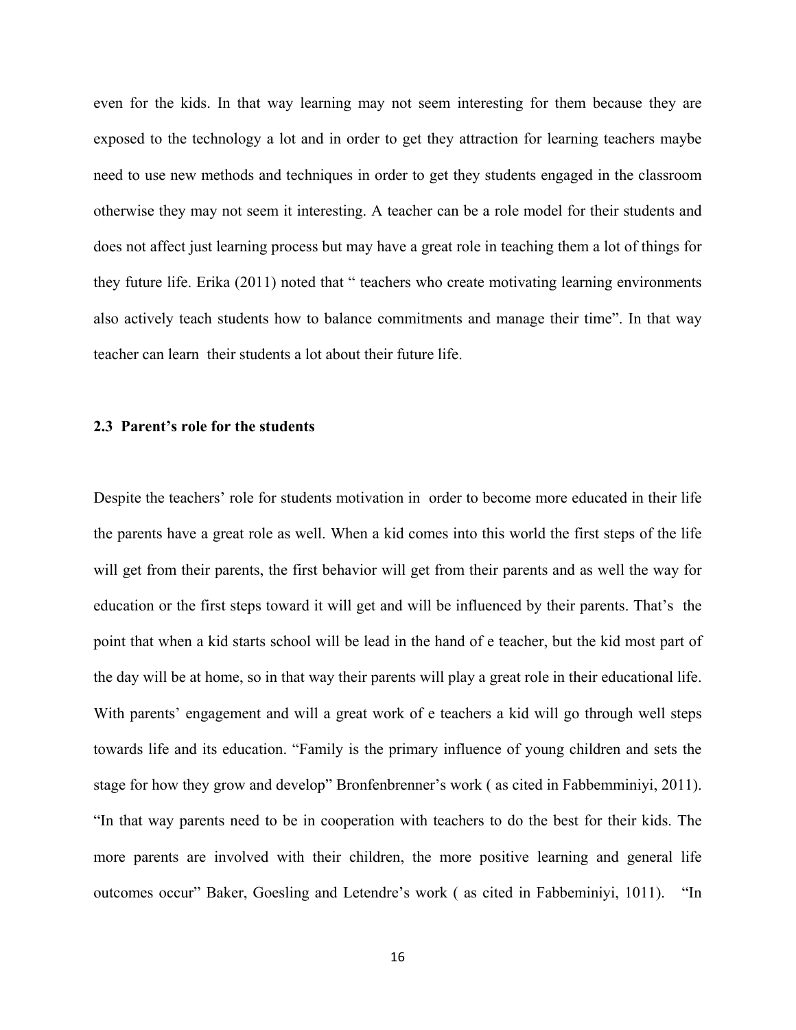even for the kids. In that way learning may not seem interesting for them because they are exposed to the technology a lot and in order to get they attraction for learning teachers maybe need to use new methods and techniques in order to get they students engaged in the classroom otherwise they may not seem it interesting. A teacher can be a role model for their students and does not affect just learning process but may have a great role in teaching them a lot of things for they future life. Erika (2011) noted that " teachers who create motivating learning environments also actively teach students how to balance commitments and manage their time". In that way teacher can learn their students a lot about their future life.

### 2.3 Parent's role for the students

Despite the teachers' role for students motivation in order to become more educated in their life the parents have a great role as well. When a kid comes into this world the first steps of the life will get from their parents, the first behavior will get from their parents and as well the way for education or the first steps toward it will get and will be influenced by their parents. That's the point that when a kid starts school will be lead in the hand of e teacher, but the kid most part of the day will be at home, so in that way their parents will play a great role in their educational life. With parents' engagement and will a great work of e teachers a kid will go through well steps towards life and its education. "Family is the primary influence of young children and sets the stage for how they grow and develop" Bronfenbrenner's work ( as cited in Fabbemminiyi, 2011). "In that way parents need to be in cooperation with teachers to do the best for their kids. The more parents are involved with their children, the more positive learning and general life outcomes occur" Baker, Goesling and Letendre's work ( as cited in Fabbeminiyi, 1011). "In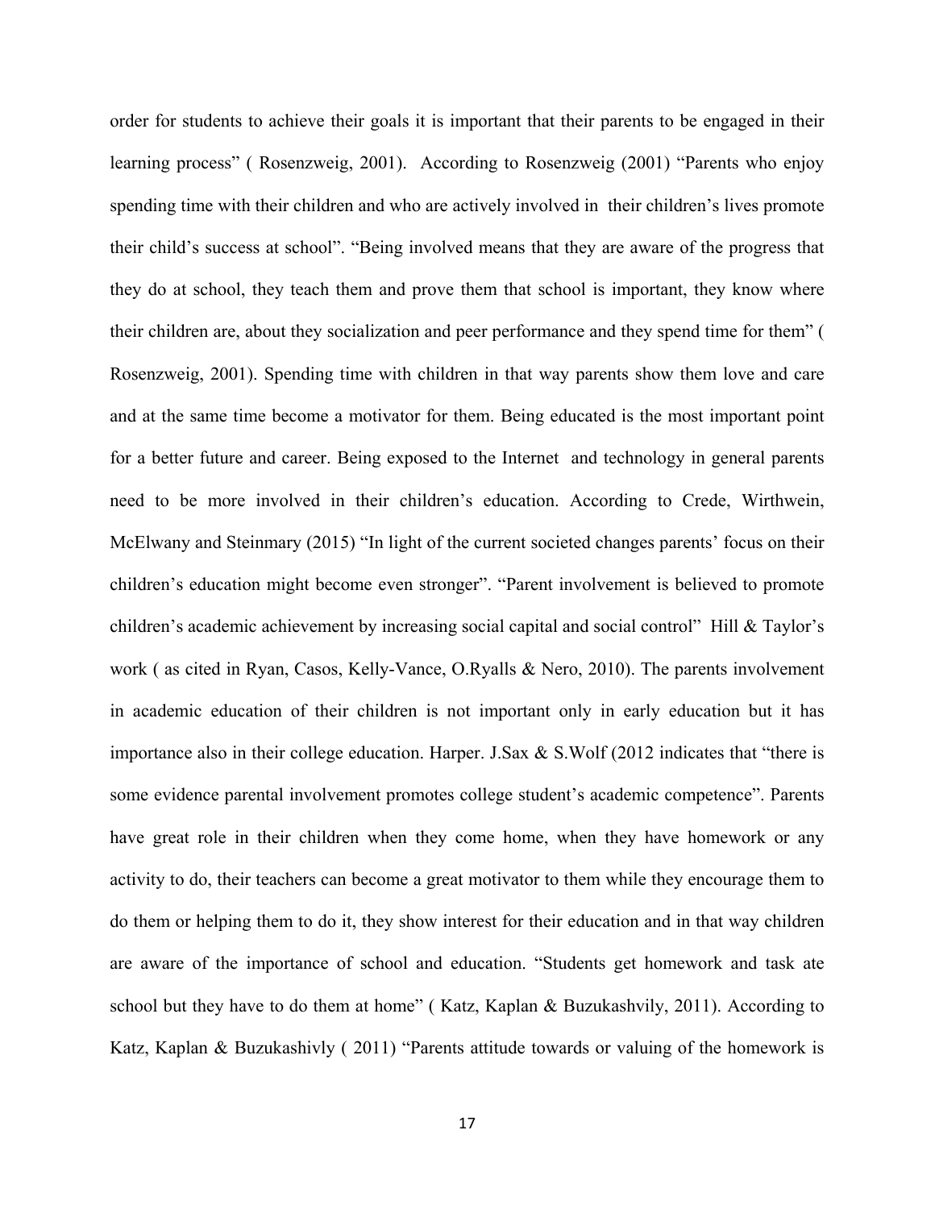order for students to achieve their goals it is important that their parents to be engaged in their learning process” ( Rosenzweig, 2001). According to Rosenzweig (2001) “Parents who enjoy spending time with their children and who are actively involved in their children’s lives promote their child’s success at school”. “Being involved means that they are aware of the progress that they do at school, they teach them and prove them that school is important, they know where their children are, about they socialization and peer performance and they spend time for them” ( Rosenzweig, 2001). Spending time with children in that way parents show them love and care and at the same time become a motivator for them. Being educated is the most important point for a better future and career. Being exposed to the Internet and technology in general parents need to be more involved in their children’s education. According to Crede, Wirthwein, McElwany and Steinmary (2015) “In light of the current societed changes parents’ focus on their children’s education might become even stronger”. “Parent involvement is believed to promote children’s academic achievement by increasing social capital and social control” Hill & Taylor’s work ( as cited in Ryan, Casos, Kelly-Vance, O.Ryalls & Nero, 2010). The parents involvement in academic education of their children is not important only in early education but it has importance also in their college education. Harper. J.Sax & S.Wolf (2012 indicates that “there is some evidence parental involvement promotes college student’s academic competence”. Parents have great role in their children when they come home, when they have homework or any activity to do, their teachers can become a great motivator to them while they encourage them to do them or helping them to do it, they show interest for their education and in that way children are aware of the importance of school and education. “Students get homework and task ate school but they have to do them at home” ( Katz, Kaplan & Buzukashvily, 2011). According to Katz, Kaplan & Buzukashivly ( 2011) “Parents attitude towards or valuing of the homework is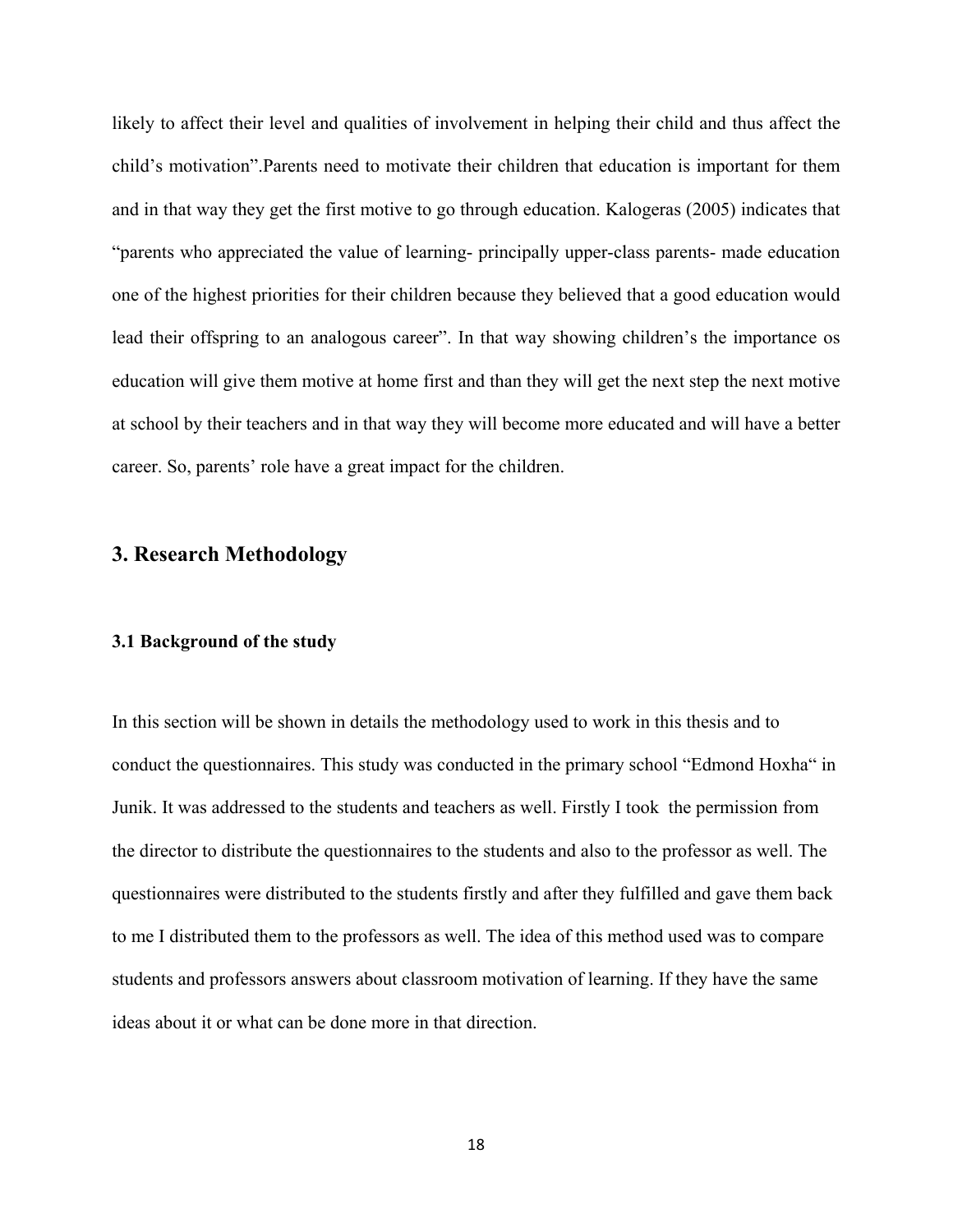likely to affect their level and qualities of involvement in helping their child and thus affect the child's motivation".Parents need to motivate their children that education is important for them and in that way they get the first motive to go through education. Kalogeras (2005) indicates that "parents who appreciated the value of learning- principally upper-class parents- made education one of the highest priorities for their children because they believed that a good education would lead their offspring to an analogous career". In that way showing children's the importance os education will give them motive at home first and than they will get the next step the next motive at school by their teachers and in that way they will become more educated and will have a better career. So, parents' role have a great impact for the children.

## 3. Research Methodology

### 3.1 Background of the study

In this section will be shown in details the methodology used to work in this thesis and to conduct the questionnaires. This study was conducted in the primary school "Edmond Hoxha" in Junik. It was addressed to the students and teachers as well. Firstly I took the permission from the director to distribute the questionnaires to the students and also to the professor as well. The questionnaires were distributed to the students firstly and after they fulfilled and gave them back to me I distributed them to the professors as well. The idea of this method used was to compare students and professors answers about classroom motivation of learning. If they have the same ideas about it or what can be done more in that direction.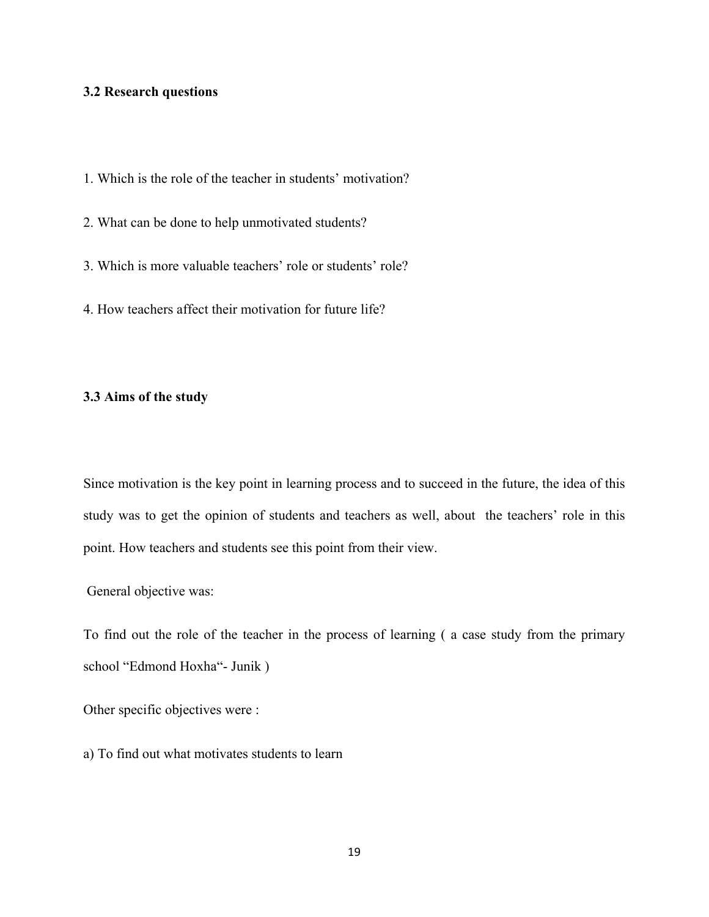### 3.2 Research questions

1. Which is the role of the teacher in students' motivation?

2. What can be done to help unmotivated students?

3. Which is more valuable teachers' role or students' role?

4. How teachers affect their motivation for future life?

### 3.3 Aims of the study

Since motivation is the key point in learning process and to succeed in the future, the idea of this study was to get the opinion of students and teachers as well, about the teachers' role in this point. How teachers and students see this point from their view.

General objective was:

To find out the role of the teacher in the process of learning ( a case study from the primary school "Edmond Hoxha"- Junik )

Other specific objectives were :

a) To find out what motivates students to learn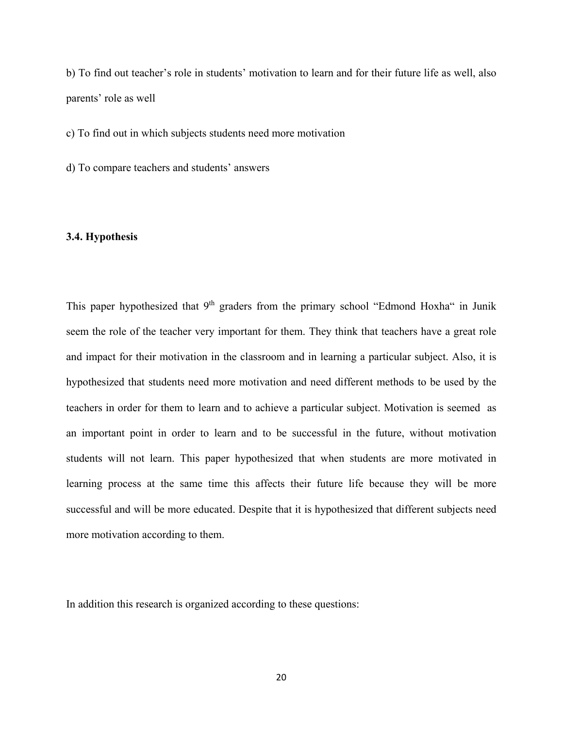b) To find out teacher's role in students' motivation to learn and for their future life as well, also parents' role as well

c) To find out in which subjects students need more motivation

d) To compare teachers and students' answers

### 3.4. Hypothesis

This paper hypothesized that 9th graders from the primary school "Edmond Hoxha" in Junik seem the role of the teacher very important for them. They think that teachers have a great role and impact for their motivation in the classroom and in learning a particular subject. Also, it is hypothesized that students need more motivation and need different methods to be used by the teachers in order for them to learn and to achieve a particular subject. Motivation is seemed as an important point in order to learn and to be successful in the future, without motivation students will not learn. This paper hypothesized that when students are more motivated in learning process at the same time this affects their future life because they will be more successful and will be more educated. Despite that it is hypothesized that different subjects need more motivation according to them.

In addition this research is organized according to these questions: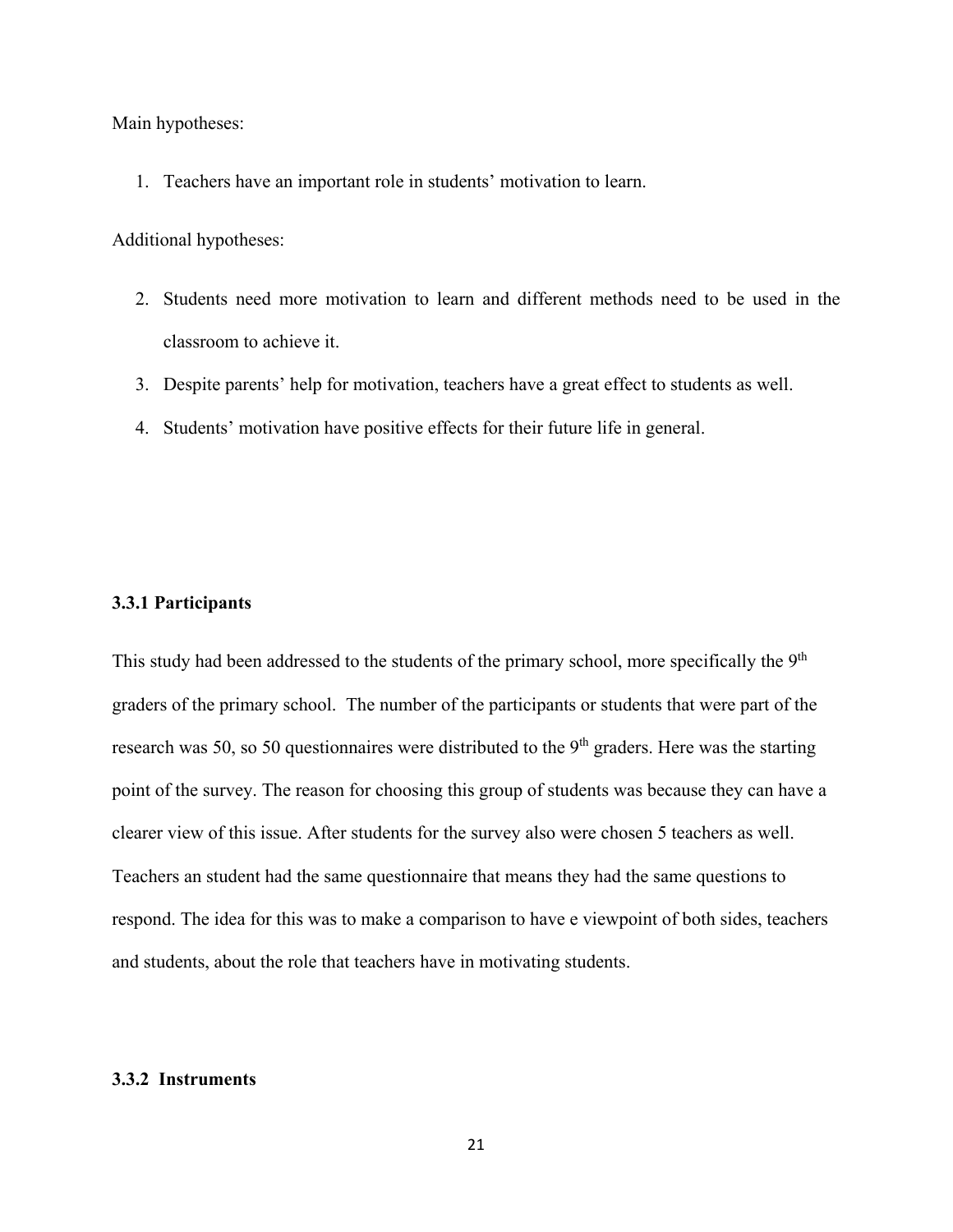Main hypotheses:

1. Teachers have an important role in students' motivation to learn.

Additional hypotheses:

2. Students need more motivation to learn and different methods need to be used in the classroom to achieve it.
3. Despite parents' help for motivation, teachers have a great effect to students as well.
4. Students' motivation have positive effects for their future life in general.

### 3.3.1 Participants

This study had been addressed to the students of the primary school, more specifically the 9th graders of the primary school. The number of the participants or students that were part of the research was 50, so 50 questionnaires were distributed to the 9th graders. Here was the starting point of the survey. The reason for choosing this group of students was because they can have a clearer view of this issue. After students for the survey also were chosen 5 teachers as well. Teachers an student had the same questionnaire that means they had the same questions to respond. The idea for this was to make a comparison to have e viewpoint of both sides, teachers and students, about the role that teachers have in motivating students.

### 3.3.2 Instruments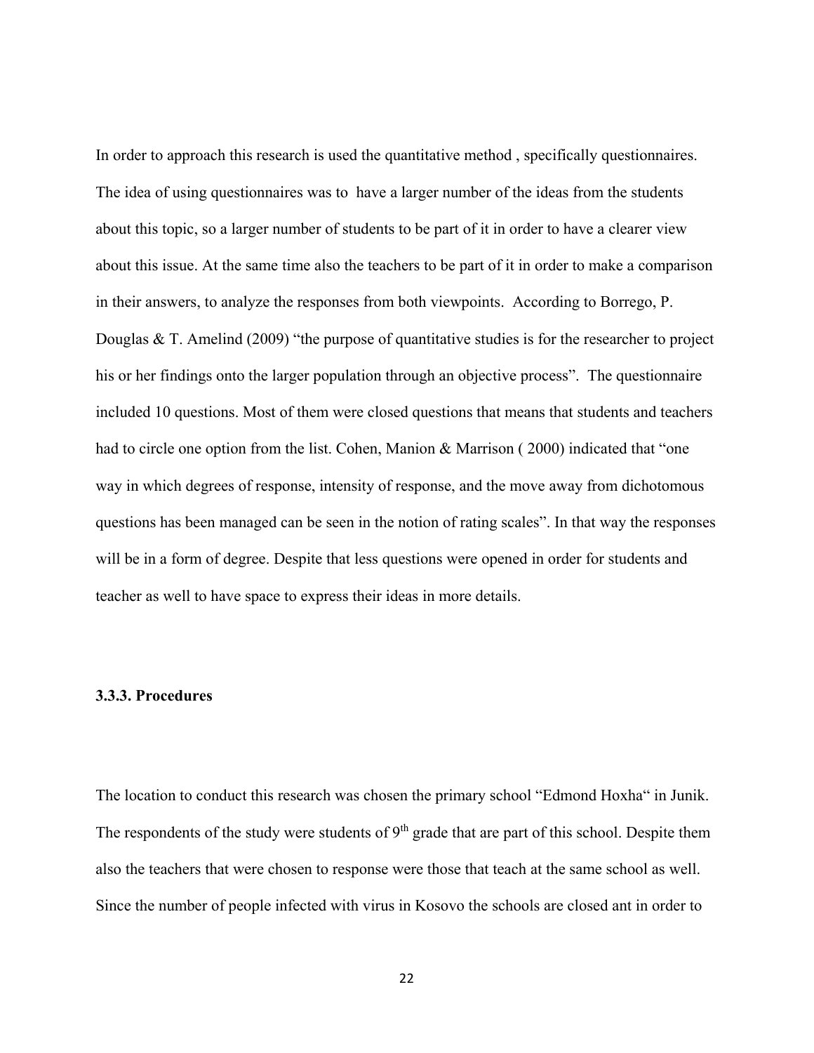In order to approach this research is used the quantitative method , specifically questionnaires. The idea of using questionnaires was to have a larger number of the ideas from the students about this topic, so a larger number of students to be part of it in order to have a clearer view about this issue. At the same time also the teachers to be part of it in order to make a comparison in their answers, to analyze the responses from both viewpoints. According to Borrego, P. Douglas & T. Amelind (2009) "the purpose of quantitative studies is for the researcher to project his or her findings onto the larger population through an objective process". The questionnaire included 10 questions. Most of them were closed questions that means that students and teachers had to circle one option from the list. Cohen, Manion & Marrison ( 2000) indicated that "one way in which degrees of response, intensity of response, and the move away from dichotomous questions has been managed can be seen in the notion of rating scales". In that way the responses will be in a form of degree. Despite that less questions were opened in order for students and teacher as well to have space to express their ideas in more details.

### 3.3.3. Procedures

The location to conduct this research was chosen the primary school "Edmond Hoxha" in Junik. The respondents of the study were students of 9th grade that are part of this school. Despite them also the teachers that were chosen to response were those that teach at the same school as well. Since the number of people infected with virus in Kosovo the schools are closed ant in order to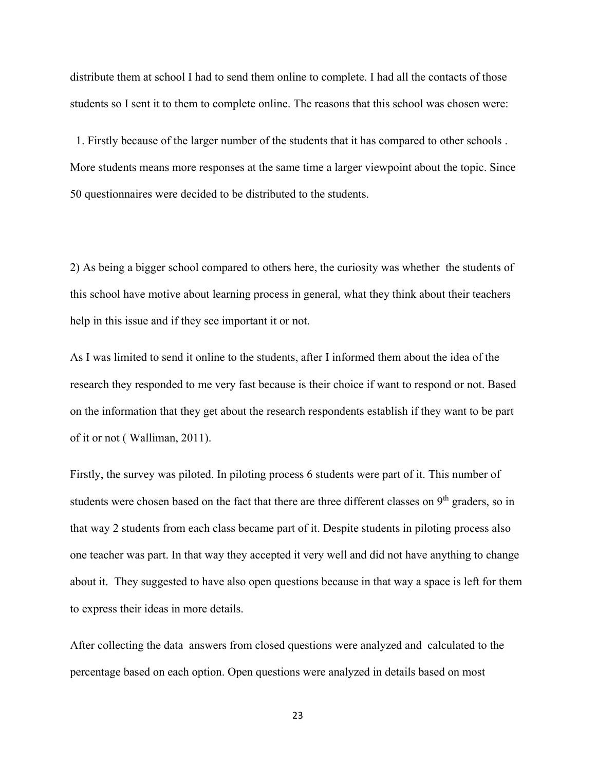distribute them at school I had to send them online to complete. I had all the contacts of those students so I sent it to them to complete online. The reasons that this school was chosen were:

1. Firstly because of the larger number of the students that it has compared to other schools . More students means more responses at the same time a larger viewpoint about the topic. Since 50 questionnaires were decided to be distributed to the students.

2) As being a bigger school compared to others here, the curiosity was whether the students of this school have motive about learning process in general, what they think about their teachers help in this issue and if they see important it or not.

As I was limited to send it online to the students, after I informed them about the idea of the research they responded to me very fast because is their choice if want to respond or not. Based on the information that they get about the research respondents establish if they want to be part of it or not ( Walliman, 2011).

Firstly, the survey was piloted. In piloting process 6 students were part of it. This number of students were chosen based on the fact that there are three different classes on 9th graders, so in that way 2 students from each class became part of it. Despite students in piloting process also one teacher was part. In that way they accepted it very well and did not have anything to change about it. They suggested to have also open questions because in that way a space is left for them to express their ideas in more details.

After collecting the data answers from closed questions were analyzed and calculated to the percentage based on each option. Open questions were analyzed in details based on most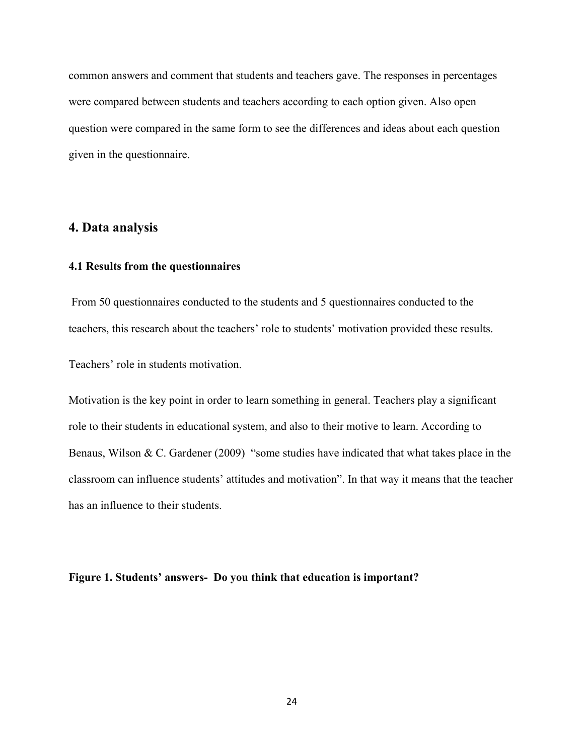common answers and comment that students and teachers gave. The responses in percentages were compared between students and teachers according to each option given. Also open question were compared in the same form to see the differences and ideas about each question given in the questionnaire.

# 4. Data analysis

## 4.1 Results from the questionnaires

From 50 questionnaires conducted to the students and 5 questionnaires conducted to the teachers, this research about the teachers' role to students' motivation provided these results.

Teachers' role in students motivation.

Motivation is the key point in order to learn something in general. Teachers play a significant role to their students in educational system, and also to their motive to learn. According to Benaus, Wilson & C. Gardener (2009) "some studies have indicated that what takes place in the classroom can influence students' attitudes and motivation". In that way it means that the teacher has an influence to their students.

**Figure 1. Students' answers- Do you think that education is important?**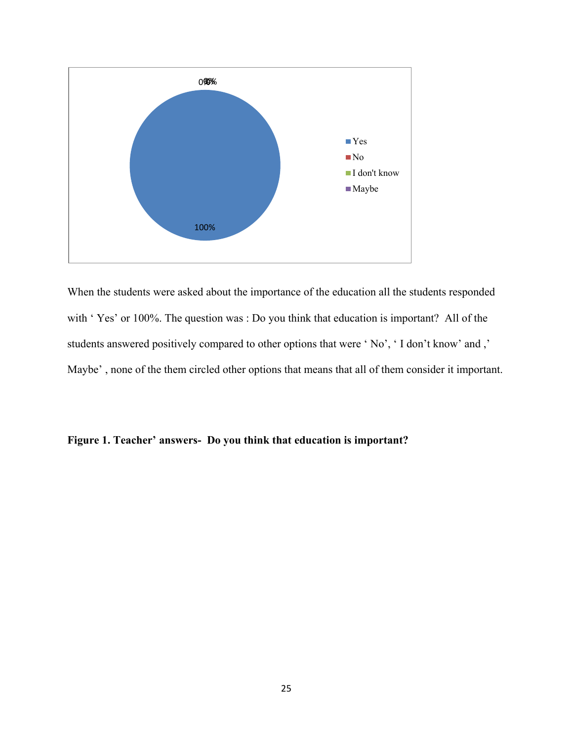When the students were asked about the importance of the education all the students responded with ‘ Yes’ or 100%. The question was : Do you think that education is important? All of the students answered positively compared to other options that were ‘ No’, ‘ I don’t know’ and ,’ Maybe’ , none of the them circled other options that means that all of them consider it important.

**Figure 1. Teacher’ answers- Do you think that education is important?**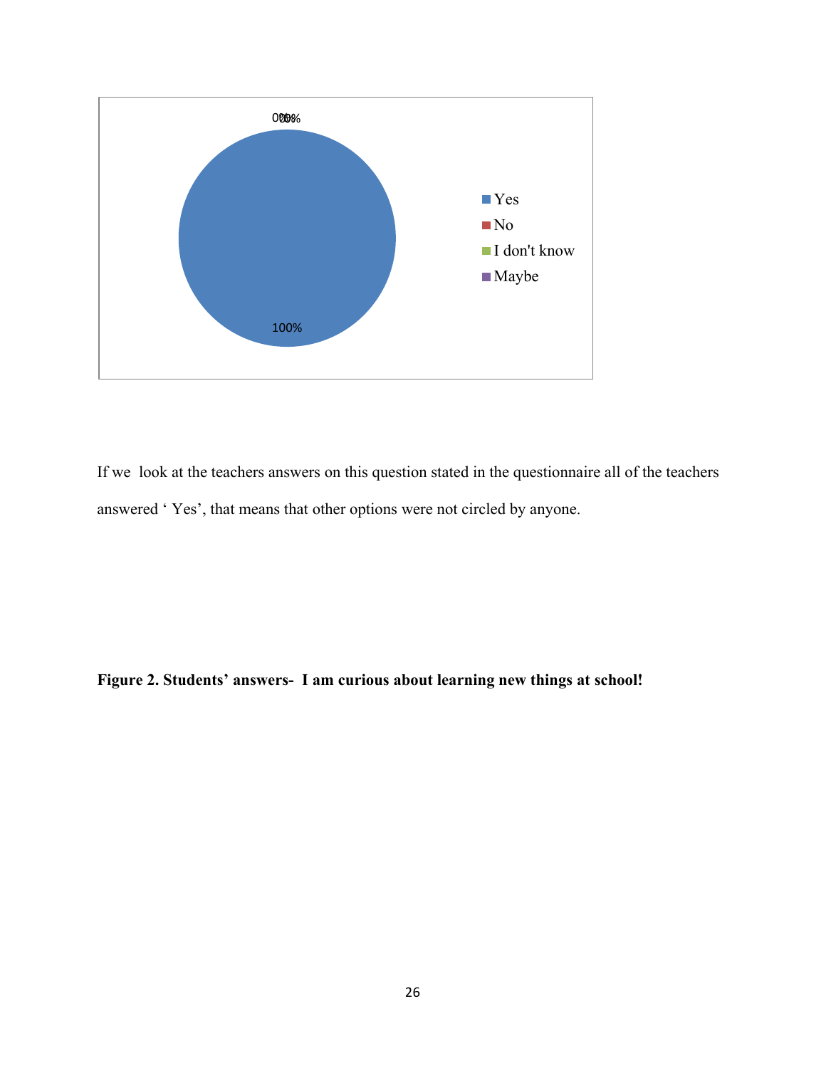0%0%0%

100%

- Yes
- No
- I don't know
- Maybe

If we look at the teachers answers on this question stated in the questionnaire all of the teachers answered ' Yes', that means that other options were not circled by anyone.

**Figure 2. Students' answers- I am curious about learning new things at school!**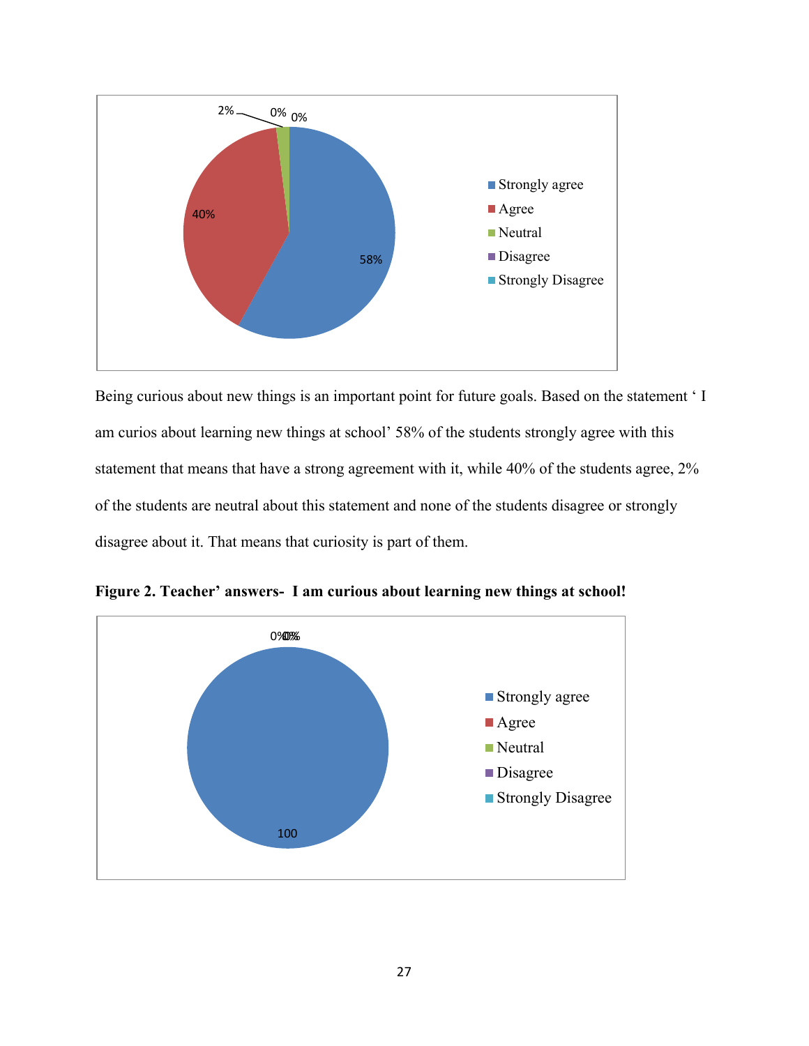Being curious about new things is an important point for future goals. Based on the statement ‘ I am curios about learning new things at school’ 58% of the students strongly agree with this statement that means that have a strong agreement with it, while 40% of the students agree, 2% of the students are neutral about this statement and none of the students disagree or strongly disagree about it. That means that curiosity is part of them.

**Figure 2. Teacher’ answers- I am curious about learning new things at school!**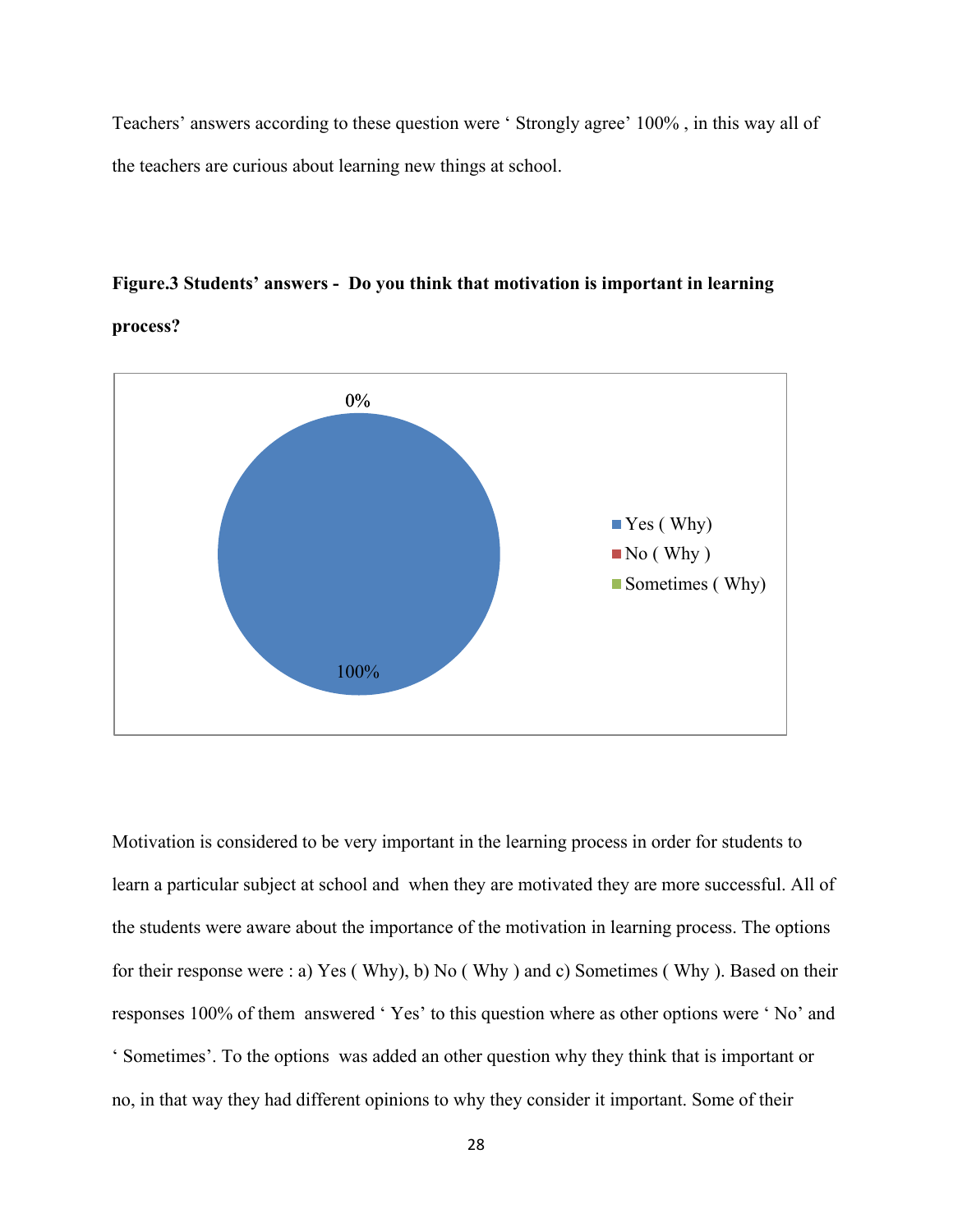Teachers' answers according to these question were ' Strongly agree' 100% , in this way all of the teachers are curious about learning new things at school.

**Figure.3 Students' answers - Do you think that motivation is important in learning process?**

Motivation is considered to be very important in the learning process in order for students to learn a particular subject at school and when they are motivated they are more successful. All of the students were aware about the importance of the motivation in learning process. The options for their response were : a) Yes ( Why), b) No ( Why ) and c) Sometimes ( Why ). Based on their responses 100% of them answered ' Yes' to this question where as other options were ' No' and ' Sometimes'. To the options was added an other question why they think that is important or no, in that way they had different opinions to why they consider it important. Some of their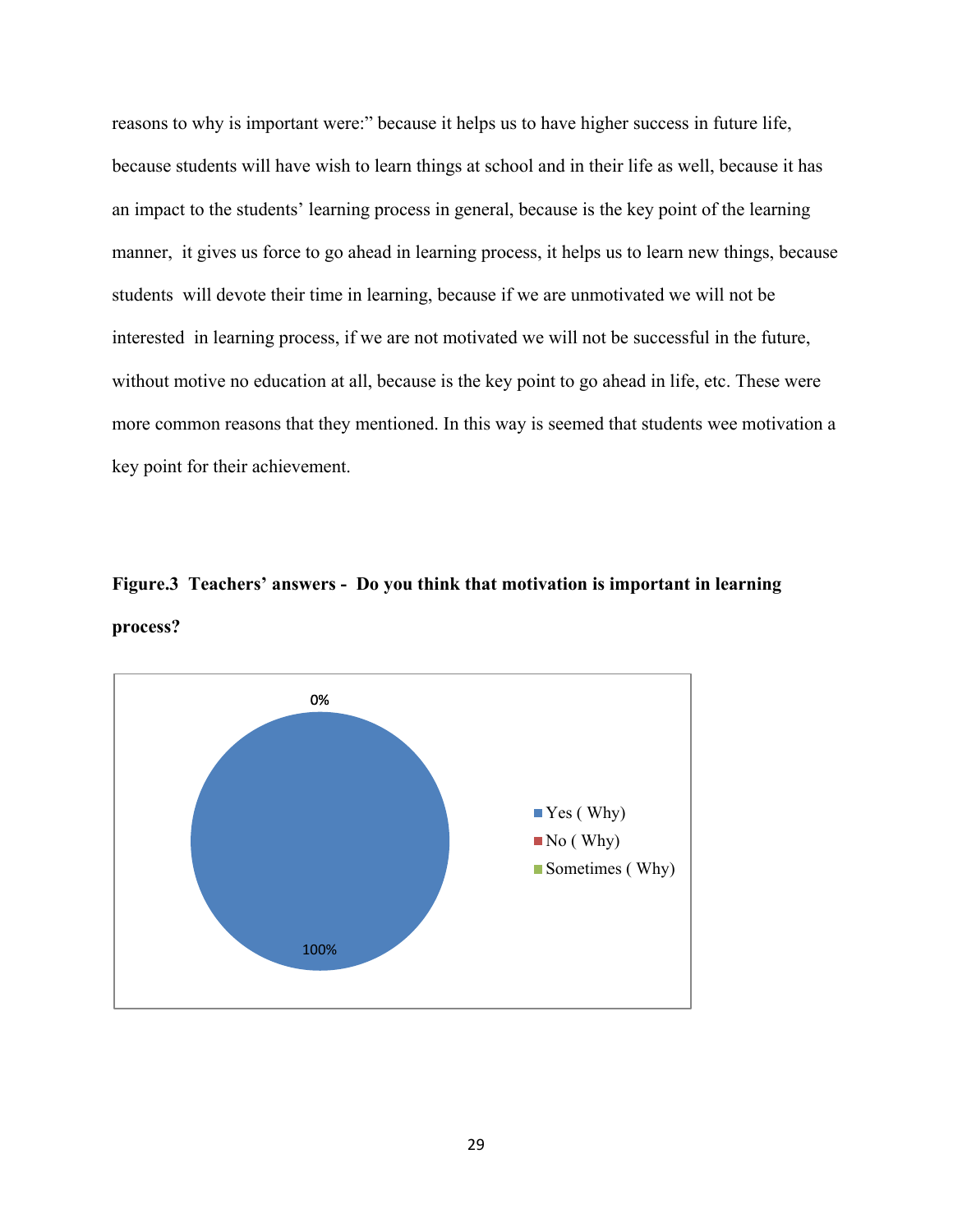reasons to why is important were:" because it helps us to have higher success in future life, because students will have wish to learn things at school and in their life as well, because it has an impact to the students' learning process in general, because is the key point of the learning manner, it gives us force to go ahead in learning process, it helps us to learn new things, because students will devote their time in learning, because if we are unmotivated we will not be interested in learning process, if we are not motivated we will not be successful in the future, without motive no education at all, because is the key point to go ahead in life, etc. These were more common reasons that they mentioned. In this way is seemed that students wee motivation a key point for their achievement.

**Figure.3 Teachers' answers - Do you think that motivation is important in learning process?**

| Answer | Percentage |
|---|---|
| Yes ( Why) | 100% |
| No ( Why) | 0% |
| Sometimes ( Why) | 0% |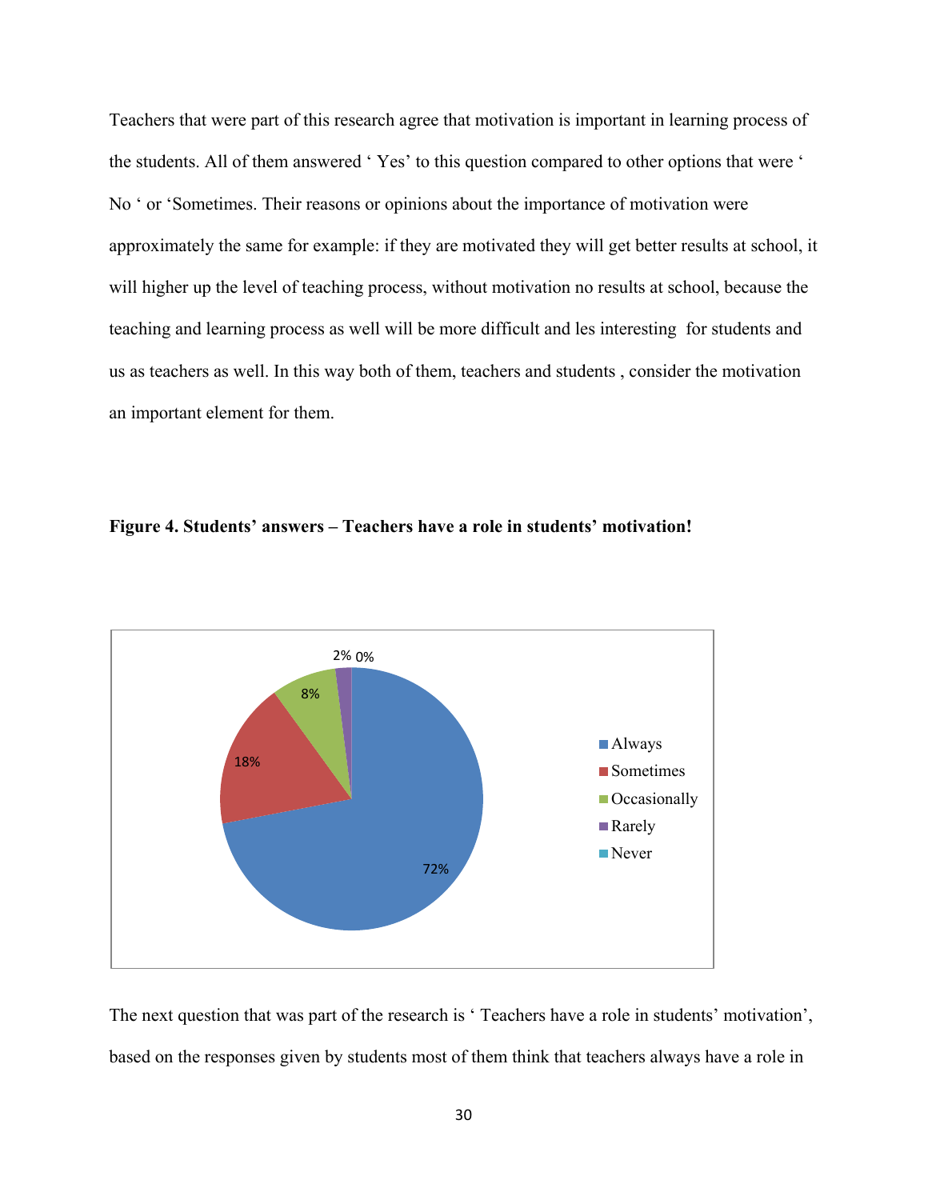Teachers that were part of this research agree that motivation is important in learning process of the students. All of them answered ' Yes' to this question compared to other options that were ' No ' or 'Sometimes. Their reasons or opinions about the importance of motivation were approximately the same for example: if they are motivated they will get better results at school, it will higher up the level of teaching process, without motivation no results at school, because the teaching and learning process as well will be more difficult and les interesting for students and us as teachers as well. In this way both of them, teachers and students , consider the motivation an important element for them.

**Figure 4. Students' answers – Teachers have a role in students' motivation!**

| Answer | Percentage |
|---|---|
| Always | 72% |
| Sometimes | 18% |
| Occasionally | 8% |
| Rarely | 2% |
| Never | 0% |

The next question that was part of the research is ' Teachers have a role in students' motivation', based on the responses given by students most of them think that teachers always have a role in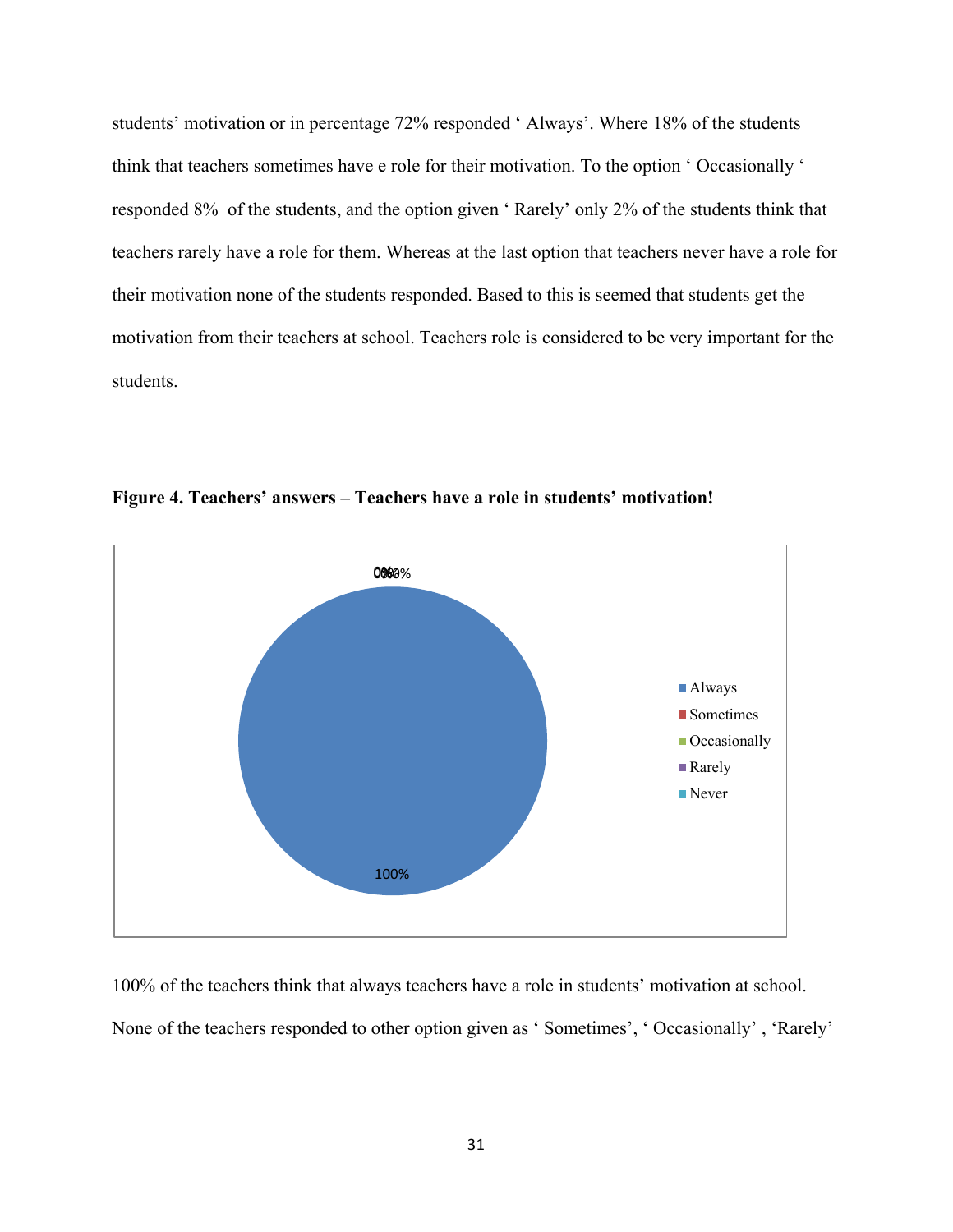students' motivation or in percentage 72% responded ' Always'. Where 18% of the students think that teachers sometimes have e role for their motivation. To the option ' Occasionally ' responded 8%  of the students, and the option given ' Rarely' only 2% of the students think that teachers rarely have a role for them. Whereas at the last option that teachers never have a role for their motivation none of the students responded. Based to this is seemed that students get the motivation from their teachers at school. Teachers role is considered to be very important for the students.

**Figure 4. Teachers' answers – Teachers have a role in students' motivation!**

| Option | Percentage |
|---|---|
| Always | 100% |
| Sometimes | 0% |
| Occasionally | 0% |
| Rarely | 0% |
| Never | 0% |

100% of the teachers think that always teachers have a role in students' motivation at school. None of the teachers responded to other option given as ' Sometimes', ' Occasionally' , 'Rarely'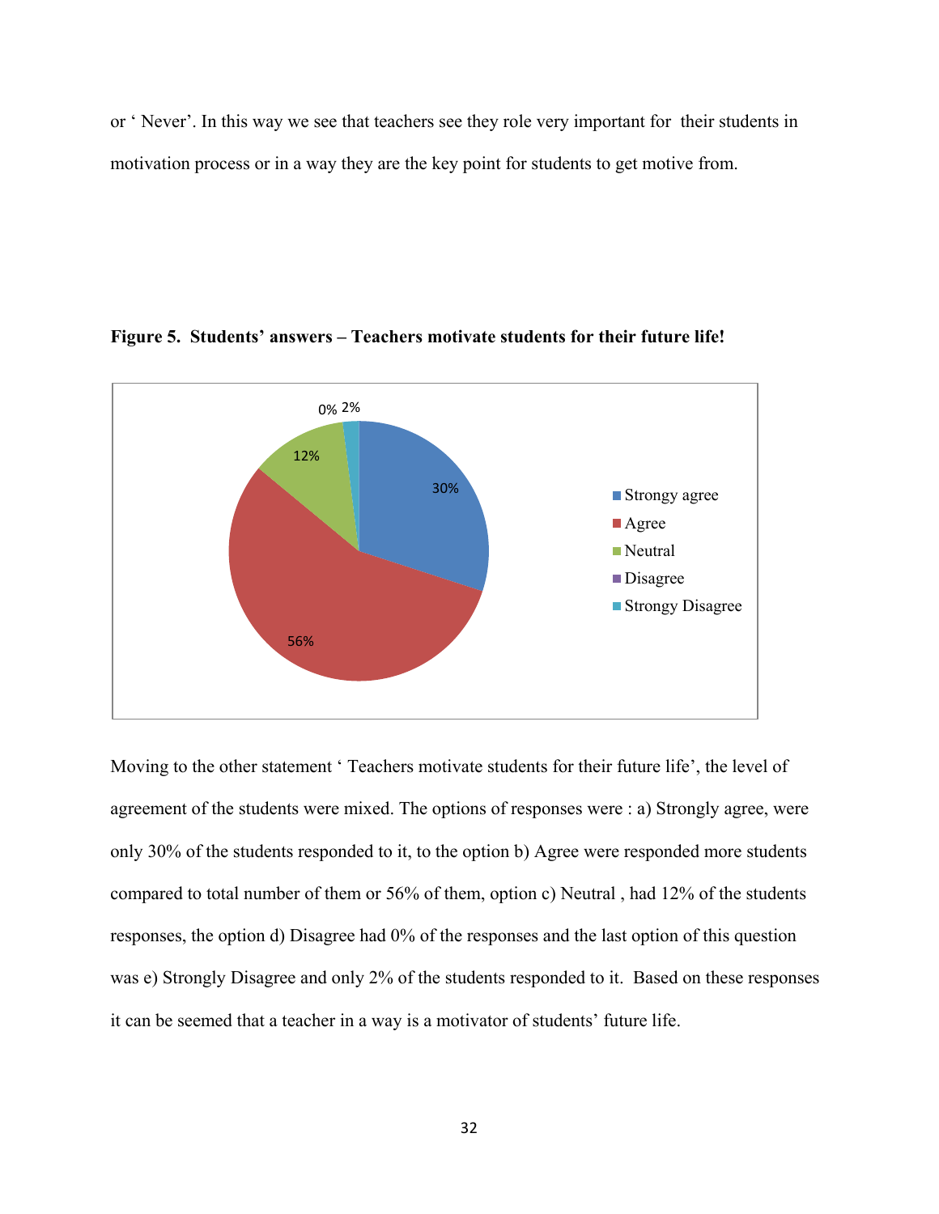or ‘ Never’. In this way we see that teachers see they role very important for their students in motivation process or in a way they are the key point for students to get motive from.

**Figure 5. Students’ answers – Teachers motivate students for their future life!**

Moving to the other statement ‘ Teachers motivate students for their future life’, the level of agreement of the students were mixed. The options of responses were : a) Strongly agree, were only 30% of the students responded to it, to the option b) Agree were responded more students compared to total number of them or 56% of them, option c) Neutral , had 12% of the students responses, the option d) Disagree had 0% of the responses and the last option of this question was e) Strongly Disagree and only 2% of the students responded to it. Based on these responses it can be seemed that a teacher in a way is a motivator of students’ future life.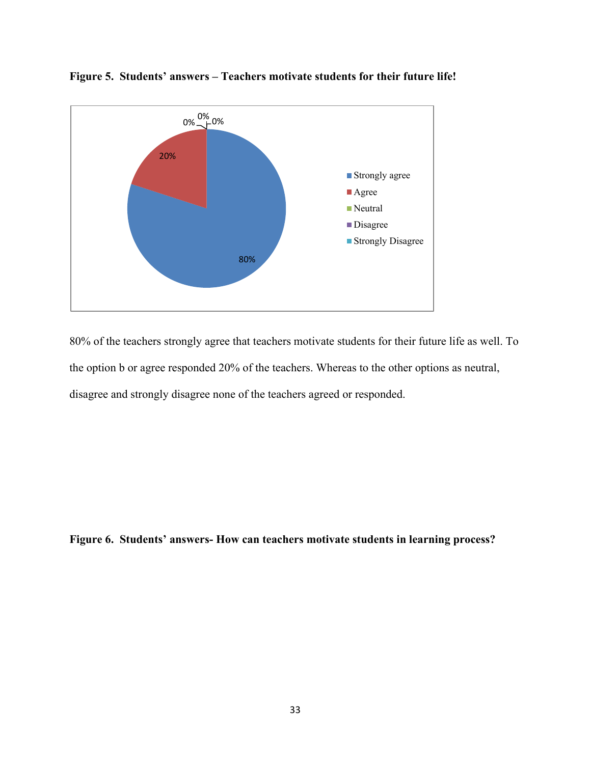**Figure 5. Students' answers – Teachers motivate students for their future life!**

80% of the teachers strongly agree that teachers motivate students for their future life as well. To the option b or agree responded 20% of the teachers. Whereas to the other options as neutral, disagree and strongly disagree none of the teachers agreed or responded.

**Figure 6. Students' answers- How can teachers motivate students in learning process?**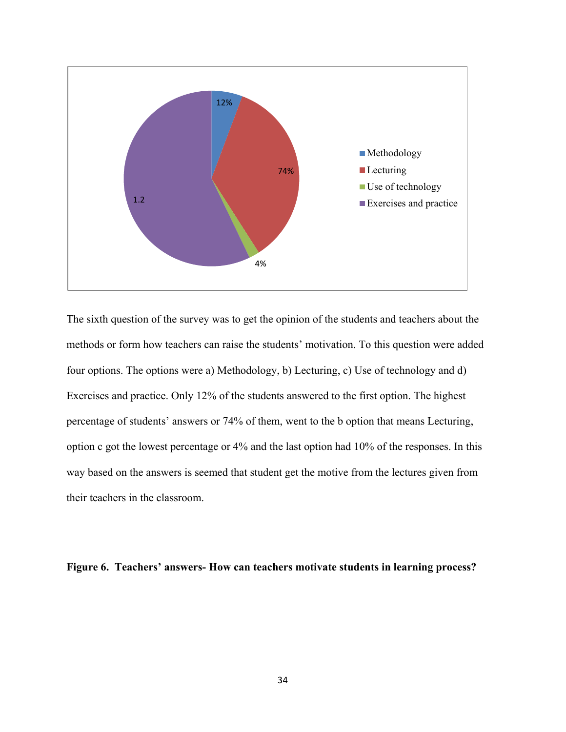The sixth question of the survey was to get the opinion of the students and teachers about the methods or form how teachers can raise the students' motivation. To this question were added four options. The options were a) Methodology, b) Lecturing, c) Use of technology and d) Exercises and practice. Only 12% of the students answered to the first option. The highest percentage of students' answers or 74% of them, went to the b option that means Lecturing, option c got the lowest percentage or 4% and the last option had 10% of the responses. In this way based on the answers is seemed that student get the motive from the lectures given from their teachers in the classroom.

**Figure 6. Teachers' answers- How can teachers motivate students in learning process?**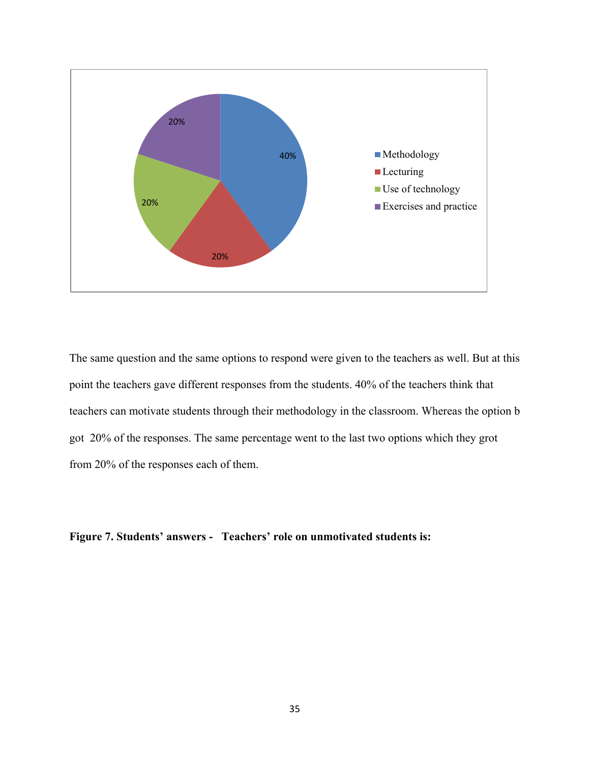The same question and the same options to respond were given to the teachers as well. But at this point the teachers gave different responses from the students. 40% of the teachers think that teachers can motivate students through their methodology in the classroom. Whereas the option b got 20% of the responses. The same percentage went to the last two options which they grot from 20% of the responses each of them.

**Figure 7. Students' answers - Teachers' role on unmotivated students is:**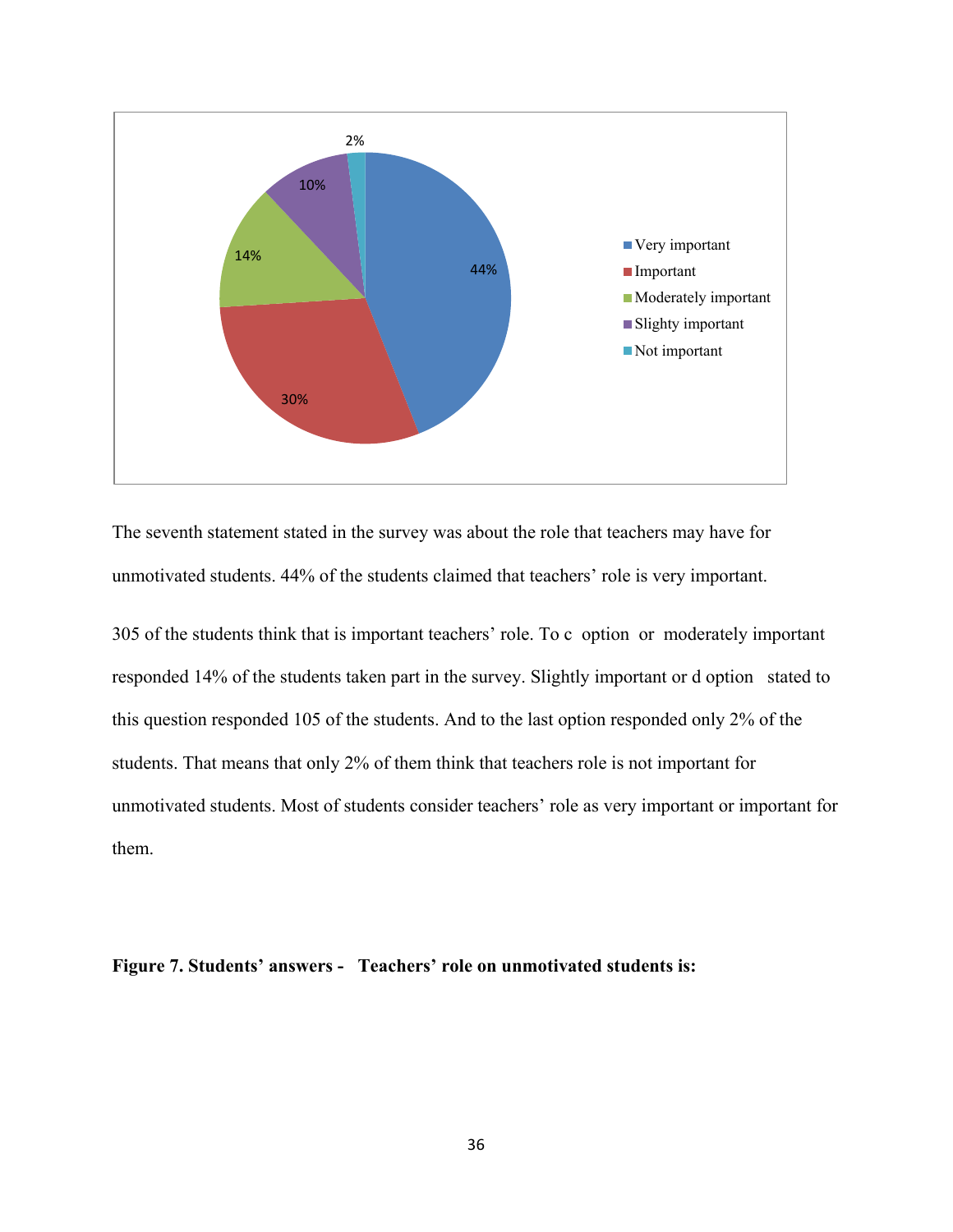The seventh statement stated in the survey was about the role that teachers may have for unmotivated students. 44% of the students claimed that teachers' role is very important.

305 of the students think that is important teachers' role. To c option or moderately important responded 14% of the students taken part in the survey. Slightly important or d option stated to this question responded 105 of the students. And to the last option responded only 2% of the students. That means that only 2% of them think that teachers role is not important for unmotivated students. Most of students consider teachers' role as very important or important for them.

**Figure 7. Students' answers - Teachers' role on unmotivated students is:**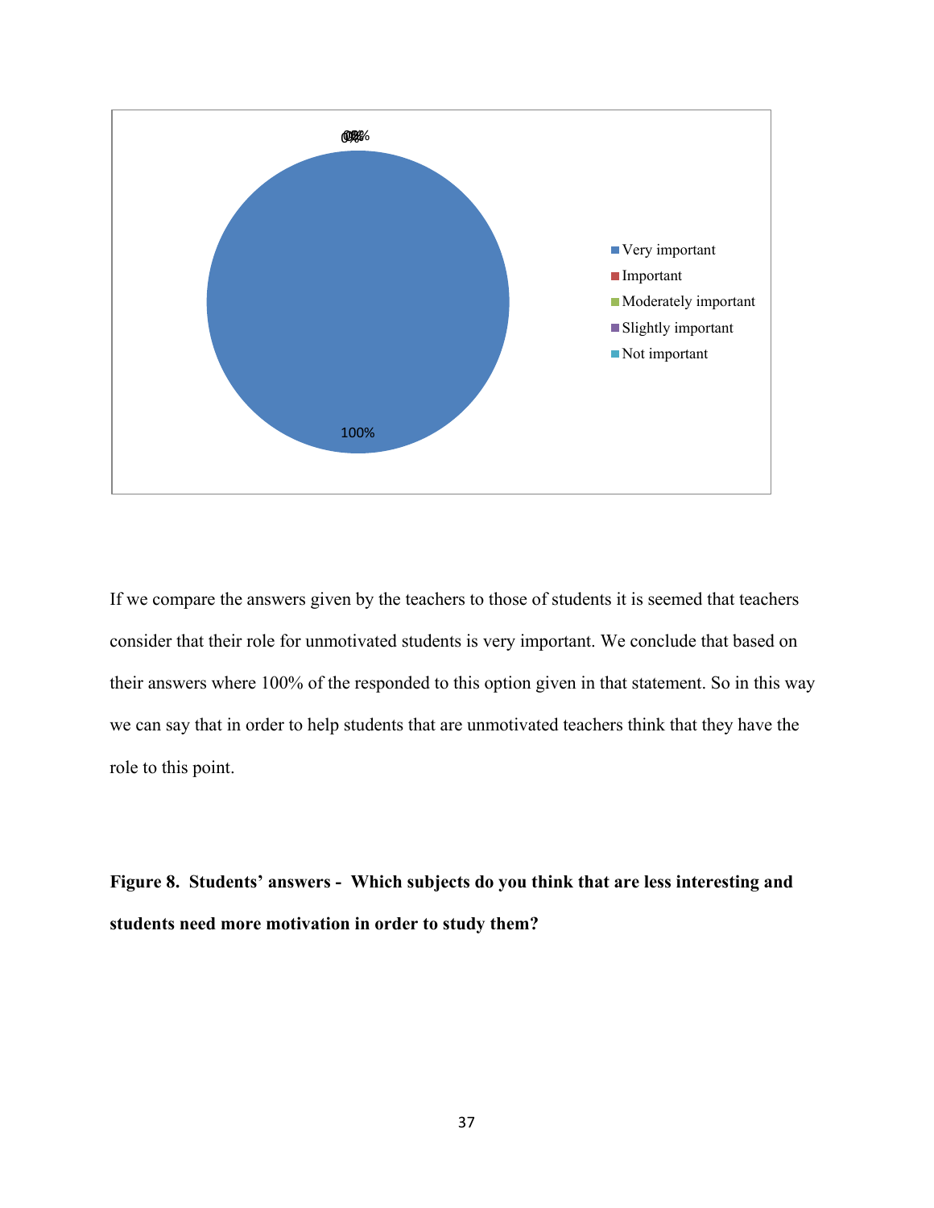0% 0% 0% 0%

100%

- Very important
- Important
- Moderately important
- Slightly important
- Not important

If we compare the answers given by the teachers to those of students it is seemed that teachers consider that their role for unmotivated students is very important. We conclude that based on their answers where 100% of the responded to this option given in that statement. So in this way we can say that in order to help students that are unmotivated teachers think that they have the role to this point.

**Figure 8. Students' answers - Which subjects do you think that are less interesting and students need more motivation in order to study them?**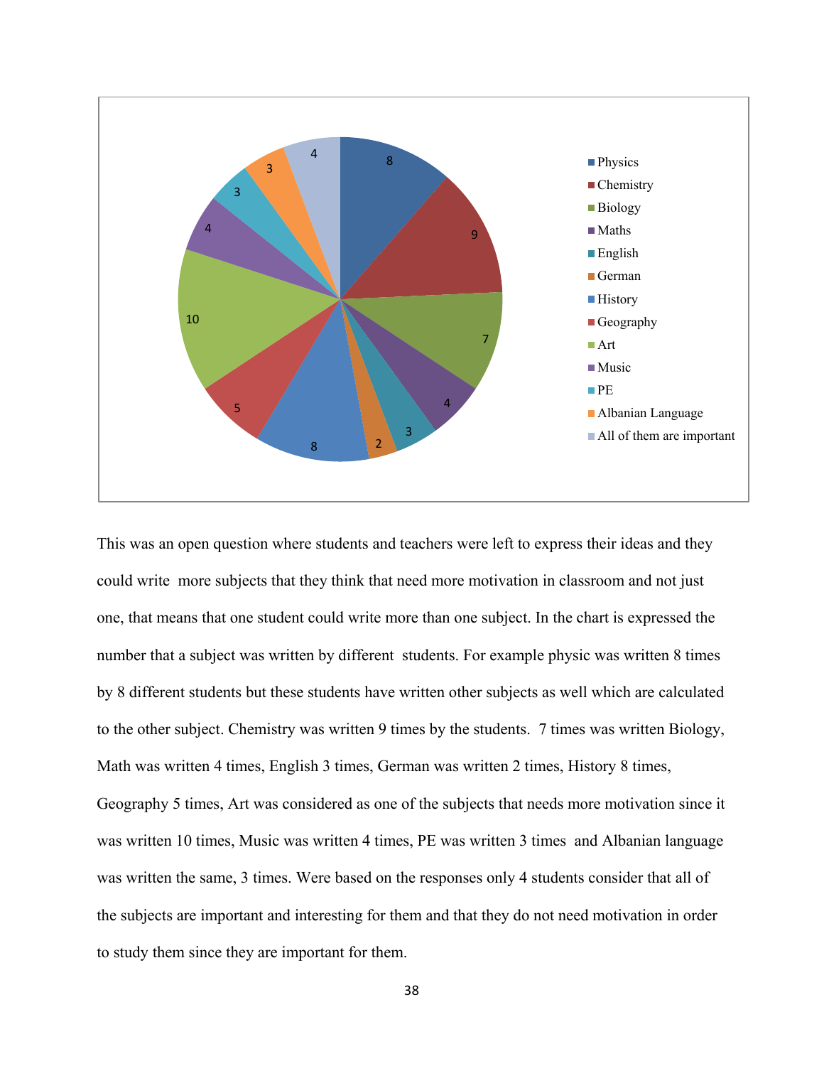This was an open question where students and teachers were left to express their ideas and they could write  more subjects that they think that need more motivation in classroom and not just one, that means that one student could write more than one subject. In the chart is expressed the number that a subject was written by different  students. For example physic was written 8 times by 8 different students but these students have written other subjects as well which are calculated to the other subject. Chemistry was written 9 times by the students.  7 times was written Biology, Math was written 4 times, English 3 times, German was written 2 times, History 8 times, Geography 5 times, Art was considered as one of the subjects that needs more motivation since it was written 10 times, Music was written 4 times, PE was written 3 times  and Albanian language was written the same, 3 times. Were based on the responses only 4 students consider that all of the subjects are important and interesting for them and that they do not need motivation in order to study them since they are important for them.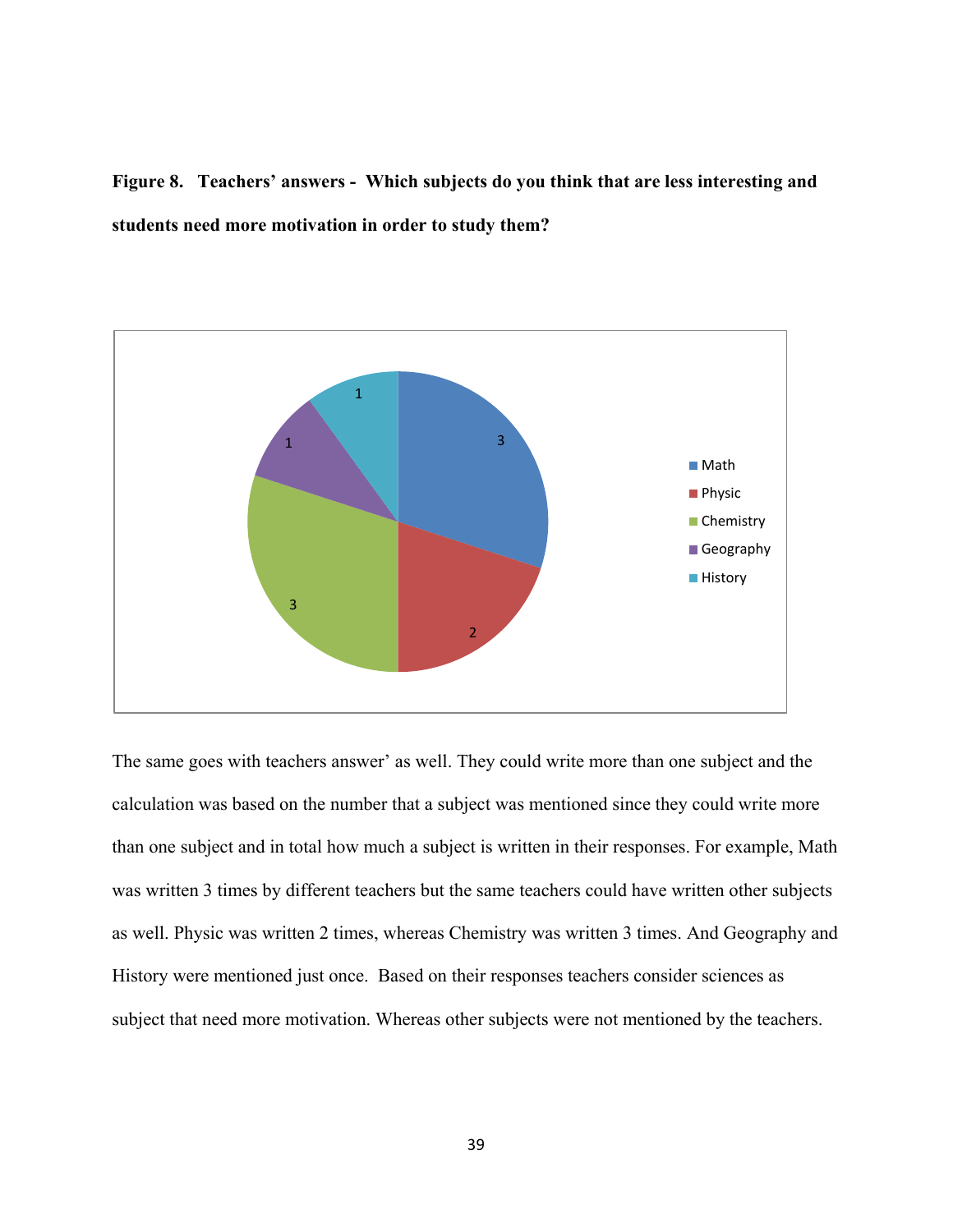**Figure 8. Teachers' answers - Which subjects do you think that are less interesting and students need more motivation in order to study them?**

The same goes with teachers answer' as well. They could write more than one subject and the calculation was based on the number that a subject was mentioned since they could write more than one subject and in total how much a subject is written in their responses. For example, Math was written 3 times by different teachers but the same teachers could have written other subjects as well. Physic was written 2 times, whereas Chemistry was written 3 times. And Geography and History were mentioned just once. Based on their responses teachers consider sciences as subject that need more motivation. Whereas other subjects were not mentioned by the teachers.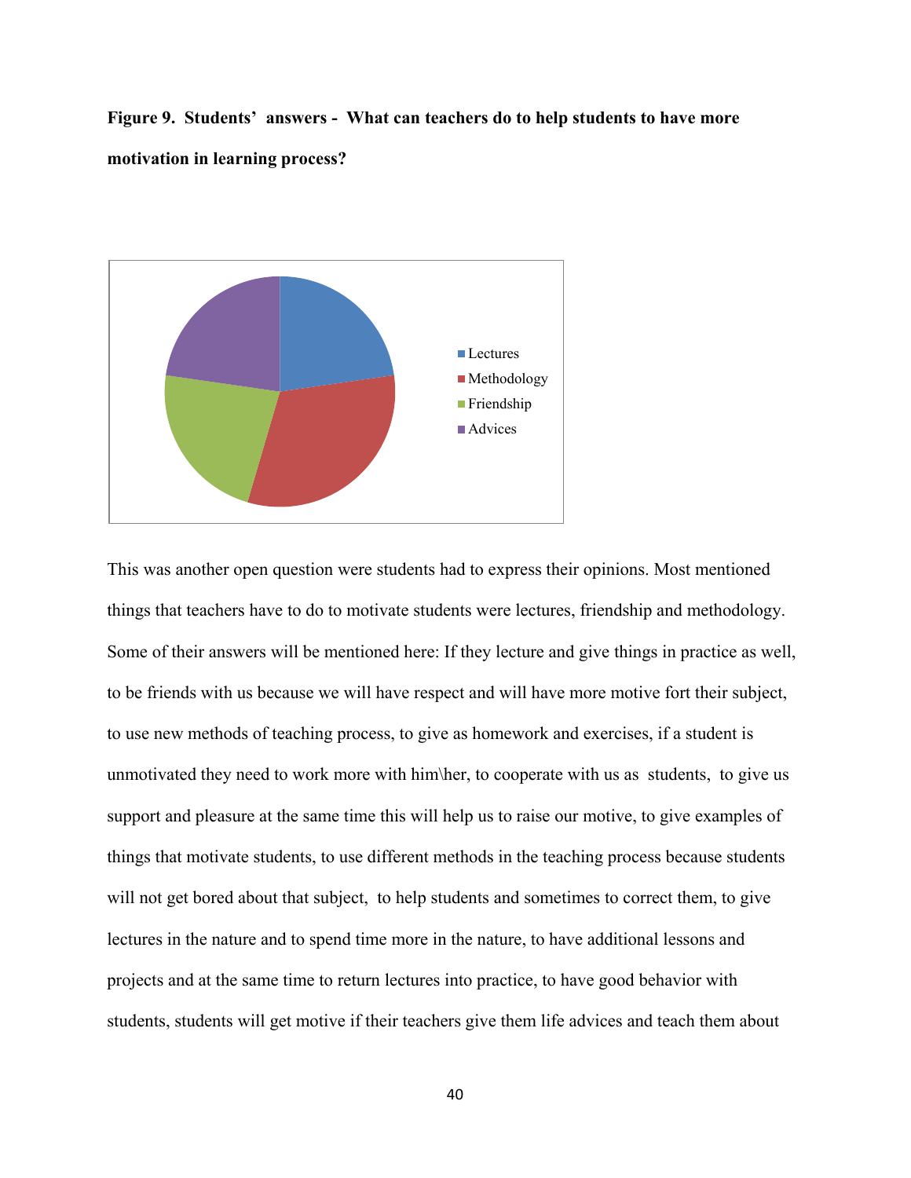**Figure 9. Students' answers - What can teachers do to help students to have more motivation in learning process?**

- Lectures
- Methodology
- Friendship
- Advices

This was another open question were students had to express their opinions. Most mentioned things that teachers have to do to motivate students were lectures, friendship and methodology. Some of their answers will be mentioned here: If they lecture and give things in practice as well, to be friends with us because we will have respect and will have more motive fort their subject, to use new methods of teaching process, to give as homework and exercises, if a student is unmotivated they need to work more with him\her, to cooperate with us as students, to give us support and pleasure at the same time this will help us to raise our motive, to give examples of things that motivate students, to use different methods in the teaching process because students will not get bored about that subject, to help students and sometimes to correct them, to give lectures in the nature and to spend time more in the nature, to have additional lessons and projects and at the same time to return lectures into practice, to have good behavior with students, students will get motive if their teachers give them life advices and teach them about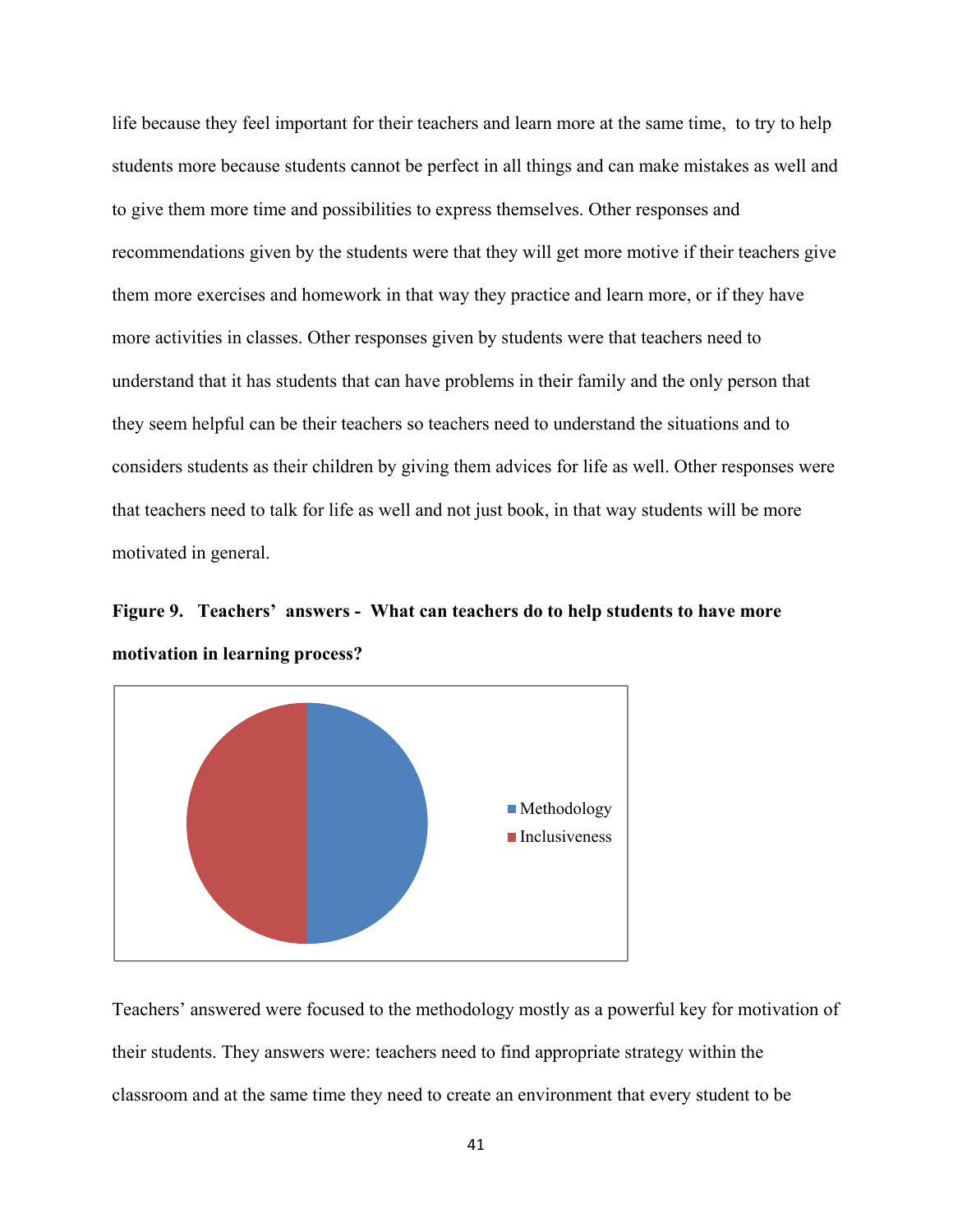life because they feel important for their teachers and learn more at the same time,  to try to help students more because students cannot be perfect in all things and can make mistakes as well and to give them more time and possibilities to express themselves. Other responses and recommendations given by the students were that they will get more motive if their teachers give them more exercises and homework in that way they practice and learn more, or if they have more activities in classes. Other responses given by students were that teachers need to understand that it has students that can have problems in their family and the only person that they seem helpful can be their teachers so teachers need to understand the situations and to considers students as their children by giving them advices for life as well. Other responses were that teachers need to talk for life as well and not just book, in that way students will be more motivated in general.

**Figure 9.   Teachers' answers -  What can teachers do to help students to have more motivation in learning process?**

Methodology
Inclusiveness

Teachers' answered were focused to the methodology mostly as a powerful key for motivation of their students. They answers were: teachers need to find appropriate strategy within the classroom and at the same time they need to create an environment that every student to be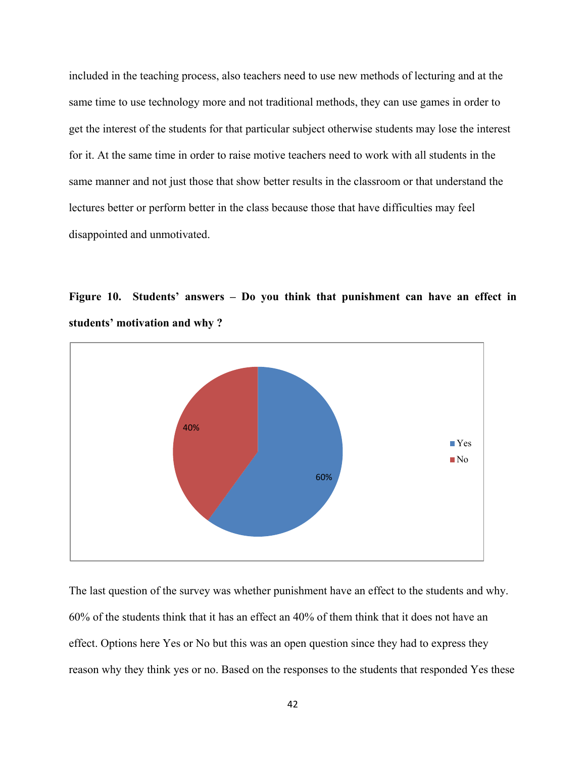included in the teaching process, also teachers need to use new methods of lecturing and at the same time to use technology more and not traditional methods, they can use games in order to get the interest of the students for that particular subject otherwise students may lose the interest for it. At the same time in order to raise motive teachers need to work with all students in the same manner and not just those that show better results in the classroom or that understand the lectures better or perform better in the class because those that have difficulties may feel disappointed and unmotivated.

**Figure 10. Students' answers – Do you think that punishment can have an effect in students' motivation and why ?**

The last question of the survey was whether punishment have an effect to the students and why. 60% of the students think that it has an effect an 40% of them think that it does not have an effect. Options here Yes or No but this was an open question since they had to express they reason why they think yes or no. Based on the responses to the students that responded Yes these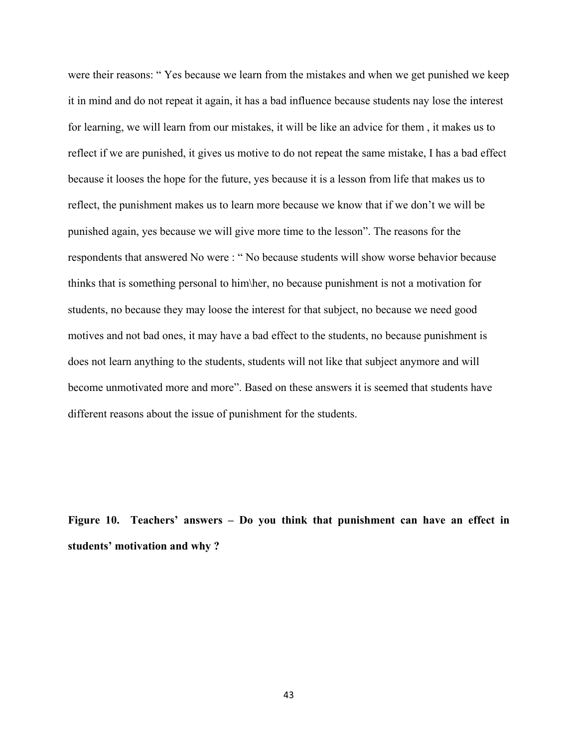were their reasons: " Yes because we learn from the mistakes and when we get punished we keep it in mind and do not repeat it again, it has a bad influence because students nay lose the interest for learning, we will learn from our mistakes, it will be like an advice for them , it makes us to reflect if we are punished, it gives us motive to do not repeat the same mistake, I has a bad effect because it looses the hope for the future, yes because it is a lesson from life that makes us to reflect, the punishment makes us to learn more because we know that if we don't we will be punished again, yes because we will give more time to the lesson". The reasons for the respondents that answered No were : " No because students will show worse behavior because thinks that is something personal to him\her, no because punishment is not a motivation for students, no because they may loose the interest for that subject, no because we need good motives and not bad ones, it may have a bad effect to the students, no because punishment is does not learn anything to the students, students will not like that subject anymore and will become unmotivated more and more". Based on these answers it is seemed that students have different reasons about the issue of punishment for the students.

**Figure 10. Teachers' answers – Do you think that punishment can have an effect in students' motivation and why ?**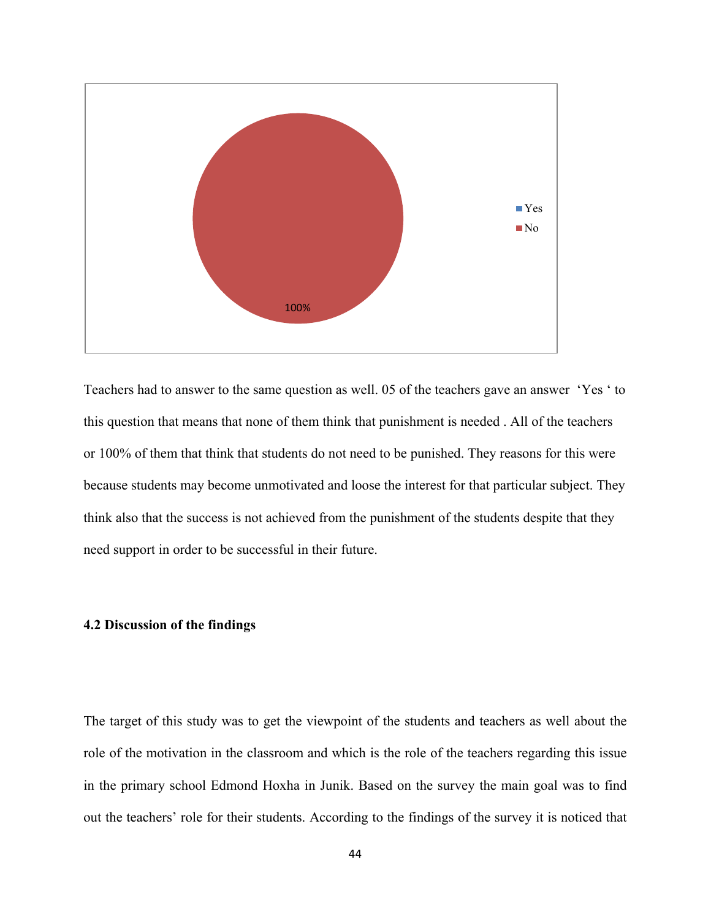Teachers had to answer to the same question as well. 05 of the teachers gave an answer ‘Yes ‘ to this question that means that none of them think that punishment is needed . All of the teachers or 100% of them that think that students do not need to be punished. They reasons for this were because students may become unmotivated and loose the interest for that particular subject. They think also that the success is not achieved from the punishment of the students despite that they need support in order to be successful in their future.

### 4.2 Discussion of the findings

The target of this study was to get the viewpoint of the students and teachers as well about the role of the motivation in the classroom and which is the role of the teachers regarding this issue in the primary school Edmond Hoxha in Junik. Based on the survey the main goal was to find out the teachers' role for their students. According to the findings of the survey it is noticed that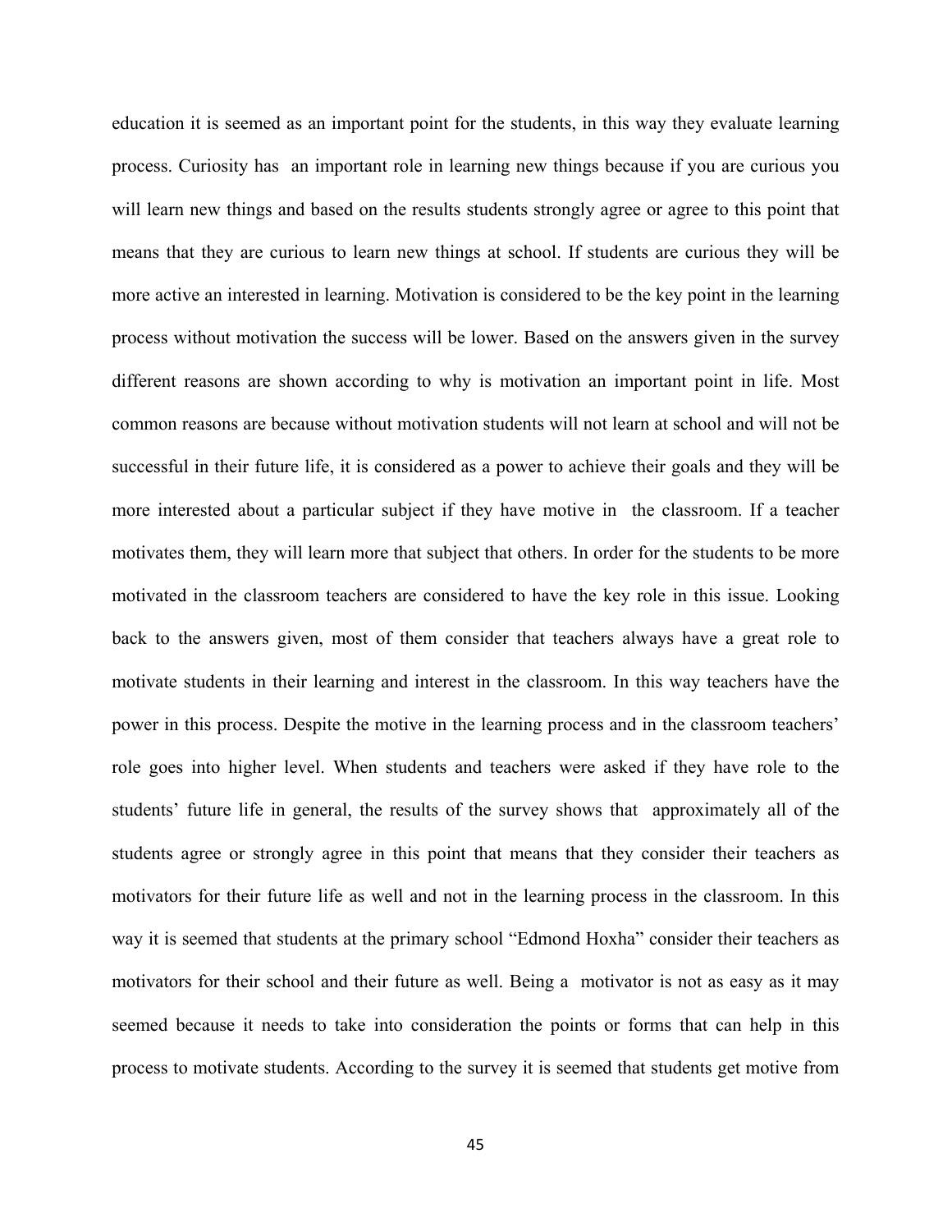education it is seemed as an important point for the students, in this way they evaluate learning process. Curiosity has an important role in learning new things because if you are curious you will learn new things and based on the results students strongly agree or agree to this point that means that they are curious to learn new things at school. If students are curious they will be more active an interested in learning. Motivation is considered to be the key point in the learning process without motivation the success will be lower. Based on the answers given in the survey different reasons are shown according to why is motivation an important point in life. Most common reasons are because without motivation students will not learn at school and will not be successful in their future life, it is considered as a power to achieve their goals and they will be more interested about a particular subject if they have motive in the classroom. If a teacher motivates them, they will learn more that subject that others. In order for the students to be more motivated in the classroom teachers are considered to have the key role in this issue. Looking back to the answers given, most of them consider that teachers always have a great role to motivate students in their learning and interest in the classroom. In this way teachers have the power in this process. Despite the motive in the learning process and in the classroom teachers' role goes into higher level. When students and teachers were asked if they have role to the students' future life in general, the results of the survey shows that approximately all of the students agree or strongly agree in this point that means that they consider their teachers as motivators for their future life as well and not in the learning process in the classroom. In this way it is seemed that students at the primary school "Edmond Hoxha" consider their teachers as motivators for their school and their future as well. Being a motivator is not as easy as it may seemed because it needs to take into consideration the points or forms that can help in this process to motivate students. According to the survey it is seemed that students get motive from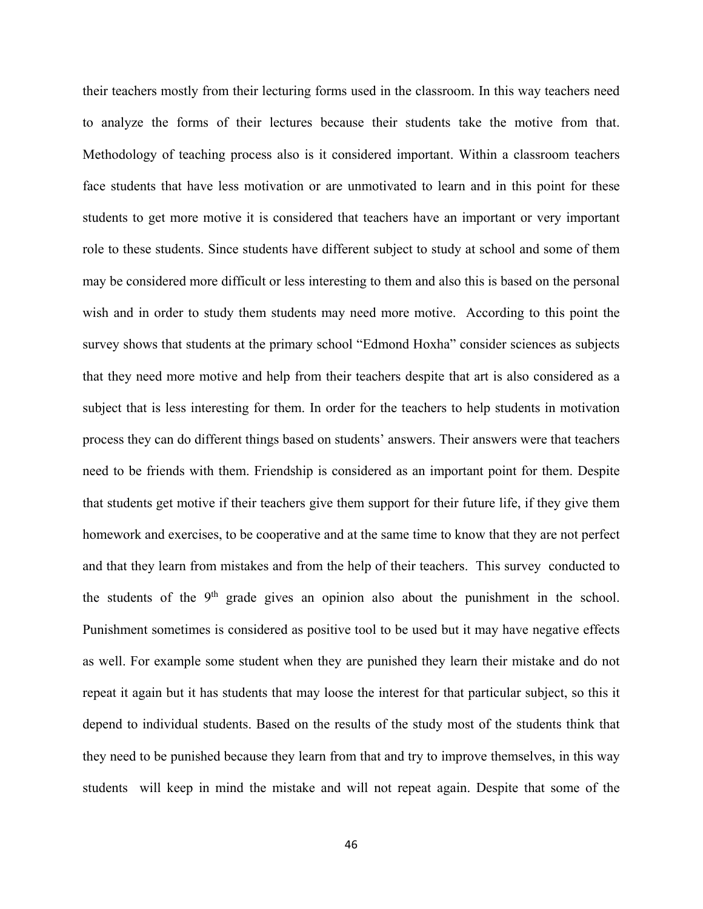their teachers mostly from their lecturing forms used in the classroom. In this way teachers need to analyze the forms of their lectures because their students take the motive from that. Methodology of teaching process also is it considered important. Within a classroom teachers face students that have less motivation or are unmotivated to learn and in this point for these students to get more motive it is considered that teachers have an important or very important role to these students. Since students have different subject to study at school and some of them may be considered more difficult or less interesting to them and also this is based on the personal wish and in order to study them students may need more motive. According to this point the survey shows that students at the primary school "Edmond Hoxha" consider sciences as subjects that they need more motive and help from their teachers despite that art is also considered as a subject that is less interesting for them. In order for the teachers to help students in motivation process they can do different things based on students' answers. Their answers were that teachers need to be friends with them. Friendship is considered as an important point for them. Despite that students get motive if their teachers give them support for their future life, if they give them homework and exercises, to be cooperative and at the same time to know that they are not perfect and that they learn from mistakes and from the help of their teachers. This survey conducted to the students of the 9th grade gives an opinion also about the punishment in the school. Punishment sometimes is considered as positive tool to be used but it may have negative effects as well. For example some student when they are punished they learn their mistake and do not repeat it again but it has students that may loose the interest for that particular subject, so this it depend to individual students. Based on the results of the study most of the students think that they need to be punished because they learn from that and try to improve themselves, in this way students will keep in mind the mistake and will not repeat again. Despite that some of the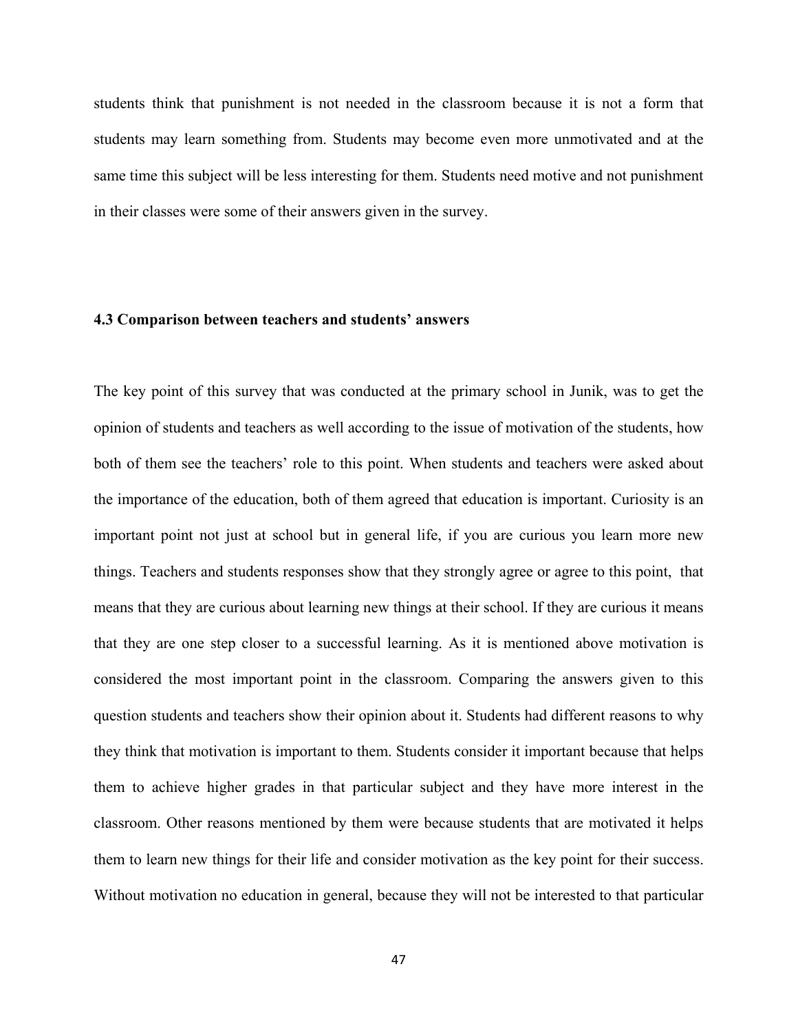students think that punishment is not needed in the classroom because it is not a form that students may learn something from. Students may become even more unmotivated and at the same time this subject will be less interesting for them. Students need motive and not punishment in their classes were some of their answers given in the survey.

### 4.3 Comparison between teachers and students' answers

The key point of this survey that was conducted at the primary school in Junik, was to get the opinion of students and teachers as well according to the issue of motivation of the students, how both of them see the teachers' role to this point. When students and teachers were asked about the importance of the education, both of them agreed that education is important. Curiosity is an important point not just at school but in general life, if you are curious you learn more new things. Teachers and students responses show that they strongly agree or agree to this point, that means that they are curious about learning new things at their school. If they are curious it means that they are one step closer to a successful learning. As it is mentioned above motivation is considered the most important point in the classroom. Comparing the answers given to this question students and teachers show their opinion about it. Students had different reasons to why they think that motivation is important to them. Students consider it important because that helps them to achieve higher grades in that particular subject and they have more interest in the classroom. Other reasons mentioned by them were because students that are motivated it helps them to learn new things for their life and consider motivation as the key point for their success. Without motivation no education in general, because they will not be interested to that particular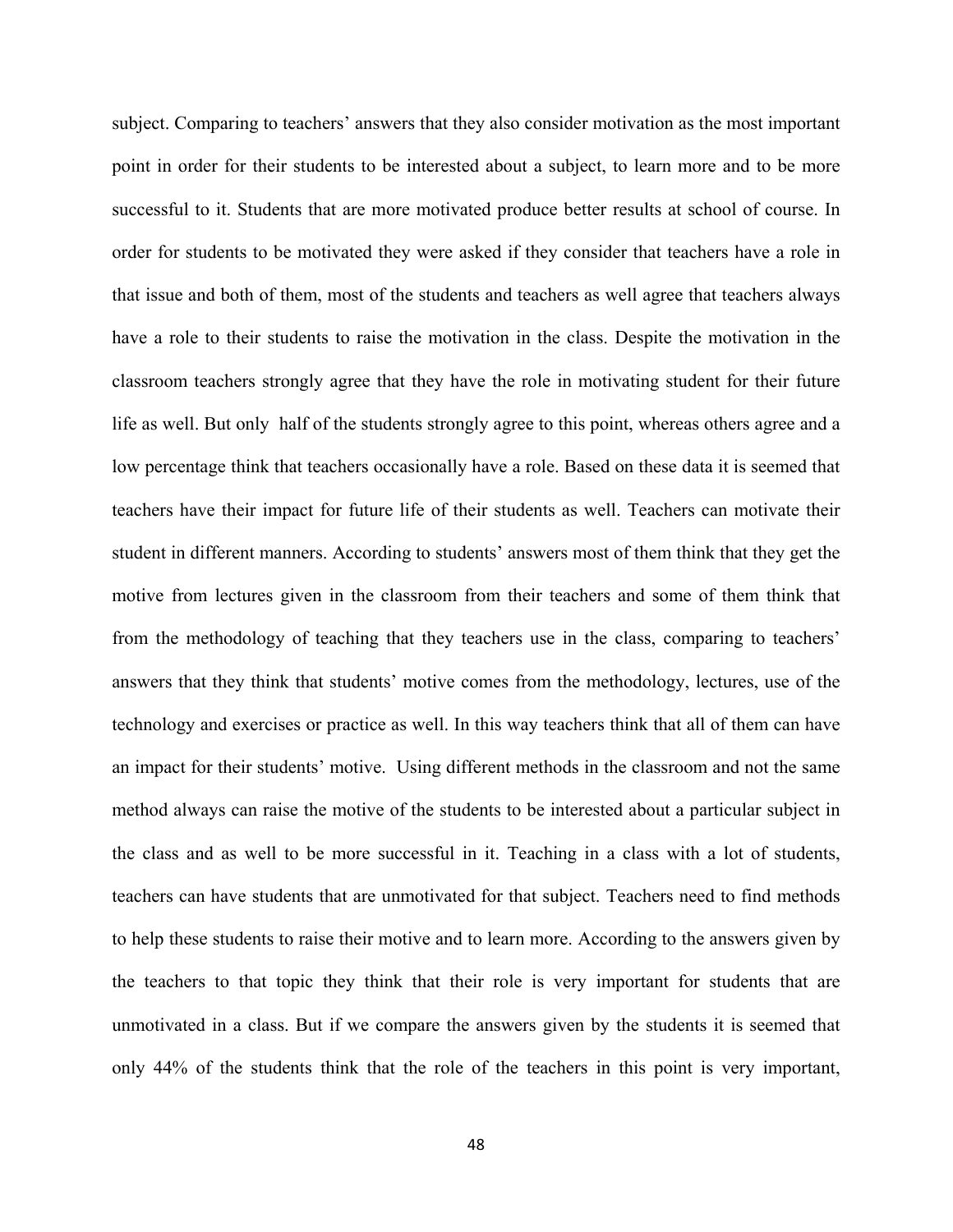subject. Comparing to teachers' answers that they also consider motivation as the most important point in order for their students to be interested about a subject, to learn more and to be more successful to it. Students that are more motivated produce better results at school of course. In order for students to be motivated they were asked if they consider that teachers have a role in that issue and both of them, most of the students and teachers as well agree that teachers always have a role to their students to raise the motivation in the class. Despite the motivation in the classroom teachers strongly agree that they have the role in motivating student for their future life as well. But only half of the students strongly agree to this point, whereas others agree and a low percentage think that teachers occasionally have a role. Based on these data it is seemed that teachers have their impact for future life of their students as well. Teachers can motivate their student in different manners. According to students' answers most of them think that they get the motive from lectures given in the classroom from their teachers and some of them think that from the methodology of teaching that they teachers use in the class, comparing to teachers' answers that they think that students' motive comes from the methodology, lectures, use of the technology and exercises or practice as well. In this way teachers think that all of them can have an impact for their students' motive. Using different methods in the classroom and not the same method always can raise the motive of the students to be interested about a particular subject in the class and as well to be more successful in it. Teaching in a class with a lot of students, teachers can have students that are unmotivated for that subject. Teachers need to find methods to help these students to raise their motive and to learn more. According to the answers given by the teachers to that topic they think that their role is very important for students that are unmotivated in a class. But if we compare the answers given by the students it is seemed that only 44% of the students think that the role of the teachers in this point is very important,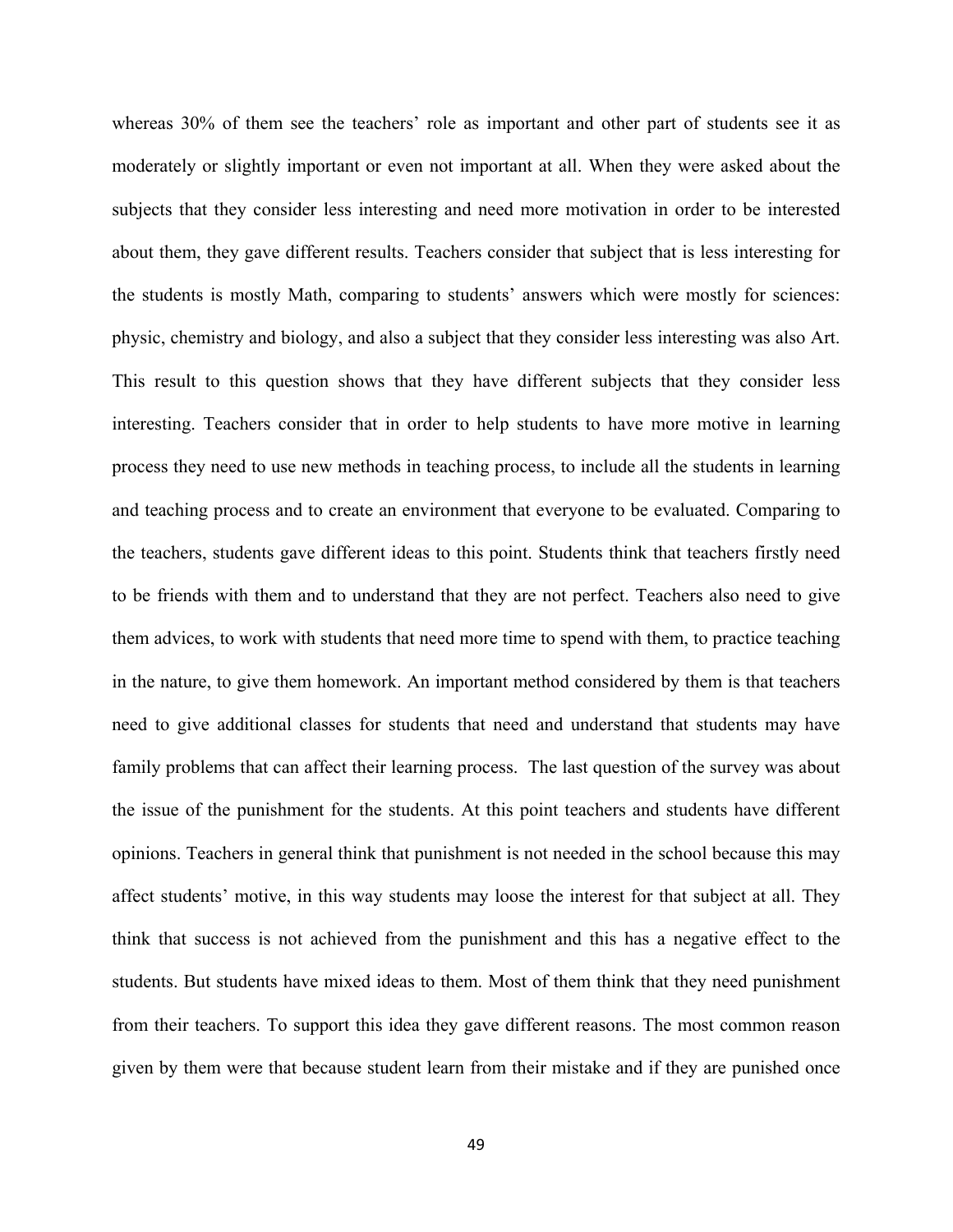whereas 30% of them see the teachers' role as important and other part of students see it as moderately or slightly important or even not important at all. When they were asked about the subjects that they consider less interesting and need more motivation in order to be interested about them, they gave different results. Teachers consider that subject that is less interesting for the students is mostly Math, comparing to students' answers which were mostly for sciences: physic, chemistry and biology, and also a subject that they consider less interesting was also Art. This result to this question shows that they have different subjects that they consider less interesting. Teachers consider that in order to help students to have more motive in learning process they need to use new methods in teaching process, to include all the students in learning and teaching process and to create an environment that everyone to be evaluated. Comparing to the teachers, students gave different ideas to this point. Students think that teachers firstly need to be friends with them and to understand that they are not perfect. Teachers also need to give them advices, to work with students that need more time to spend with them, to practice teaching in the nature, to give them homework. An important method considered by them is that teachers need to give additional classes for students that need and understand that students may have family problems that can affect their learning process. The last question of the survey was about the issue of the punishment for the students. At this point teachers and students have different opinions. Teachers in general think that punishment is not needed in the school because this may affect students' motive, in this way students may loose the interest for that subject at all. They think that success is not achieved from the punishment and this has a negative effect to the students. But students have mixed ideas to them. Most of them think that they need punishment from their teachers. To support this idea they gave different reasons. The most common reason given by them were that because student learn from their mistake and if they are punished once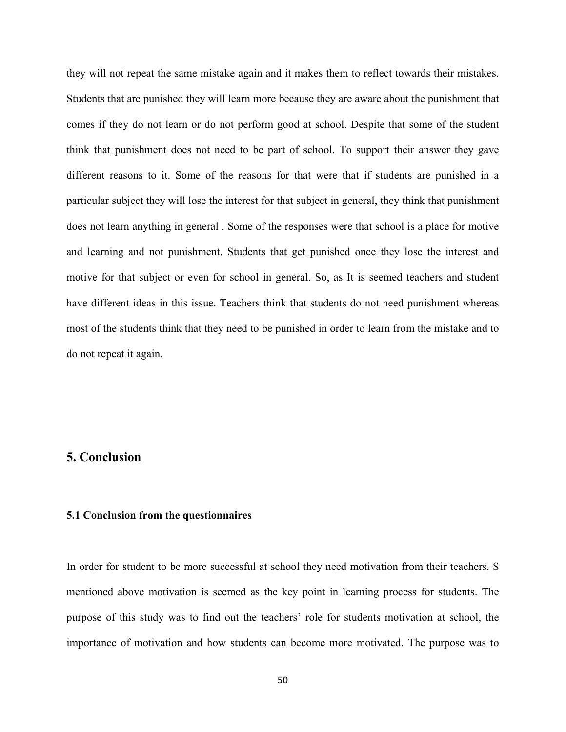they will not repeat the same mistake again and it makes them to reflect towards their mistakes. Students that are punished they will learn more because they are aware about the punishment that comes if they do not learn or do not perform good at school. Despite that some of the student think that punishment does not need to be part of school. To support their answer they gave different reasons to it. Some of the reasons for that were that if students are punished in a particular subject they will lose the interest for that subject in general, they think that punishment does not learn anything in general . Some of the responses were that school is a place for motive and learning and not punishment. Students that get punished once they lose the interest and motive for that subject or even for school in general. So, as It is seemed teachers and student have different ideas in this issue. Teachers think that students do not need punishment whereas most of the students think that they need to be punished in order to learn from the mistake and to do not repeat it again.

## 5. Conclusion

### 5.1 Conclusion from the questionnaires

In order for student to be more successful at school they need motivation from their teachers. S mentioned above motivation is seemed as the key point in learning process for students. The purpose of this study was to find out the teachers' role for students motivation at school, the importance of motivation and how students can become more motivated. The purpose was to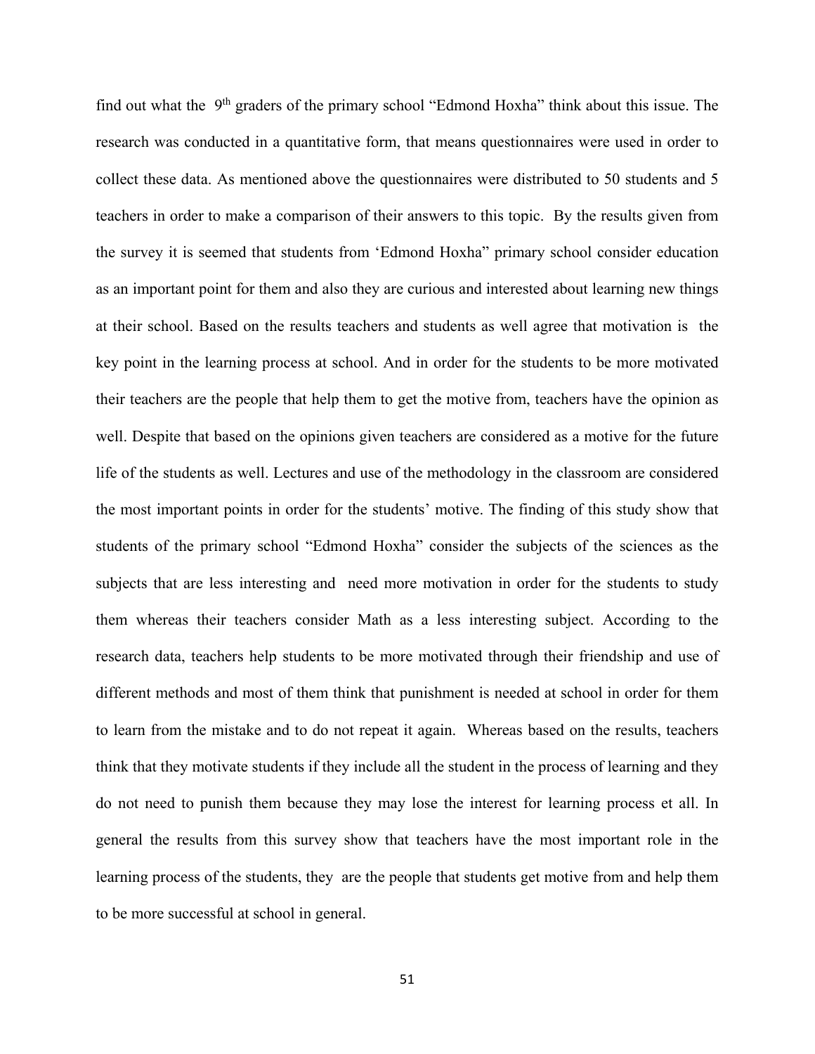find out what the 9th graders of the primary school "Edmond Hoxha" think about this issue. The research was conducted in a quantitative form, that means questionnaires were used in order to collect these data. As mentioned above the questionnaires were distributed to 50 students and 5 teachers in order to make a comparison of their answers to this topic. By the results given from the survey it is seemed that students from 'Edmond Hoxha" primary school consider education as an important point for them and also they are curious and interested about learning new things at their school. Based on the results teachers and students as well agree that motivation is the key point in the learning process at school. And in order for the students to be more motivated their teachers are the people that help them to get the motive from, teachers have the opinion as well. Despite that based on the opinions given teachers are considered as a motive for the future life of the students as well. Lectures and use of the methodology in the classroom are considered the most important points in order for the students' motive. The finding of this study show that students of the primary school "Edmond Hoxha" consider the subjects of the sciences as the subjects that are less interesting and need more motivation in order for the students to study them whereas their teachers consider Math as a less interesting subject. According to the research data, teachers help students to be more motivated through their friendship and use of different methods and most of them think that punishment is needed at school in order for them to learn from the mistake and to do not repeat it again. Whereas based on the results, teachers think that they motivate students if they include all the student in the process of learning and they do not need to punish them because they may lose the interest for learning process et all. In general the results from this survey show that teachers have the most important role in the learning process of the students, they are the people that students get motive from and help them to be more successful at school in general.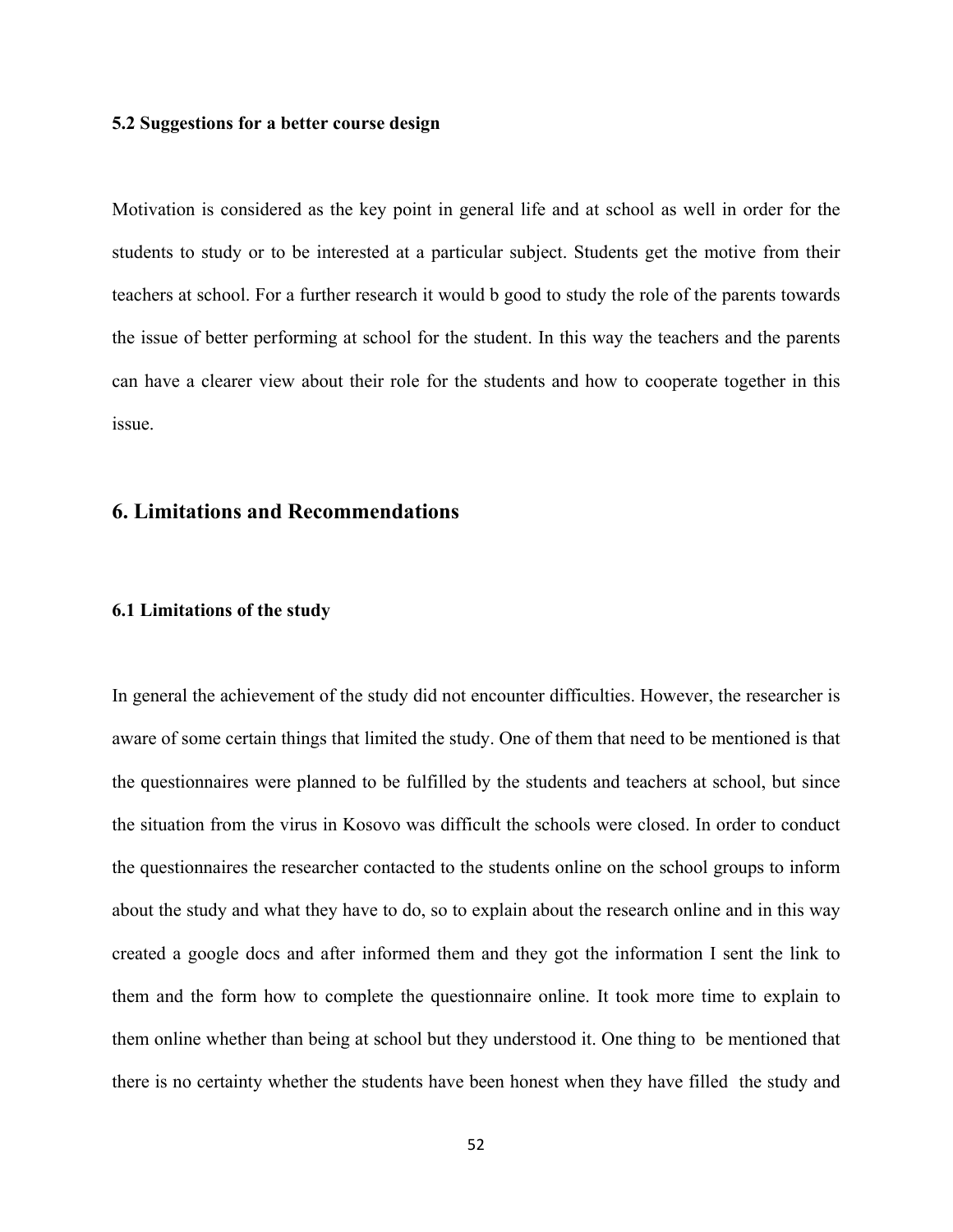### 5.2 Suggestions for a better course design

Motivation is considered as the key point in general life and at school as well in order for the students to study or to be interested at a particular subject. Students get the motive from their teachers at school. For a further research it would b good to study the role of the parents towards the issue of better performing at school for the student. In this way the teachers and the parents can have a clearer view about their role for the students and how to cooperate together in this issue.

## 6. Limitations and Recommendations

### 6.1 Limitations of the study

In general the achievement of the study did not encounter difficulties. However, the researcher is aware of some certain things that limited the study. One of them that need to be mentioned is that the questionnaires were planned to be fulfilled by the students and teachers at school, but since the situation from the virus in Kosovo was difficult the schools were closed. In order to conduct the questionnaires the researcher contacted to the students online on the school groups to inform about the study and what they have to do, so to explain about the research online and in this way created a google docs and after informed them and they got the information I sent the link to them and the form how to complete the questionnaire online. It took more time to explain to them online whether than being at school but they understood it. One thing to be mentioned that there is no certainty whether the students have been honest when they have filled the study and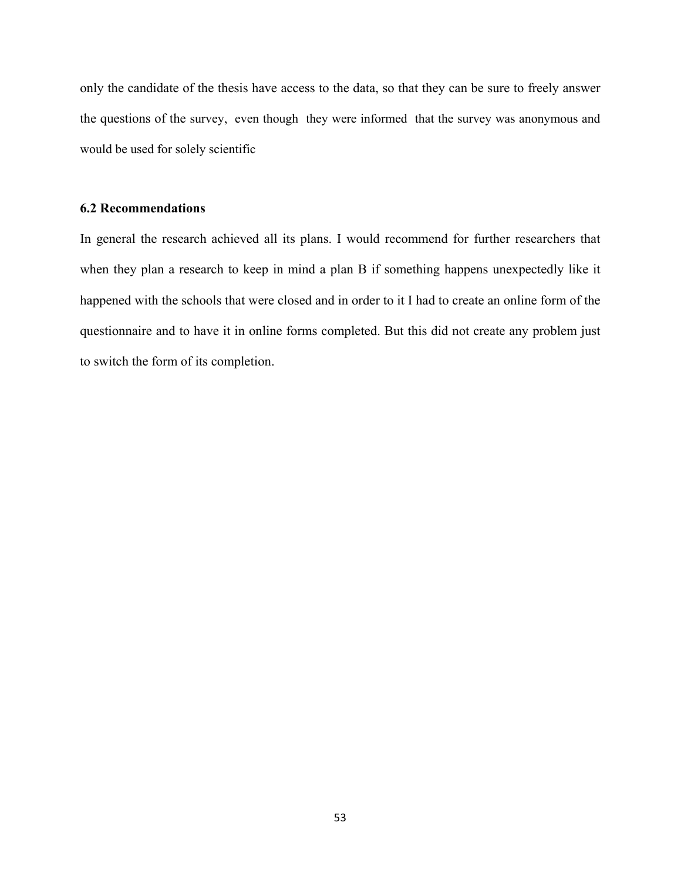only the candidate of the thesis have access to the data, so that they can be sure to freely answer the questions of the survey, even though they were informed that the survey was anonymous and would be used for solely scientific

### 6.2 Recommendations

In general the research achieved all its plans. I would recommend for further researchers that when they plan a research to keep in mind a plan B if something happens unexpectedly like it happened with the schools that were closed and in order to it I had to create an online form of the questionnaire and to have it in online forms completed. But this did not create any problem just to switch the form of its completion.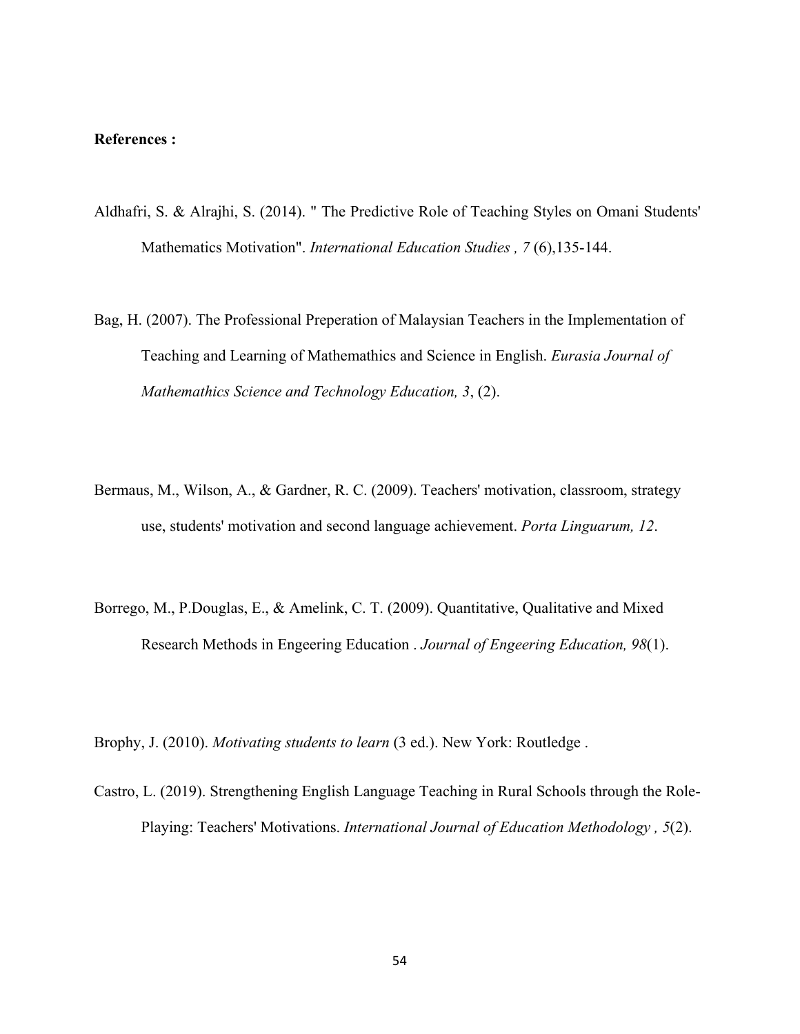**References :**

Aldhafri, S. & Alrajhi, S. (2014). " The Predictive Role of Teaching Styles on Omani Students' Mathematics Motivation". *International Education Studies , 7* (6),135-144.

Bag, H. (2007). The Professional Preperation of Malaysian Teachers in the Implementation of Teaching and Learning of Mathemathics and Science in English. *Eurasia Journal of Mathemathics Science and Technology Education, 3*, (2).

Bermaus, M., Wilson, A., & Gardner, R. C. (2009). Teachers' motivation, classroom, strategy use, students' motivation and second language achievement. *Porta Linguarum, 12*.

Borrego, M., P.Douglas, E., & Amelink, C. T. (2009). Quantitative, Qualitative and Mixed Research Methods in Engeering Education . *Journal of Engeering Education, 98*(1).

Brophy, J. (2010). *Motivating students to learn* (3 ed.). New York: Routledge .

Castro, L. (2019). Strengthening English Language Teaching in Rural Schools through the Role-Playing: Teachers' Motivations. *International Journal of Education Methodology , 5*(2).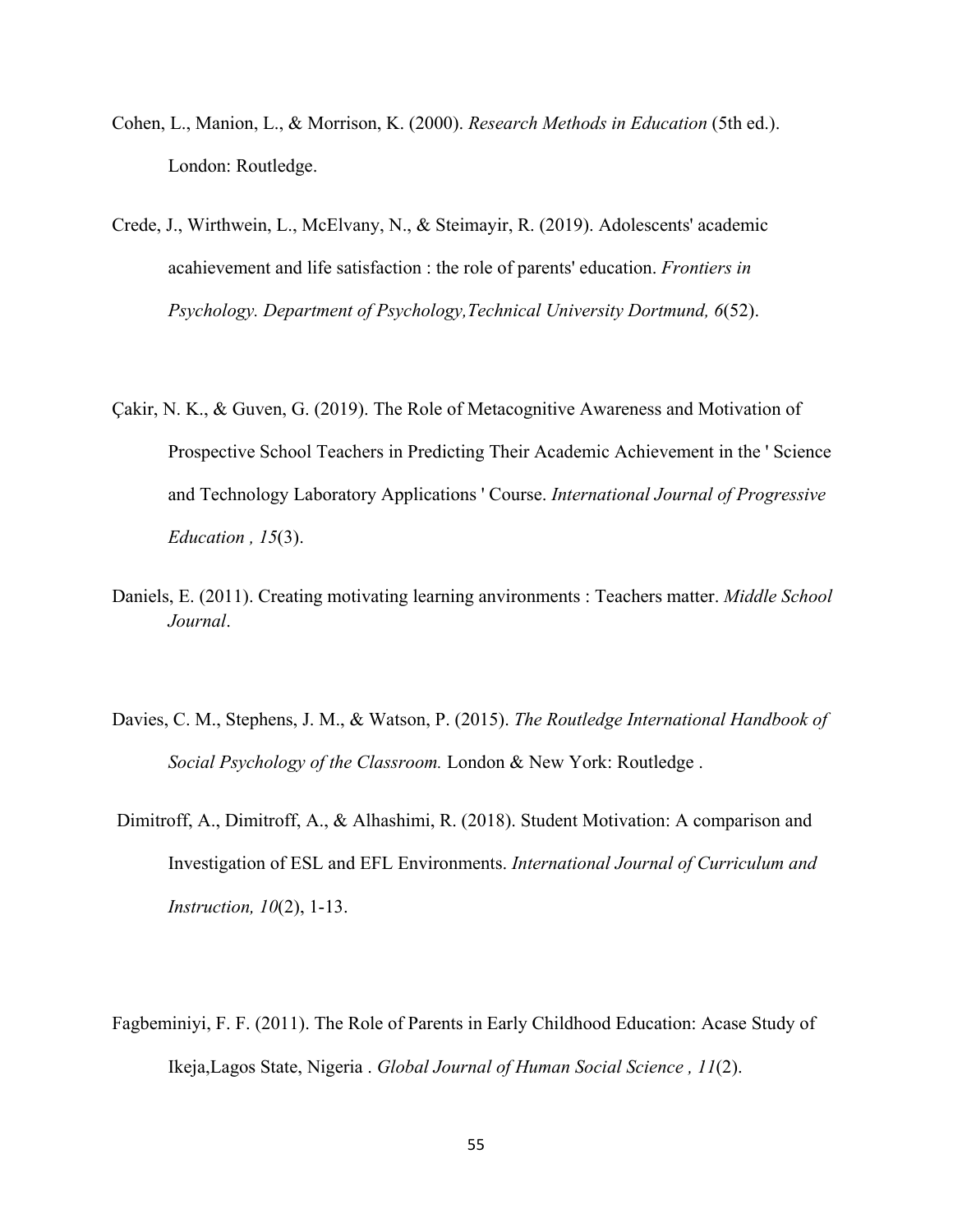Cohen, L., Manion, L., & Morrison, K. (2000). *Research Methods in Education* (5th ed.). London: Routledge.

Crede, J., Wirthwein, L., McElvany, N., & Steimayir, R. (2019). Adolescents' academic acahievement and life satisfaction : the role of parents' education. *Frontiers in Psychology. Department of Psychology,Technical University Dortmund, 6*(52).

Çakir, N. K., & Guven, G. (2019). The Role of Metacognitive Awareness and Motivation of Prospective School Teachers in Predicting Their Academic Achievement in the ' Science and Technology Laboratory Applications ' Course. *International Journal of Progressive Education , 15*(3).

Daniels, E. (2011). Creating motivating learning anvironments : Teachers matter. *Middle School Journal*.

Davies, C. M., Stephens, J. M., & Watson, P. (2015). *The Routledge International Handbook of Social Psychology of the Classroom.* London & New York: Routledge .

Dimitroff, A., Dimitroff, A., & Alhashimi, R. (2018). Student Motivation: A comparison and Investigation of ESL and EFL Environments. *International Journal of Curriculum and Instruction, 10*(2), 1-13.

Fagbeminiyi, F. F. (2011). The Role of Parents in Early Childhood Education: Acase Study of Ikeja,Lagos State, Nigeria . *Global Journal of Human Social Science , 11*(2).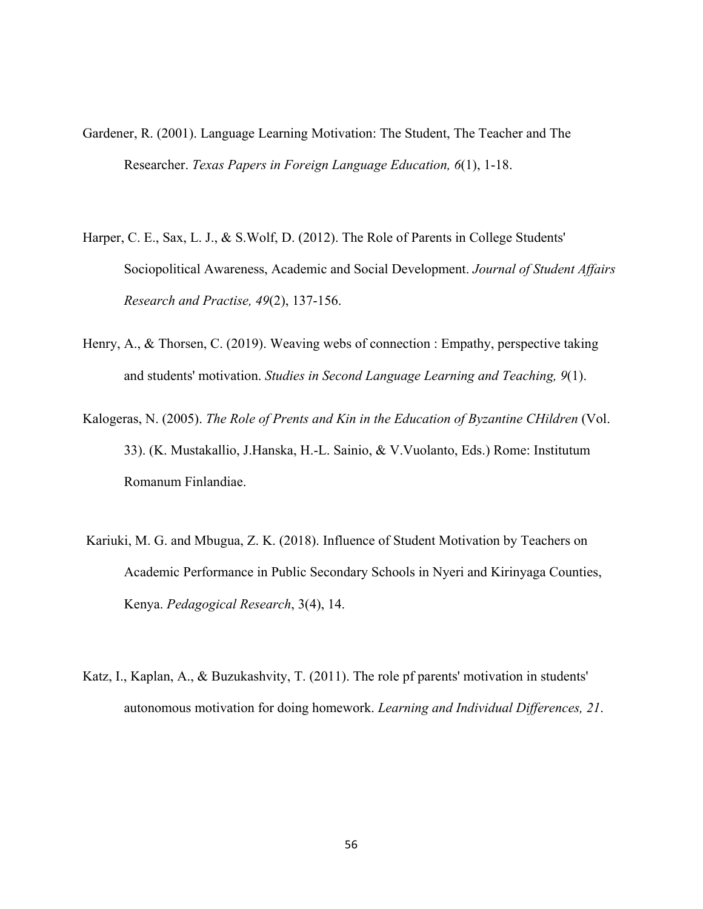Gardener, R. (2001). Language Learning Motivation: The Student, The Teacher and The Researcher. *Texas Papers in Foreign Language Education, 6*(1), 1-18.

Harper, C. E., Sax, L. J., & S.Wolf, D. (2012). The Role of Parents in College Students' Sociopolitical Awareness, Academic and Social Development. *Journal of Student Affairs Research and Practise, 49*(2), 137-156.

Henry, A., & Thorsen, C. (2019). Weaving webs of connection : Empathy, perspective taking and students' motivation. *Studies in Second Language Learning and Teaching, 9*(1).

Kalogeras, N. (2005). *The Role of Prents and Kin in the Education of Byzantine CHildren* (Vol. 33). (K. Mustakallio, J.Hanska, H.-L. Sainio, & V.Vuolanto, Eds.) Rome: Institutum Romanum Finlandiae.

Kariuki, M. G. and Mbugua, Z. K. (2018). Influence of Student Motivation by Teachers on Academic Performance in Public Secondary Schools in Nyeri and Kirinyaga Counties, Kenya. *Pedagogical Research*, 3(4), 14.

Katz, I., Kaplan, A., & Buzukashvity, T. (2011). The role pf parents' motivation in students' autonomous motivation for doing homework. *Learning and Individual Differences, 21*.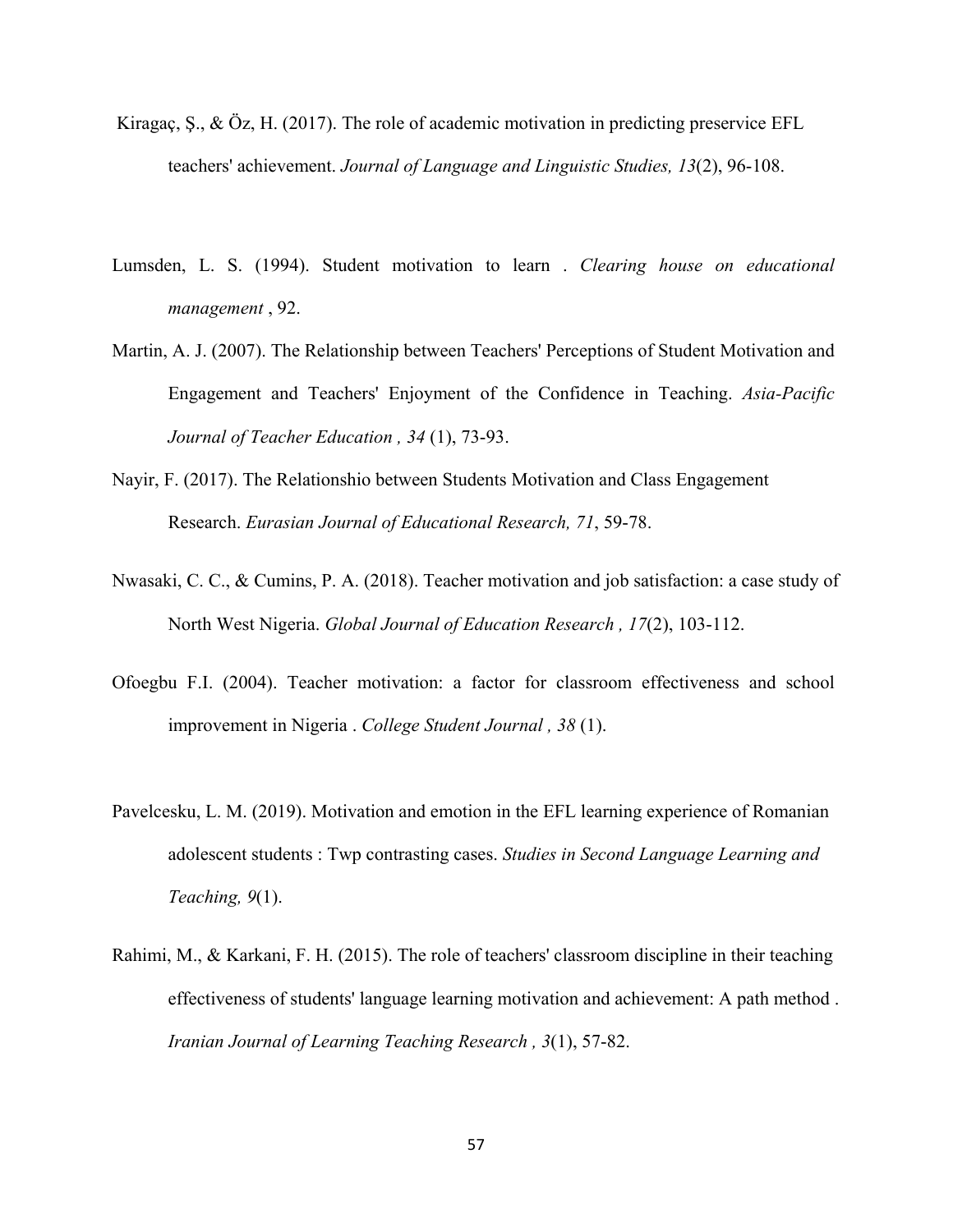Kiragaç, Ş., & Öz, H. (2017). The role of academic motivation in predicting preservice EFL teachers' achievement. *Journal of Language and Linguistic Studies, 13*(2), 96-108.

Lumsden, L. S. (1994). Student motivation to learn . *Clearing house on educational management* , 92.

Martin, A. J. (2007). The Relationship between Teachers' Perceptions of Student Motivation and Engagement and Teachers' Enjoyment of the Confidence in Teaching. *Asia-Pacific Journal of Teacher Education , 34* (1), 73-93.

Nayir, F. (2017). The Relationshio between Students Motivation and Class Engagement Research. *Eurasian Journal of Educational Research, 71*, 59-78.

Nwasaki, C. C., & Cumins, P. A. (2018). Teacher motivation and job satisfaction: a case study of North West Nigeria. *Global Journal of Education Research , 17*(2), 103-112.

Ofoegbu F.I. (2004). Teacher motivation: a factor for classroom effectiveness and school improvement in Nigeria . *College Student Journal , 38* (1).

Pavelcesku, L. M. (2019). Motivation and emotion in the EFL learning experience of Romanian adolescent students : Twp contrasting cases. *Studies in Second Language Learning and Teaching, 9*(1).

Rahimi, M., & Karkani, F. H. (2015). The role of teachers' classroom discipline in their teaching effectiveness of students' language learning motivation and achievement: A path method . *Iranian Journal of Learning Teaching Research , 3*(1), 57-82.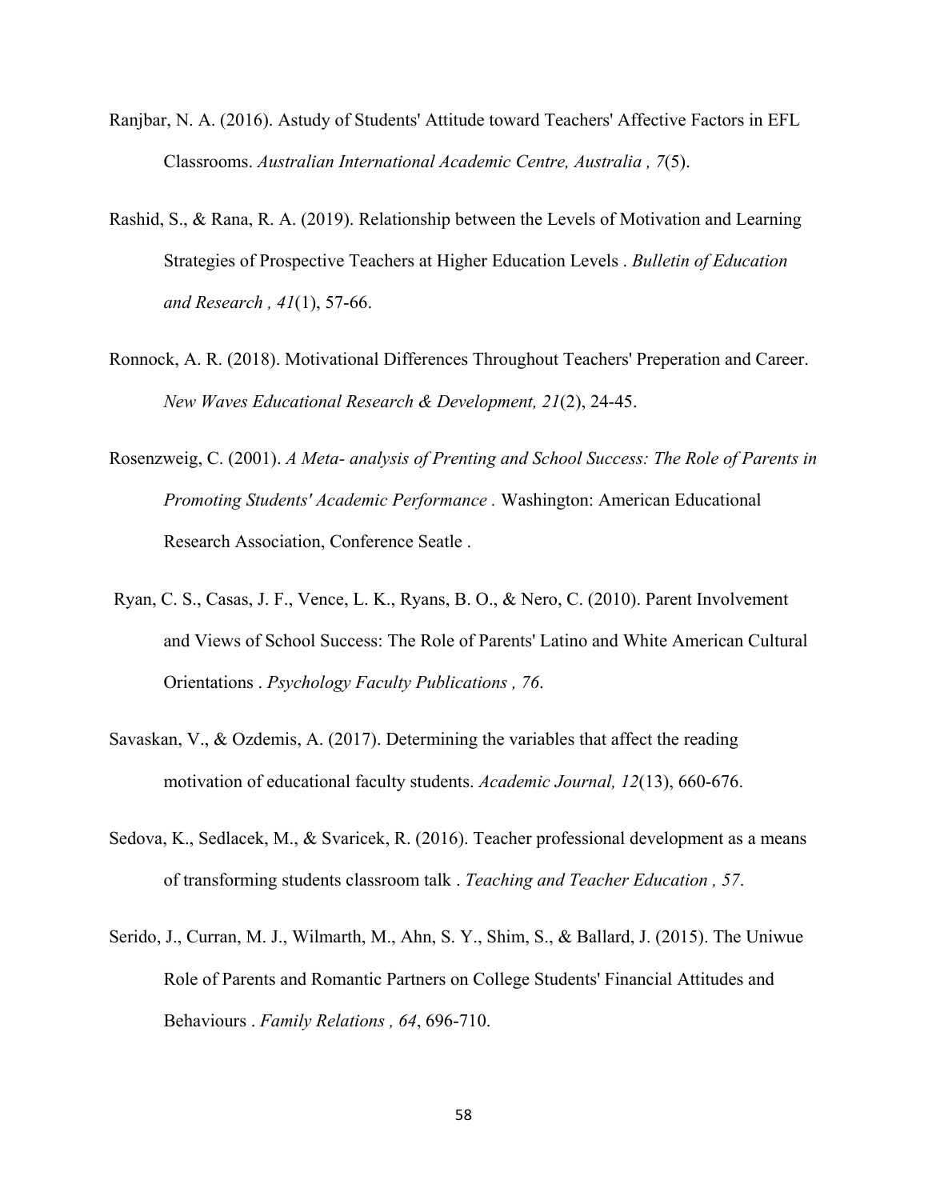Ranjbar, N. A. (2016). Astudy of Students' Attitude toward Teachers' Affective Factors in EFL Classrooms. *Australian International Academic Centre, Australia , 7*(5).

Rashid, S., & Rana, R. A. (2019). Relationship between the Levels of Motivation and Learning Strategies of Prospective Teachers at Higher Education Levels . *Bulletin of Education and Research , 41*(1), 57-66.

Ronnock, A. R. (2018). Motivational Differences Throughout Teachers' Preperation and Career. *New Waves Educational Research & Development, 21*(2), 24-45.

Rosenzweig, C. (2001). *A Meta- analysis of Prenting and School Success: The Role of Parents in Promoting Students' Academic Performance .* Washington: American Educational Research Association, Conference Seatle .

Ryan, C. S., Casas, J. F., Vence, L. K., Ryans, B. O., & Nero, C. (2010). Parent Involvement and Views of School Success: The Role of Parents' Latino and White American Cultural Orientations . *Psychology Faculty Publications , 76*.

Savaskan, V., & Ozdemis, A. (2017). Determining the variables that affect the reading motivation of educational faculty students. *Academic Journal, 12*(13), 660-676.

Sedova, K., Sedlacek, M., & Svaricek, R. (2016). Teacher professional development as a means of transforming students classroom talk . *Teaching and Teacher Education , 57*.

Serido, J., Curran, M. J., Wilmarth, M., Ahn, S. Y., Shim, S., & Ballard, J. (2015). The Uniwue Role of Parents and Romantic Partners on College Students' Financial Attitudes and Behaviours . *Family Relations , 64*, 696-710.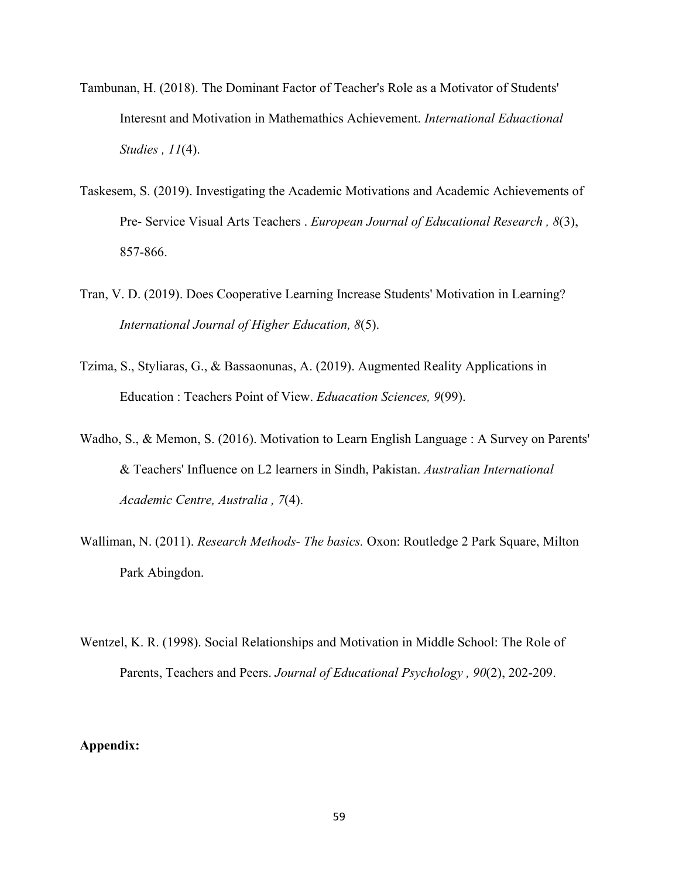Tambunan, H. (2018). The Dominant Factor of Teacher's Role as a Motivator of Students' Interesnt and Motivation in Mathemathics Achievement. *International Eduactional Studies , 11*(4).

Taskesem, S. (2019). Investigating the Academic Motivations and Academic Achievements of Pre- Service Visual Arts Teachers . *European Journal of Educational Research , 8*(3), 857-866.

Tran, V. D. (2019). Does Cooperative Learning Increase Students' Motivation in Learning? *International Journal of Higher Education, 8*(5).

Tzima, S., Styliaras, G., & Bassaonunas, A. (2019). Augmented Reality Applications in Education : Teachers Point of View. *Eduacation Sciences, 9*(99).

Wadho, S., & Memon, S. (2016). Motivation to Learn English Language : A Survey on Parents' & Teachers' Influence on L2 learners in Sindh, Pakistan. *Australian International Academic Centre, Australia , 7*(4).

Walliman, N. (2011). *Research Methods- The basics.* Oxon: Routledge 2 Park Square, Milton Park Abingdon.

Wentzel, K. R. (1998). Social Relationships and Motivation in Middle School: The Role of Parents, Teachers and Peers. *Journal of Educational Psychology , 90*(2), 202-209.

**Appendix:**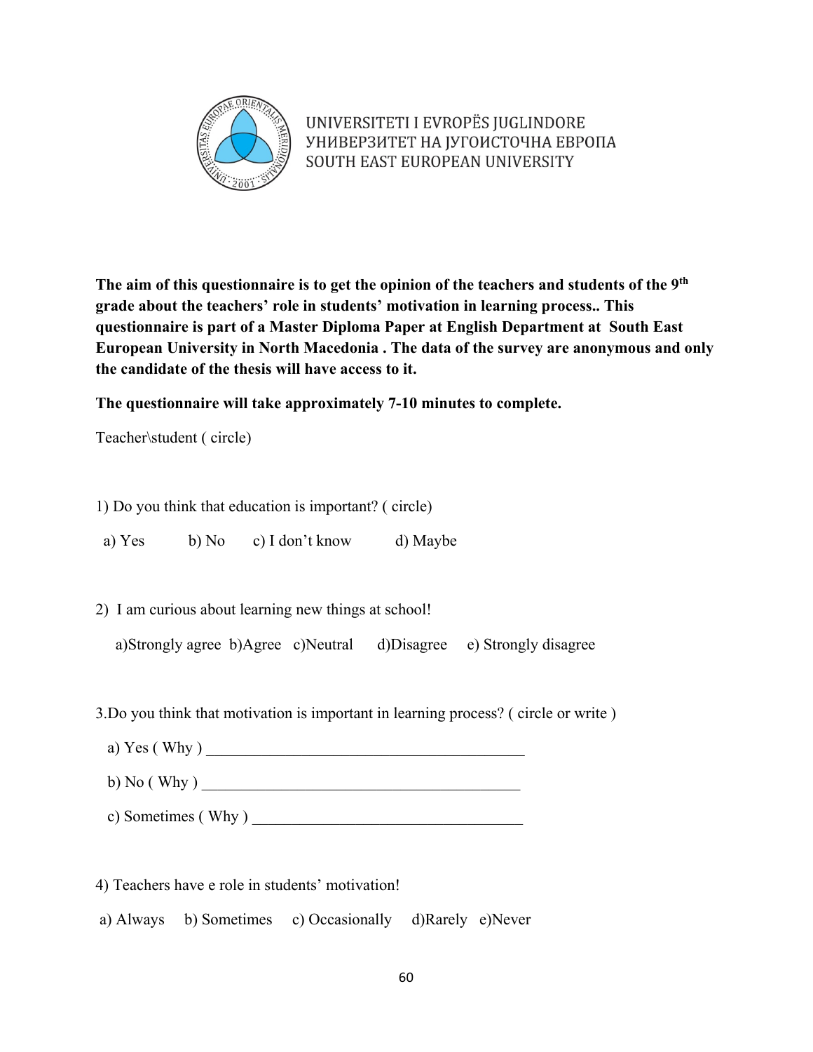UNIVERSITETI I EVROPËS JUGLINDORE
УНИВЕРЗИТЕТ НА ЈУГОИСТОЧНА ЕВРОПА
SOUTH EAST EUROPEAN UNIVERSITY

**The aim of this questionnaire is to get the opinion of the teachers and students of the 9th grade about the teachers' role in students' motivation in learning process.. This questionnaire is part of a Master Diploma Paper at English Department at South East European University in North Macedonia . The data of the survey are anonymous and only the candidate of the thesis will have access to it.**

**The questionnaire will take approximately 7-10 minutes to complete.**

Teacher\student ( circle)

1) Do you think that education is important? ( circle)

a) Yes b) No c) I don't know d) Maybe

2) I am curious about learning new things at school!

a)Strongly agree b)Agree c)Neutral d)Disagree e) Strongly disagree

3.Do you think that motivation is important in learning process? ( circle or write )

a) Yes ( Why ) ________________________________________

b) No ( Why ) ________________________________________

c) Sometimes ( Why ) __________________________________

4) Teachers have e role in students' motivation!

a) Always b) Sometimes c) Occasionally d)Rarely e)Never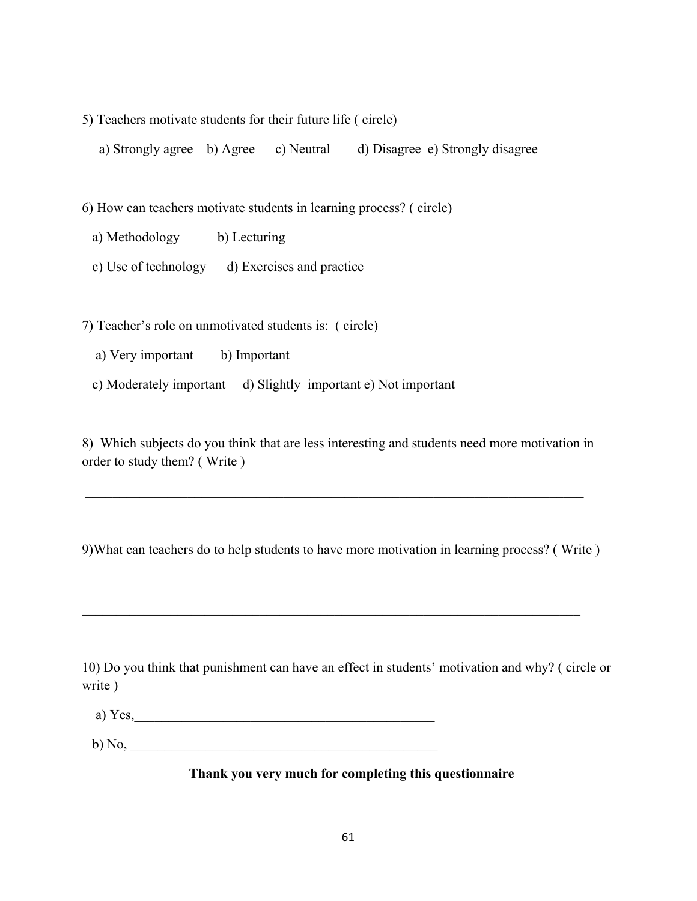5) Teachers motivate students for their future life ( circle)

a) Strongly agree  b) Agree  c) Neutral  d) Disagree  e) Strongly disagree

6) How can teachers motivate students in learning process? ( circle)

a) Methodology  b) Lecturing

c) Use of technology  d) Exercises and practice

7) Teacher's role on unmotivated students is:  ( circle)

a) Very important  b) Important

c) Moderately important  d) Slightly  important e) Not important

8)  Which subjects do you think that are less interesting and students need more motivation in order to study them? ( Write )

______________________________________________________________________________

9)What can teachers do to help students to have more motivation in learning process? ( Write )

______________________________________________________________________________

10) Do you think that punishment can have an effect in students' motivation and why? ( circle or write )

a) Yes,_____________________________________________

b) No, _____________________________________________

**Thank you very much for completing this questionnaire**